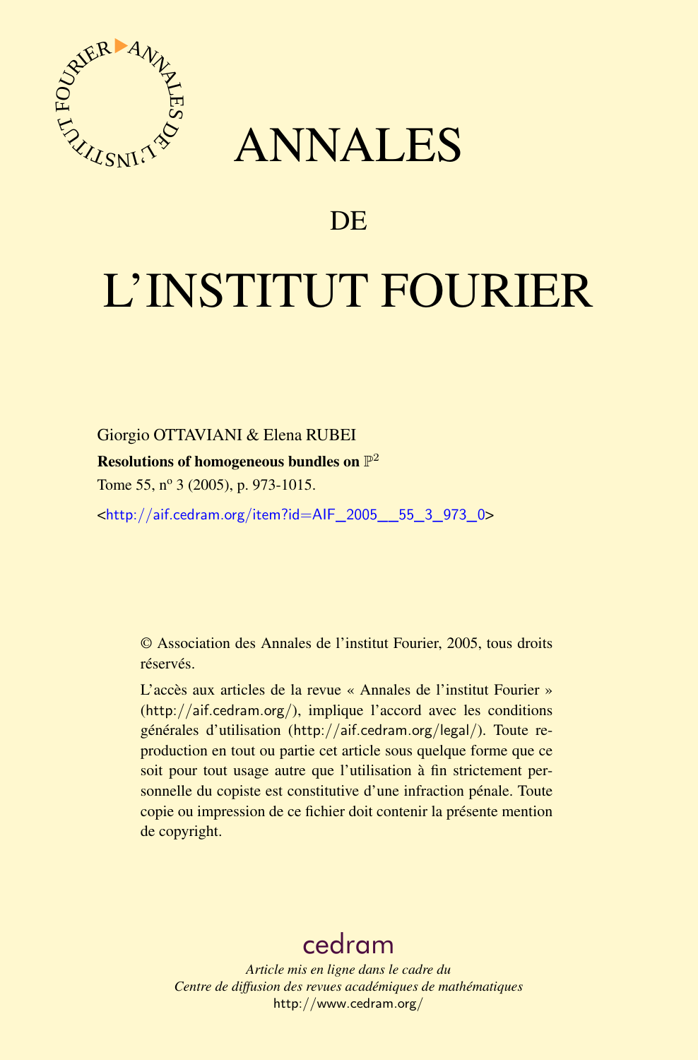# ANNALES

## DE

# L'INSTITUT FOURIER

Giorgio OTTAVIANI & Elena RUBEI

**Resolutions of homogeneous bundles on $\mathbb{P}^2$**

Tome 55, nº 3 (2005), p. 973-1015.

<http://aif.cedram.org/item?id=AIF_2005__55_3_973_0>

© Association des Annales de l'institut Fourier, 2005, tous droits réservés.

L'accès aux articles de la revue « Annales de l'institut Fourier » (http://aif.cedram.org/), implique l'accord avec les conditions générales d'utilisation (http://aif.cedram.org/legal/). Toute reproduction en tout ou partie cet article sous quelque forme que ce soit pour tout usage autre que l'utilisation à fin strictement personnelle du copiste est constitutive d'une infraction pénale. Toute copie ou impression de ce fichier doit contenir la présente mention de copyright.

cedram

*Article mis en ligne dans le cadre du*
*Centre de diffusion des revues académiques de mathématiques*
http://www.cedram.org/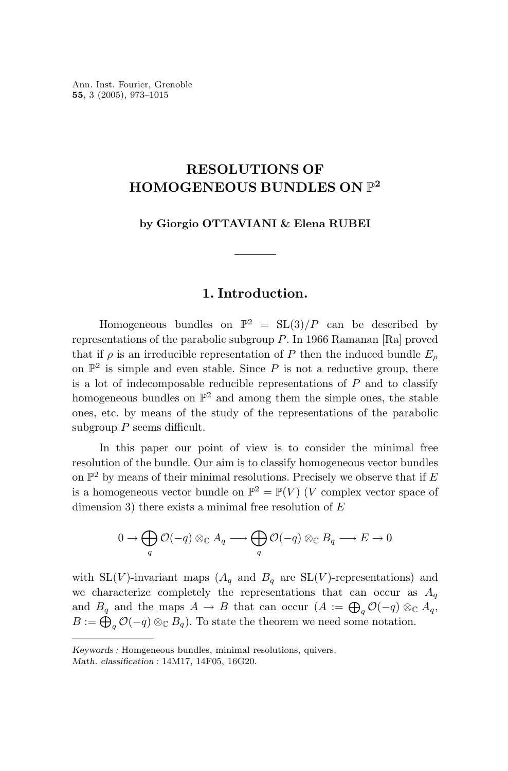Ann. Inst. Fourier, Grenoble
**55**, 3 (2005), 973–1015

# RESOLUTIONS OF HOMOGENEOUS BUNDLES ON $\mathbb{P}^2$

**by Giorgio OTTAVIANI & Elena RUBEI**

## 1. Introduction.

Homogeneous bundles on $\mathbb{P}^2 = \mathrm{SL}(3)/P$ can be described by representations of the parabolic subgroup $P$. In 1966 Ramanan [Ra] proved that if $\rho$ is an irreducible representation of $P$ then the induced bundle $E_\rho$ on $\mathbb{P}^2$ is simple and even stable. Since $P$ is not a reductive group, there is a lot of indecomposable reducible representations of $P$ and to classify homogeneous bundles on $\mathbb{P}^2$ and among them the simple ones, the stable ones, etc. by means of the study of the representations of the parabolic subgroup $P$ seems difficult.

In this paper our point of view is to consider the minimal free resolution of the bundle. Our aim is to classify homogeneous vector bundles on $\mathbb{P}^2$ by means of their minimal resolutions. Precisely we observe that if $E$ is a homogeneous vector bundle on $\mathbb{P}^2 = \mathbb{P}(V)$ ($V$ complex vector space of dimension 3) there exists a minimal free resolution of $E$

$$0 \to \bigoplus_q \mathcal{O}(-q) \otimes_{\mathbb{C}} A_q \longrightarrow \bigoplus_q \mathcal{O}(-q) \otimes_{\mathbb{C}} B_q \longrightarrow E \to 0$$

with $\mathrm{SL}(V)$-invariant maps ($A_q$ and $B_q$ are $\mathrm{SL}(V)$-representations) and we characterize completely the representations that can occur as $A_q$ and $B_q$ and the maps $A \to B$ that can occur ($A := \bigoplus_q \mathcal{O}(-q) \otimes_{\mathbb{C}} A_q$, $B := \bigoplus_q \mathcal{O}(-q) \otimes_{\mathbb{C}} B_q$). To state the theorem we need some notation.

*Keywords :* Homgeneous bundles, minimal resolutions, quivers.
*Math. classification :* 14M17, 14F05, 16G20.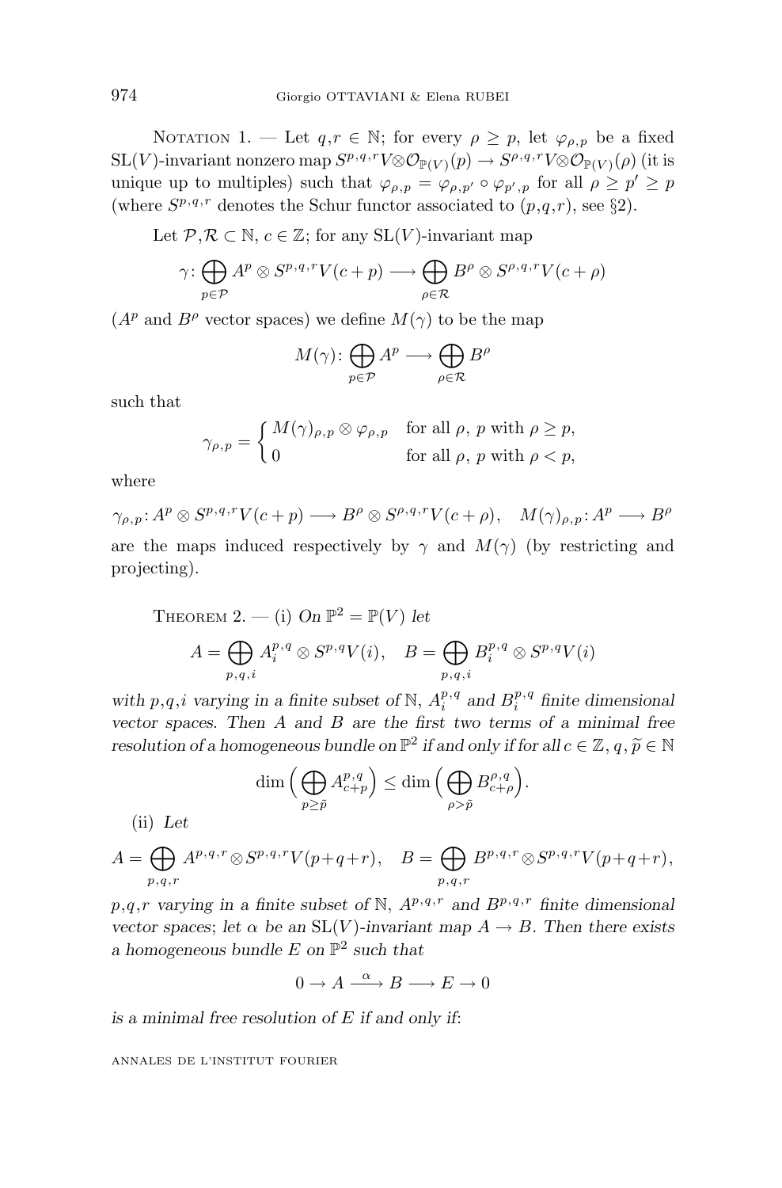Notation 1. — Let $q,r \in \mathbb{N}$; for every $\rho \geq p$, let $\varphi_{\rho,p}$ be a fixed $\mathrm{SL}(V)$-invariant nonzero map $S^{p,q,r}V \otimes \mathcal{O}_{\mathbb{P}(V)}(p) \to S^{\rho,q,r}V \otimes \mathcal{O}_{\mathbb{P}(V)}(\rho)$ (it is unique up to multiples) such that $\varphi_{\rho,p} = \varphi_{\rho,p'} \circ \varphi_{p',p}$ for all $\rho \geq p' \geq p$ (where $S^{p,q,r}$ denotes the Schur functor associated to $(p,q,r)$, see §2).

Let $\mathcal{P}, \mathcal{R} \subset \mathbb{N}$, $c \in \mathbb{Z}$; for any $\mathrm{SL}(V)$-invariant map

$$\gamma \colon \bigoplus_{p \in \mathcal{P}} A^p \otimes S^{p,q,r}V(c+p) \longrightarrow \bigoplus_{\rho \in \mathcal{R}} B^\rho \otimes S^{\rho,q,r}V(c+\rho)$$

($A^p$ and $B^\rho$ vector spaces) we define $M(\gamma)$ to be the map

$$M(\gamma) \colon \bigoplus_{p \in \mathcal{P}} A^p \longrightarrow \bigoplus_{\rho \in \mathcal{R}} B^\rho$$

such that

$$\gamma_{\rho,p} = \begin{cases} M(\gamma)_{\rho,p} \otimes \varphi_{\rho,p} & \text{for all } \rho,\ p \text{ with } \rho \geq p, \\ 0 & \text{for all } \rho,\ p \text{ with } \rho < p, \end{cases}$$

where

$$\gamma_{\rho,p} \colon A^p \otimes S^{p,q,r}V(c+p) \longrightarrow B^\rho \otimes S^{\rho,q,r}V(c+\rho), \quad M(\gamma)_{\rho,p} \colon A^p \longrightarrow B^\rho$$

are the maps induced respectively by $\gamma$ and $M(\gamma)$ (by restricting and projecting).

Theorem 2. — (i) *On $\mathbb{P}^2 = \mathbb{P}(V)$ let*

$$A = \bigoplus_{p,q,i} A_i^{p,q} \otimes S^{p,q}V(i), \quad B = \bigoplus_{p,q,i} B_i^{p,q} \otimes S^{p,q}V(i)$$

*with $p,q,i$ varying in a finite subset of $\mathbb{N}$, $A_i^{p,q}$ and $B_i^{p,q}$ finite dimensional vector spaces. Then $A$ and $B$ are the first two terms of a minimal free resolution of a homogeneous bundle on $\mathbb{P}^2$ if and only if for all $c \in \mathbb{Z}$, $q, \tilde{p} \in \mathbb{N}$*

$$\dim\Big(\bigoplus_{p \geq \tilde{p}} A_{c+p}^{p,q}\Big) \leq \dim\Big(\bigoplus_{\rho > \tilde{p}} B_{c+\rho}^{\rho,q}\Big).$$

(ii) *Let*

$$A = \bigoplus_{p,q,r} A^{p,q,r} \otimes S^{p,q,r}V(p+q+r), \quad B = \bigoplus_{p,q,r} B^{p,q,r} \otimes S^{p,q,r}V(p+q+r),$$

*$p,q,r$ varying in a finite subset of $\mathbb{N}$, $A^{p,q,r}$ and $B^{p,q,r}$ finite dimensional vector spaces; let $\alpha$ be an $\mathrm{SL}(V)$-invariant map $A \to B$. Then there exists a homogeneous bundle $E$ on $\mathbb{P}^2$ such that*

$$0 \to A \xrightarrow{\alpha} B \longrightarrow E \to 0$$

*is a minimal free resolution of $E$ if and only if:*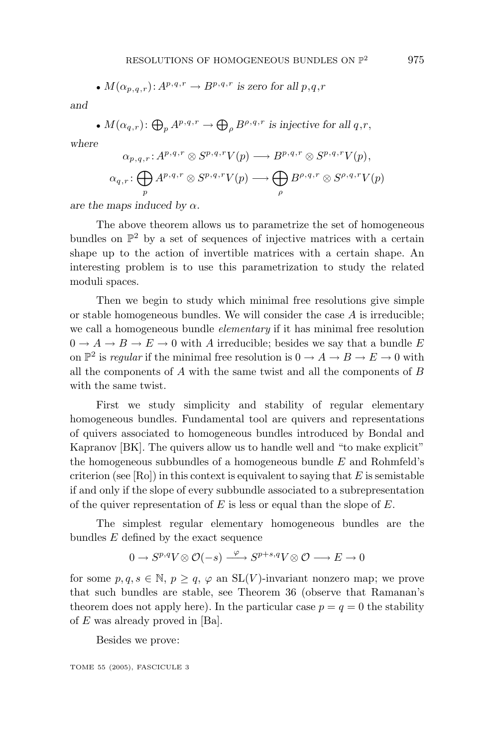- $M(\alpha_{p,q,r})\colon A^{p,q,r} \to B^{p,q,r}$ *is zero for all* $p,q,r$

*and*

- $M(\alpha_{q,r})\colon \bigoplus_p A^{p,q,r} \to \bigoplus_\rho B^{\rho,q,r}$ *is injective for all* $q,r$,

*where*

$$\alpha_{p,q,r}\colon A^{p,q,r} \otimes S^{p,q,r}V(p) \longrightarrow B^{p,q,r} \otimes S^{p,q,r}V(p),$$

$$\alpha_{q,r}\colon \bigoplus_p A^{p,q,r} \otimes S^{p,q,r}V(p) \longrightarrow \bigoplus_\rho B^{\rho,q,r} \otimes S^{\rho,q,r}V(p)$$

*are the maps induced by* $\alpha$.

The above theorem allows us to parametrize the set of homogeneous bundles on $\mathbb{P}^2$ by a set of sequences of injective matrices with a certain shape up to the action of invertible matrices with a certain shape. An interesting problem is to use this parametrization to study the related moduli spaces.

Then we begin to study which minimal free resolutions give simple or stable homogeneous bundles. We will consider the case $A$ is irreducible; we call a homogeneous bundle *elementary* if it has minimal free resolution $0 \to A \to B \to E \to 0$ with $A$ irreducible; besides we say that a bundle $E$ on $\mathbb{P}^2$ is *regular* if the minimal free resolution is $0 \to A \to B \to E \to 0$ with all the components of $A$ with the same twist and all the components of $B$ with the same twist.

First we study simplicity and stability of regular elementary homogeneous bundles. Fundamental tool are quivers and representations of quivers associated to homogeneous bundles introduced by Bondal and Kapranov [BK]. The quivers allow us to handle well and "to make explicit" the homogeneous subbundles of a homogeneous bundle $E$ and Rohmfeld's criterion (see [Ro]) in this context is equivalent to saying that $E$ is semistable if and only if the slope of every subbundle associated to a subrepresentation of the quiver representation of $E$ is less or equal than the slope of $E$.

The simplest regular elementary homogeneous bundles are the bundles $E$ defined by the exact sequence

$$0 \to S^{p,q}V \otimes \mathcal{O}(-s) \xrightarrow{\ \varphi\ } S^{p+s,q}V \otimes \mathcal{O} \longrightarrow E \to 0$$

for some $p, q, s \in \mathbb{N}$, $p \geq q$, $\varphi$ an $\mathrm{SL}(V)$-invariant nonzero map; we prove that such bundles are stable, see Theorem 36 (observe that Ramanan's theorem does not apply here). In the particular case $p = q = 0$ the stability of $E$ was already proved in [Ba].

Besides we prove: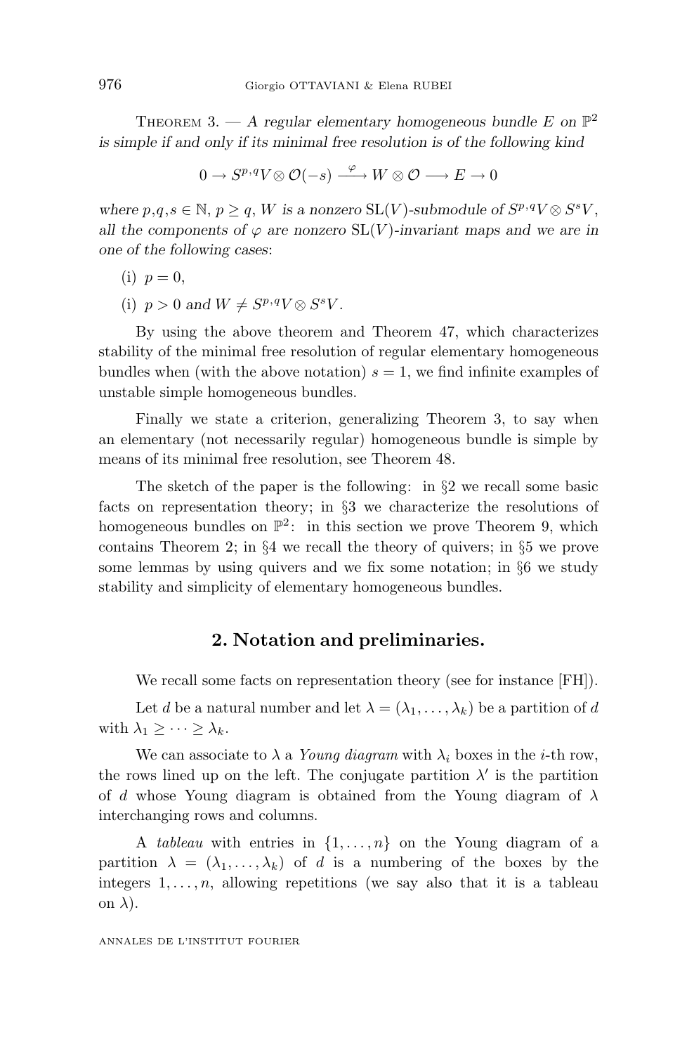Theorem 3. — *A regular elementary homogeneous bundle $E$ on $\mathbb{P}^2$ is simple if and only if its minimal free resolution is of the following kind*

$$0 \to S^{p,q}V \otimes \mathcal{O}(-s) \xrightarrow{\varphi} W \otimes \mathcal{O} \longrightarrow E \to 0$$

*where $p,q,s \in \mathbb{N}$, $p \geq q$, $W$ is a nonzero $\mathrm{SL}(V)$-submodule of $S^{p,q}V \otimes S^sV$, all the components of $\varphi$ are nonzero $\mathrm{SL}(V)$-invariant maps and we are in one of the following cases*:

(i) $p = 0$,

(i) $p > 0$ *and* $W \neq S^{p,q}V \otimes S^sV$.

By using the above theorem and Theorem 47, which characterizes stability of the minimal free resolution of regular elementary homogeneous bundles when (with the above notation) $s = 1$, we find infinite examples of unstable simple homogeneous bundles.

Finally we state a criterion, generalizing Theorem 3, to say when an elementary (not necessarily regular) homogeneous bundle is simple by means of its minimal free resolution, see Theorem 48.

The sketch of the paper is the following: in §2 we recall some basic facts on representation theory; in §3 we characterize the resolutions of homogeneous bundles on $\mathbb{P}^2$: in this section we prove Theorem 9, which contains Theorem 2; in §4 we recall the theory of quivers; in §5 we prove some lemmas by using quivers and we fix some notation; in §6 we study stability and simplicity of elementary homogeneous bundles.

## 2. Notation and preliminaries.

We recall some facts on representation theory (see for instance [FH]).

Let $d$ be a natural number and let $\lambda = (\lambda_1, \dots, \lambda_k)$ be a partition of $d$ with $\lambda_1 \geq \dots \geq \lambda_k$.

We can associate to $\lambda$ a *Young diagram* with $\lambda_i$ boxes in the $i$-th row, the rows lined up on the left. The conjugate partition $\lambda'$ is the partition of $d$ whose Young diagram is obtained from the Young diagram of $\lambda$ interchanging rows and columns.

A *tableau* with entries in $\{1, \dots, n\}$ on the Young diagram of a partition $\lambda = (\lambda_1, \dots, \lambda_k)$ of $d$ is a numbering of the boxes by the integers $1, \dots, n$, allowing repetitions (we say also that it is a tableau on $\lambda$).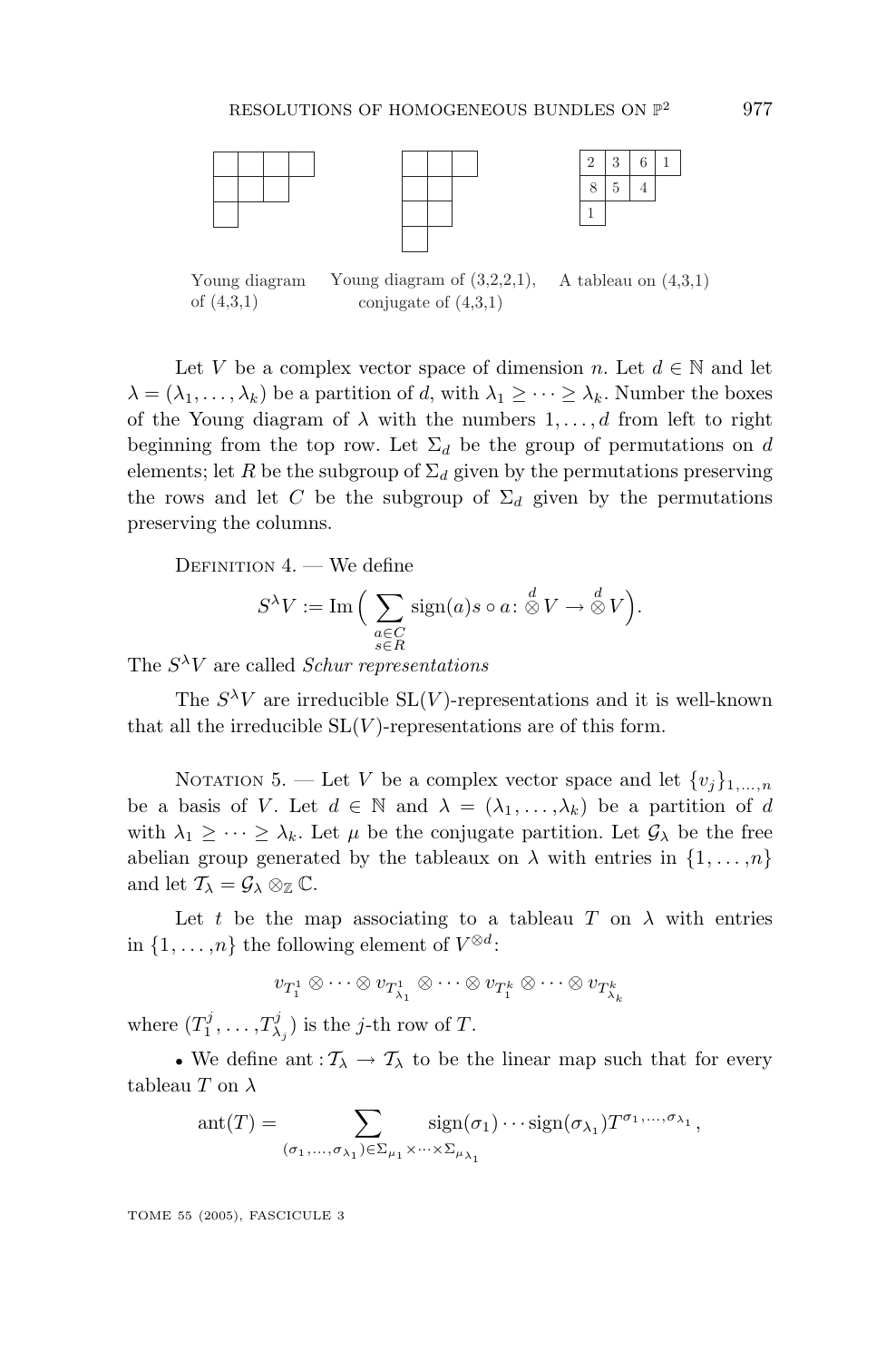Young diagram of (4,3,1) — Young diagram of (3,2,2,1), conjugate of (4,3,1) — A tableau on (4,3,1)

| 2 | 3 | 6 | 1 |
|---|---|---|---|
| 8 | 5 | 4 | |
| 1 | | | |

Let $V$ be a complex vector space of dimension $n$. Let $d \in \mathbb{N}$ and let $\lambda = (\lambda_1, \dots, \lambda_k)$ be a partition of $d$, with $\lambda_1 \geq \cdots \geq \lambda_k$. Number the boxes of the Young diagram of $\lambda$ with the numbers $1, \dots, d$ from left to right beginning from the top row. Let $\Sigma_d$ be the group of permutations on $d$ elements; let $R$ be the subgroup of $\Sigma_d$ given by the permutations preserving the rows and let $C$ be the subgroup of $\Sigma_d$ given by the permutations preserving the columns.

Definition 4. — We define

$$S^\lambda V := \operatorname{Im}\Big(\sum_{\substack{a \in C\\ s \in R}} \operatorname{sign}(a) s \circ a \colon \overset{d}{\otimes} V \to \overset{d}{\otimes} V\Big).$$

The $S^\lambda V$ are called *Schur representations*

The $S^\lambda V$ are irreducible $\mathrm{SL}(V)$-representations and it is well-known that all the irreducible $\mathrm{SL}(V)$-representations are of this form.

Notation 5. — Let $V$ be a complex vector space and let $\{v_j\}_{1,\dots,n}$ be a basis of $V$. Let $d \in \mathbb{N}$ and $\lambda = (\lambda_1, \dots, \lambda_k)$ be a partition of $d$ with $\lambda_1 \geq \cdots \geq \lambda_k$. Let $\mu$ be the conjugate partition. Let $\mathcal{G}_\lambda$ be the free abelian group generated by the tableaux on $\lambda$ with entries in $\{1, \dots, n\}$ and let $\mathcal{T}_\lambda = \mathcal{G}_\lambda \otimes_{\mathbb{Z}} \mathbb{C}$.

Let $t$ be the map associating to a tableau $T$ on $\lambda$ with entries in $\{1, \dots, n\}$ the following element of $V^{\otimes d}$:

$$v_{T^1_1} \otimes \cdots \otimes v_{T^1_{\lambda_1}} \otimes \cdots \otimes v_{T^k_1} \otimes \cdots \otimes v_{T^k_{\lambda_k}}$$

where $(T^j_1, \dots, T^j_{\lambda_j})$ is the $j$-th row of $T$.

- We define $\operatorname{ant} : \mathcal{T}_\lambda \to \mathcal{T}_\lambda$ to be the linear map such that for every tableau $T$ on $\lambda$

$$\operatorname{ant}(T) = \sum_{(\sigma_1, \dots, \sigma_{\lambda_1}) \in \Sigma_{\mu_1} \times \cdots \times \Sigma_{\mu_{\lambda_1}}} \operatorname{sign}(\sigma_1) \cdots \operatorname{sign}(\sigma_{\lambda_1}) T^{\sigma_1, \dots, \sigma_{\lambda_1}},$$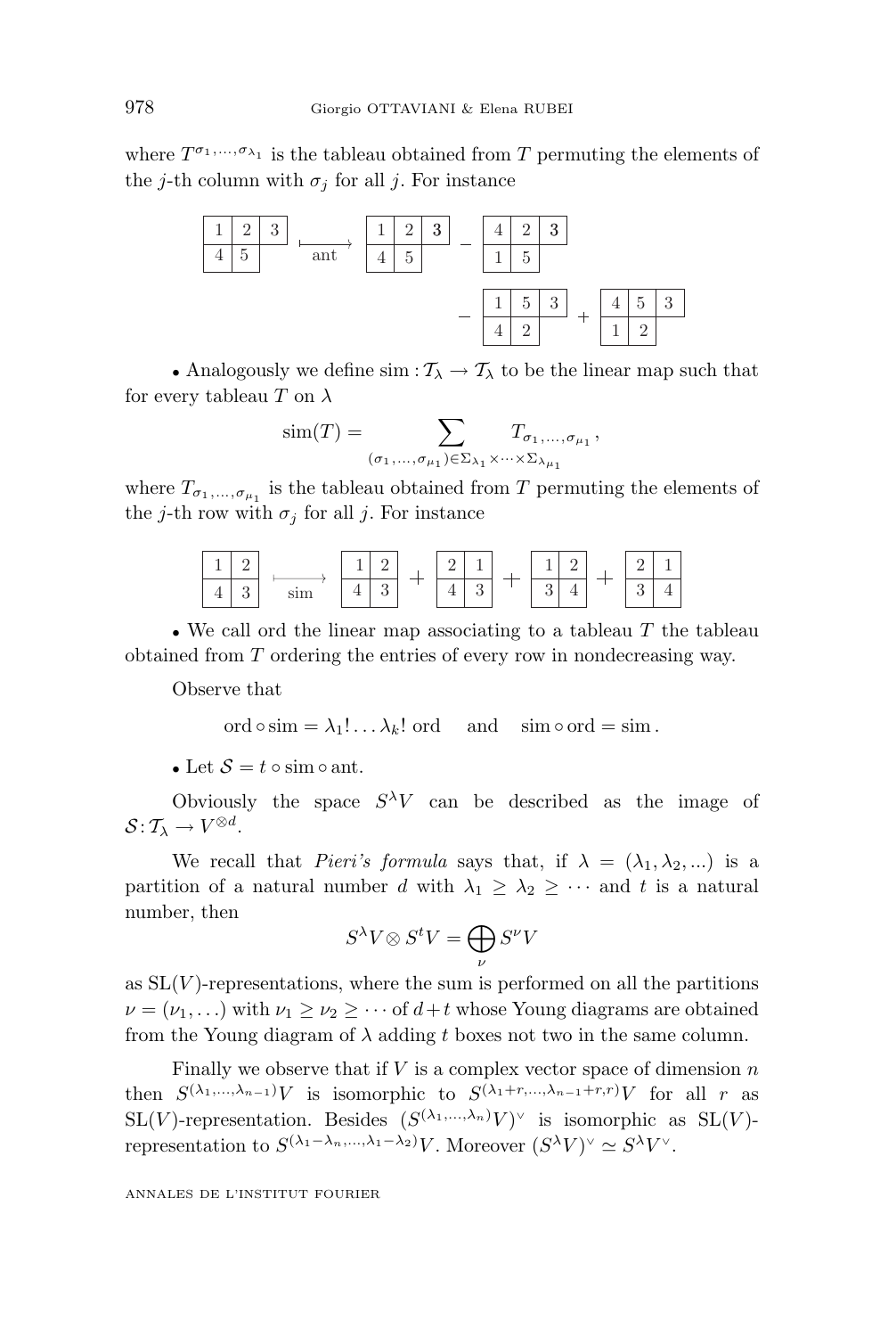where $T^{\sigma_1,\ldots,\sigma_{\lambda_1}}$ is the tableau obtained from $T$ permuting the elements of the $j$-th column with $\sigma_j$ for all $j$. For instance

$$\begin{array}{|c|c|c|}\hline 1 & 2 & 3 \\ \hline 4 & 5 \\ \cline{1-2}\end{array} \xmapsto[\text{ant}]{} \begin{array}{|c|c|c|}\hline 1 & 2 & 3 \\ \hline 4 & 5 \\ \cline{1-2}\end{array} - \begin{array}{|c|c|c|}\hline 4 & 2 & 3 \\ \hline 1 & 5 \\ \cline{1-2}\end{array}$$

$$- \begin{array}{|c|c|c|}\hline 1 & 5 & 3 \\ \hline 4 & 2 \\ \cline{1-2}\end{array} + \begin{array}{|c|c|c|}\hline 4 & 5 & 3 \\ \hline 1 & 2 \\ \cline{1-2}\end{array}$$

- Analogously we define $\mathrm{sim}: \mathcal{T}_\lambda \to \mathcal{T}_\lambda$ to be the linear map such that for every tableau $T$ on $\lambda$

$$\mathrm{sim}(T) = \sum_{(\sigma_1,\ldots,\sigma_{\mu_1}) \in \Sigma_{\lambda_1} \times \cdots \times \Sigma_{\lambda_{\mu_1}}} T_{\sigma_1,\ldots,\sigma_{\mu_1}},$$

where $T_{\sigma_1,\ldots,\sigma_{\mu_1}}$ is the tableau obtained from $T$ permuting the elements of the $j$-th row with $\sigma_j$ for all $j$. For instance

$$\begin{array}{|c|c|}\hline 1 & 2 \\ \hline 4 & 3 \\ \hline\end{array} \xmapsto[\text{sim}]{} \begin{array}{|c|c|}\hline 1 & 2 \\ \hline 4 & 3 \\ \hline\end{array} + \begin{array}{|c|c|}\hline 2 & 1 \\ \hline 4 & 3 \\ \hline\end{array} + \begin{array}{|c|c|}\hline 1 & 2 \\ \hline 3 & 4 \\ \hline\end{array} + \begin{array}{|c|c|}\hline 2 & 1 \\ \hline 3 & 4 \\ \hline\end{array}$$

- We call ord the linear map associating to a tableau $T$ the tableau obtained from $T$ ordering the entries of every row in nondecreasing way.

Observe that

$$\mathrm{ord} \circ \mathrm{sim} = \lambda_1! \ldots \lambda_k!\ \mathrm{ord} \quad \text{ and } \quad \mathrm{sim} \circ \mathrm{ord} = \mathrm{sim}.$$

- Let $\mathcal{S} = t \circ \mathrm{sim} \circ \mathrm{ant}$.

Obviously the space $S^\lambda V$ can be described as the image of $\mathcal{S}: \mathcal{T}_\lambda \to V^{\otimes d}$.

We recall that *Pieri's formula* says that, if $\lambda = (\lambda_1, \lambda_2, \ldots)$ is a partition of a natural number $d$ with $\lambda_1 \geq \lambda_2 \geq \cdots$ and $t$ is a natural number, then

$$S^\lambda V \otimes S^t V = \bigoplus_\nu S^\nu V$$

as $\mathrm{SL}(V)$-representations, where the sum is performed on all the partitions $\nu = (\nu_1, \ldots)$ with $\nu_1 \geq \nu_2 \geq \cdots$ of $d+t$ whose Young diagrams are obtained from the Young diagram of $\lambda$ adding $t$ boxes not two in the same column.

Finally we observe that if $V$ is a complex vector space of dimension $n$ then $S^{(\lambda_1,\ldots,\lambda_{n-1})}V$ is isomorphic to $S^{(\lambda_1+r,\ldots,\lambda_{n-1}+r,r)}V$ for all $r$ as $\mathrm{SL}(V)$-representation. Besides $(S^{(\lambda_1,\ldots,\lambda_n)}V)^\vee$ is isomorphic as $\mathrm{SL}(V)$-representation to $S^{(\lambda_1-\lambda_n,\ldots,\lambda_1-\lambda_2)}V$. Moreover $(S^\lambda V)^\vee \simeq S^\lambda V^\vee$.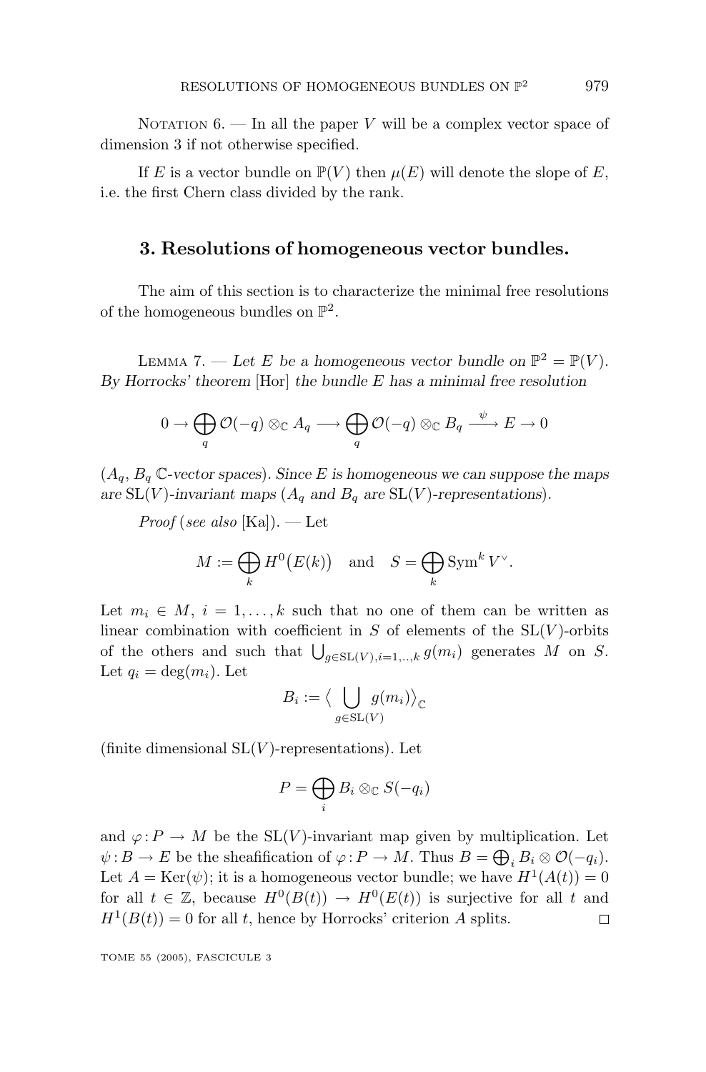Notation 6. — In all the paper $V$ will be a complex vector space of dimension 3 if not otherwise specified.

If $E$ is a vector bundle on $\mathbb{P}(V)$ then $\mu(E)$ will denote the slope of $E$, i.e. the first Chern class divided by the rank.

## 3. Resolutions of homogeneous vector bundles.

The aim of this section is to characterize the minimal free resolutions of the homogeneous bundles on $\mathbb{P}^2$.

Lemma 7. — *Let $E$ be a homogeneous vector bundle on $\mathbb{P}^2 = \mathbb{P}(V)$. By Horrocks' theorem* [Hor] *the bundle $E$ has a minimal free resolution*

$$0 \to \bigoplus_q \mathcal{O}(-q) \otimes_{\mathbb{C}} A_q \longrightarrow \bigoplus_q \mathcal{O}(-q) \otimes_{\mathbb{C}} B_q \xrightarrow{\ \psi\ } E \to 0$$

*($A_q$, $B_q$ $\mathbb{C}$-vector spaces). Since $E$ is homogeneous we can suppose the maps are $\mathrm{SL}(V)$-invariant maps ($A_q$ and $B_q$ are $\mathrm{SL}(V)$-representations).*

*Proof* (*see also* [Ka]). — Let

$$M := \bigoplus_k H^0\big(E(k)\big) \quad \text{and} \quad S = \bigoplus_k \mathrm{Sym}^k V^\vee.$$

Let $m_i \in M$, $i = 1, \dots, k$ such that no one of them can be written as linear combination with coefficient in $S$ of elements of the $\mathrm{SL}(V)$-orbits of the others and such that $\bigcup_{g \in \mathrm{SL}(V), i=1,\dots,k} g(m_i)$ generates $M$ on $S$. Let $q_i = \deg(m_i)$. Let

$$B_i := \Big\langle \bigcup_{g \in \mathrm{SL}(V)} g(m_i) \Big\rangle_{\mathbb{C}}$$

(finite dimensional $\mathrm{SL}(V)$-representations). Let

$$P = \bigoplus_i B_i \otimes_{\mathbb{C}} S(-q_i)$$

and $\varphi : P \to M$ be the $\mathrm{SL}(V)$-invariant map given by multiplication. Let $\psi : B \to E$ be the sheafification of $\varphi : P \to M$. Thus $B = \bigoplus_i B_i \otimes \mathcal{O}(-q_i)$. Let $A = \mathrm{Ker}(\psi)$; it is a homogeneous vector bundle; we have $H^1(A(t)) = 0$ for all $t \in \mathbb{Z}$, because $H^0(B(t)) \to H^0(E(t))$ is surjective for all $t$ and $H^1(B(t)) = 0$ for all $t$, hence by Horrocks' criterion $A$ splits. $\square$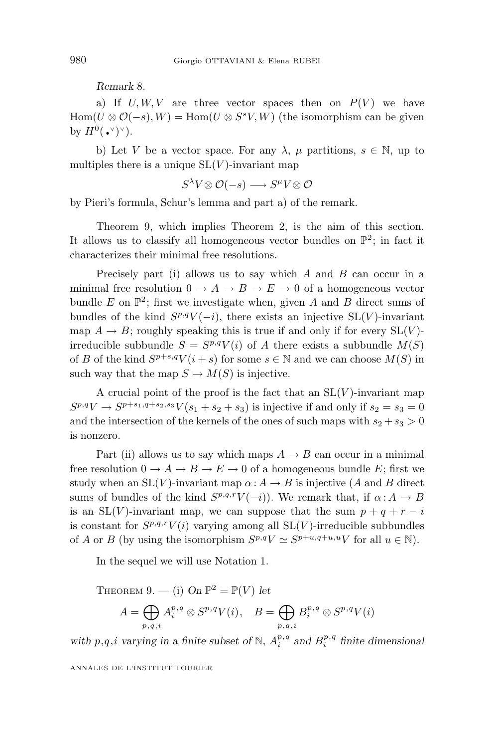*Remark* 8.

a) If $U, W, V$ are three vector spaces then on $P(V)$ we have $\mathrm{Hom}(U \otimes \mathcal{O}(-s), W) = \mathrm{Hom}(U \otimes S^s V, W)$ (the isomorphism can be given by $H^0(\,\bullet^\vee)^\vee$).

b) Let $V$ be a vector space. For any $\lambda$, $\mu$ partitions, $s \in \mathbb{N}$, up to multiples there is a unique $\mathrm{SL}(V)$-invariant map

$$S^\lambda V \otimes \mathcal{O}(-s) \longrightarrow S^\mu V \otimes \mathcal{O}$$

by Pieri's formula, Schur's lemma and part a) of the remark.

Theorem 9, which implies Theorem 2, is the aim of this section. It allows us to classify all homogeneous vector bundles on $\mathbb{P}^2$; in fact it characterizes their minimal free resolutions.

Precisely part (i) allows us to say which $A$ and $B$ can occur in a minimal free resolution $0 \to A \to B \to E \to 0$ of a homogeneous vector bundle $E$ on $\mathbb{P}^2$; first we investigate when, given $A$ and $B$ direct sums of bundles of the kind $S^{p,q}V(-i)$, there exists an injective $\mathrm{SL}(V)$-invariant map $A \to B$; roughly speaking this is true if and only if for every $\mathrm{SL}(V)$-irreducible subbundle $S = S^{p,q}V(i)$ of $A$ there exists a subbundle $M(S)$ of $B$ of the kind $S^{p+s,q}V(i+s)$ for some $s \in \mathbb{N}$ and we can choose $M(S)$ in such way that the map $S \mapsto M(S)$ is injective.

A crucial point of the proof is the fact that an $\mathrm{SL}(V)$-invariant map $S^{p,q}V \to S^{p+s_1,q+s_2,s_3}V(s_1+s_2+s_3)$ is injective if and only if $s_2 = s_3 = 0$ and the intersection of the kernels of the ones of such maps with $s_2 + s_3 > 0$ is nonzero.

Part (ii) allows us to say which maps $A \to B$ can occur in a minimal free resolution $0 \to A \to B \to E \to 0$ of a homogeneous bundle $E$; first we study when an $\mathrm{SL}(V)$-invariant map $\alpha\colon A \to B$ is injective ($A$ and $B$ direct sums of bundles of the kind $S^{p,q,r}V(-i)$). We remark that, if $\alpha\colon A \to B$ is an $\mathrm{SL}(V)$-invariant map, we can suppose that the sum $p+q+r-i$ is constant for $S^{p,q,r}V(i)$ varying among all $\mathrm{SL}(V)$-irreducible subbundles of $A$ or $B$ (by using the isomorphism $S^{p,q}V \simeq S^{p+u,q+u,u}V$ for all $u \in \mathbb{N}$).

In the sequel we will use Notation 1.

Theorem 9. — (i) *On* $\mathbb{P}^2 = \mathbb{P}(V)$ *let*

$$A = \bigoplus_{p,q,i} A_i^{p,q} \otimes S^{p,q}V(i), \quad B = \bigoplus_{p,q,i} B_i^{p,q} \otimes S^{p,q}V(i)$$

*with* $p,q,i$ *varying in a finite subset of* $\mathbb{N}$, $A_i^{p,q}$ *and* $B_i^{p,q}$ *finite dimensional*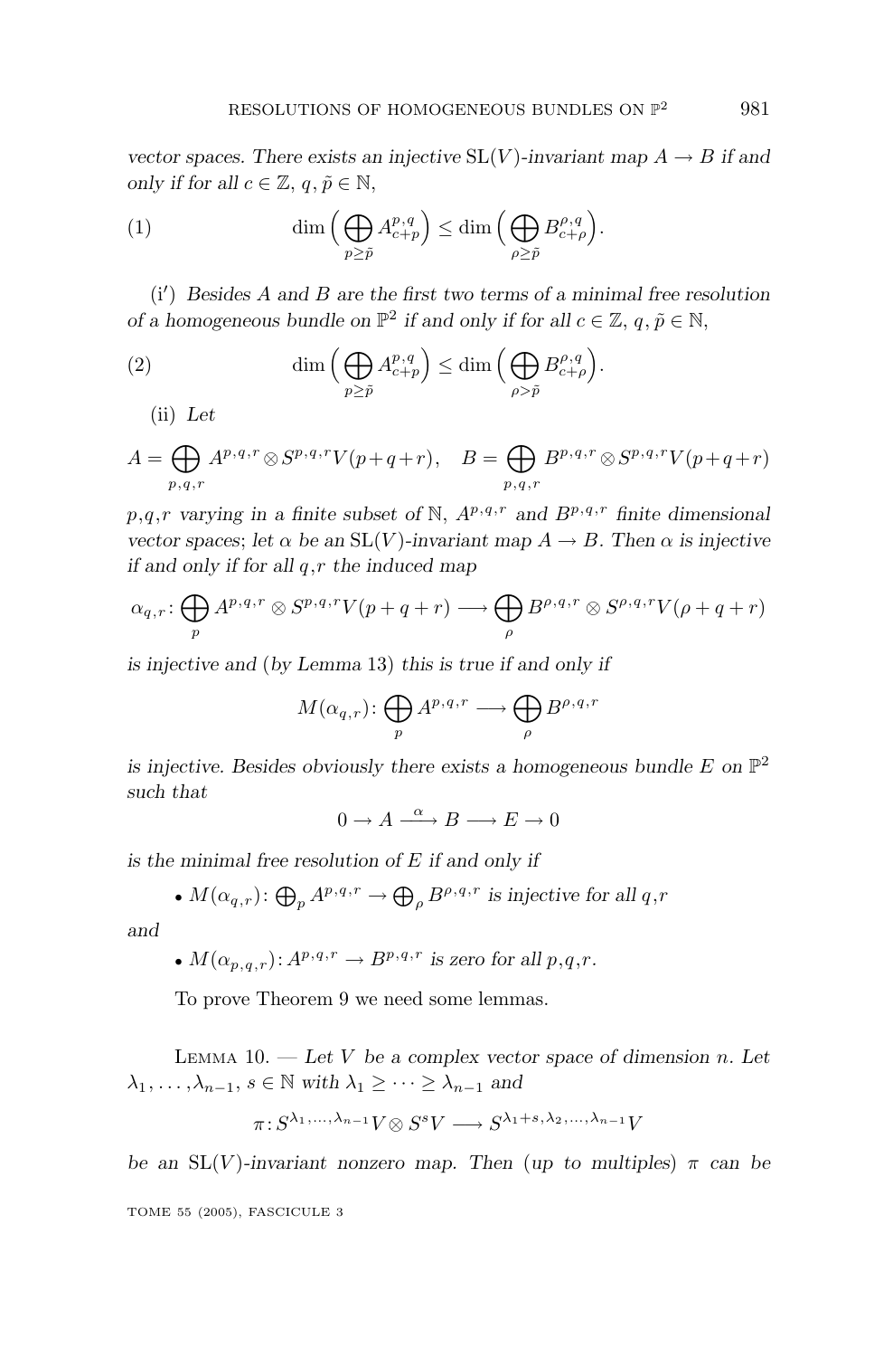*vector spaces. There exists an injective* $\mathrm{SL}(V)$*-invariant map* $A \to B$ *if and only if for all* $c \in \mathbb{Z}$, $q, \tilde{p} \in \mathbb{N}$,

$$\dim\Big(\bigoplus_{p \geq \tilde{p}} A^{p,q}_{c+p}\Big) \leq \dim\Big(\bigoplus_{\rho \geq \tilde{p}} B^{\rho,q}_{c+\rho}\Big). \tag{1}$$

(i′) *Besides* $A$ *and* $B$ *are the first two terms of a minimal free resolution of a homogeneous bundle on* $\mathbb{P}^2$ *if and only if for all* $c \in \mathbb{Z}$, $q, \tilde{p} \in \mathbb{N}$,

$$\dim\Big(\bigoplus_{p \geq \tilde{p}} A^{p,q}_{c+p}\Big) \leq \dim\Big(\bigoplus_{\rho > \tilde{p}} B^{\rho,q}_{c+\rho}\Big). \tag{2}$$

(ii) *Let*

$$A = \bigoplus_{p,q,r} A^{p,q,r} \otimes S^{p,q,r}V(p+q+r), \quad B = \bigoplus_{p,q,r} B^{p,q,r} \otimes S^{p,q,r}V(p+q+r)$$

$p,q,r$ *varying in a finite subset of* $\mathbb{N}$, $A^{p,q,r}$ *and* $B^{p,q,r}$ *finite dimensional vector spaces; let* $\alpha$ *be an* $\mathrm{SL}(V)$*-invariant map* $A \to B$. *Then* $\alpha$ *is injective if and only if for all* $q,r$ *the induced map*

$$\alpha_{q,r} \colon \bigoplus_{p} A^{p,q,r} \otimes S^{p,q,r}V(p+q+r) \longrightarrow \bigoplus_{\rho} B^{\rho,q,r} \otimes S^{\rho,q,r}V(\rho+q+r)$$

*is injective and (by Lemma 13) this is true if and only if*

$$M(\alpha_{q,r}) \colon \bigoplus_{p} A^{p,q,r} \longrightarrow \bigoplus_{\rho} B^{\rho,q,r}$$

*is injective. Besides obviously there exists a homogeneous bundle* $E$ *on* $\mathbb{P}^2$ *such that*

$$0 \to A \xrightarrow{\ \alpha\ } B \longrightarrow E \to 0$$

*is the minimal free resolution of* $E$ *if and only if*

- $M(\alpha_{q,r}) \colon \bigoplus_p A^{p,q,r} \to \bigoplus_\rho B^{\rho,q,r}$ *is injective for all* $q,r$

*and*

- $M(\alpha_{p,q,r}) \colon A^{p,q,r} \to B^{p,q,r}$ *is zero for all* $p,q,r$.

To prove Theorem 9 we need some lemmas.

Lemma 10. — *Let* $V$ *be a complex vector space of dimension* $n$. *Let* $\lambda_1, \ldots, \lambda_{n-1}, s \in \mathbb{N}$ *with* $\lambda_1 \geq \cdots \geq \lambda_{n-1}$ *and*

$$\pi \colon S^{\lambda_1,\ldots,\lambda_{n-1}}V \otimes S^sV \longrightarrow S^{\lambda_1+s,\lambda_2,\ldots,\lambda_{n-1}}V$$

*be an* $\mathrm{SL}(V)$*-invariant nonzero map. Then (up to multiples)* $\pi$ *can be*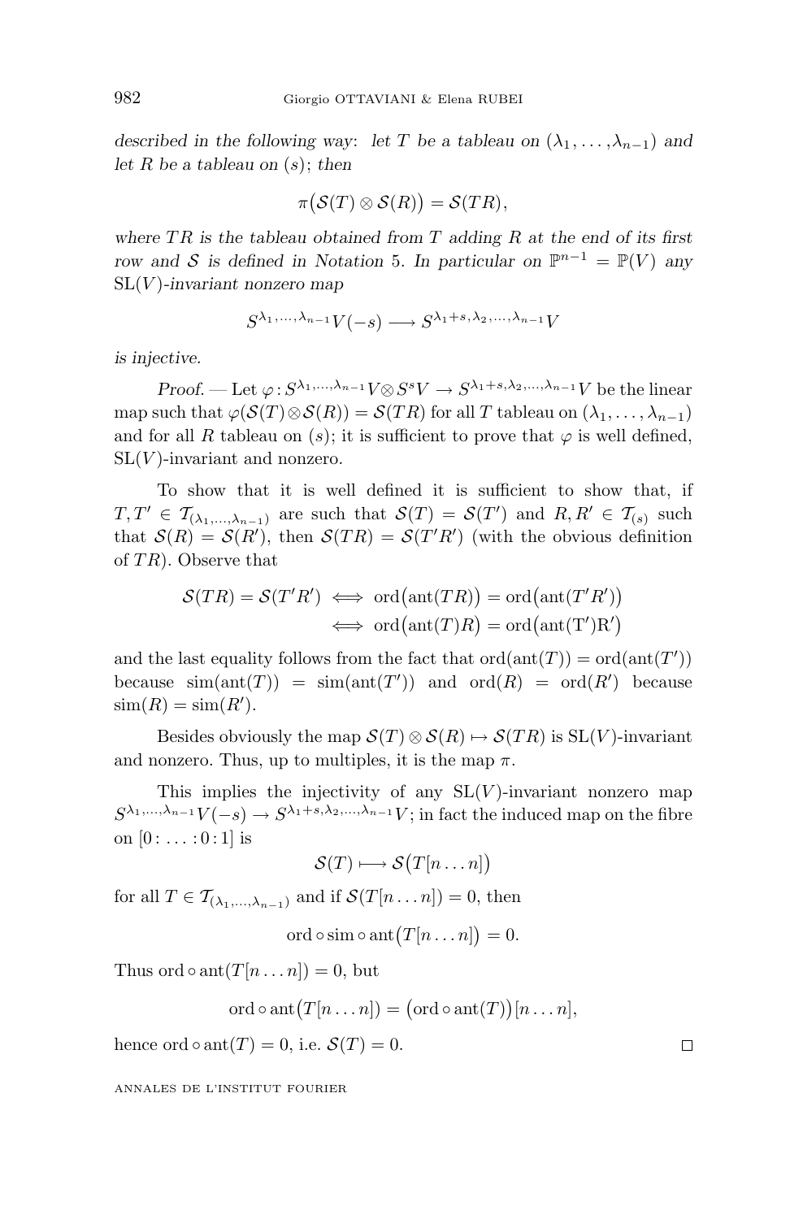*described in the following way: let $T$ be a tableau on $(\lambda_1, \dots, \lambda_{n-1})$ and let $R$ be a tableau on $(s)$; then*

$$\pi\big(\mathcal{S}(T) \otimes \mathcal{S}(R)\big) = \mathcal{S}(TR),$$

*where $TR$ is the tableau obtained from $T$ adding $R$ at the end of its first row and $\mathcal{S}$ is defined in Notation 5. In particular on $\mathbb{P}^{n-1} = \mathbb{P}(V)$ any $\mathrm{SL}(V)$-invariant nonzero map*

$$S^{\lambda_1,\dots,\lambda_{n-1}}V(-s) \longrightarrow S^{\lambda_1+s,\lambda_2,\dots,\lambda_{n-1}}V$$

*is injective.*

*Proof.* — Let $\varphi : S^{\lambda_1,\dots,\lambda_{n-1}}V \otimes S^sV \to S^{\lambda_1+s,\lambda_2,\dots,\lambda_{n-1}}V$ be the linear map such that $\varphi(\mathcal{S}(T)\otimes\mathcal{S}(R)) = \mathcal{S}(TR)$ for all $T$ tableau on $(\lambda_1, \dots, \lambda_{n-1})$ and for all $R$ tableau on $(s)$; it is sufficient to prove that $\varphi$ is well defined, $\mathrm{SL}(V)$-invariant and nonzero.

To show that it is well defined it is sufficient to show that, if $T, T' \in \mathcal{T}_{(\lambda_1,\dots,\lambda_{n-1})}$ are such that $\mathcal{S}(T) = \mathcal{S}(T')$ and $R, R' \in \mathcal{T}_{(s)}$ such that $\mathcal{S}(R) = \mathcal{S}(R')$, then $\mathcal{S}(TR) = \mathcal{S}(T'R')$ (with the obvious definition of $TR$). Observe that

$$\begin{aligned}\mathcal{S}(TR) = \mathcal{S}(T'R') &\iff \mathrm{ord}\big(\mathrm{ant}(TR)\big) = \mathrm{ord}\big(\mathrm{ant}(T'R')\big)\\ &\iff \mathrm{ord}\big(\mathrm{ant}(T)R\big) = \mathrm{ord}\big(\mathrm{ant}(\mathrm{T}')\mathrm{R}'\big)\end{aligned}$$

and the last equality follows from the fact that $\mathrm{ord}(\mathrm{ant}(T)) = \mathrm{ord}(\mathrm{ant}(T'))$ because $\mathrm{sim}(\mathrm{ant}(T)) = \mathrm{sim}(\mathrm{ant}(T'))$ and $\mathrm{ord}(R) = \mathrm{ord}(R')$ because $\mathrm{sim}(R) = \mathrm{sim}(R')$.

Besides obviously the map $\mathcal{S}(T) \otimes \mathcal{S}(R) \mapsto \mathcal{S}(TR)$ is $\mathrm{SL}(V)$-invariant and nonzero. Thus, up to multiples, it is the map $\pi$.

This implies the injectivity of any $\mathrm{SL}(V)$-invariant nonzero map $S^{\lambda_1,\dots,\lambda_{n-1}}V(-s) \to S^{\lambda_1+s,\lambda_2,\dots,\lambda_{n-1}}V$; in fact the induced map on the fibre on $[0 : \dots : 0 : 1]$ is

$$\mathcal{S}(T) \longmapsto \mathcal{S}\big(T[n \dots n]\big)$$

for all $T \in \mathcal{T}_{(\lambda_1,\dots,\lambda_{n-1})}$ and if $\mathcal{S}(T[n \dots n]) = 0$, then

$$\mathrm{ord} \circ \mathrm{sim} \circ \mathrm{ant}\big(T[n \dots n]\big) = 0.$$

Thus $\mathrm{ord} \circ \mathrm{ant}(T[n \dots n]) = 0$, but

$$\mathrm{ord} \circ \mathrm{ant}\big(T[n \dots n]\big) = \big(\mathrm{ord} \circ \mathrm{ant}(T)\big)[n \dots n],$$

hence $\mathrm{ord} \circ \mathrm{ant}(T) = 0$, i.e. $\mathcal{S}(T) = 0$. □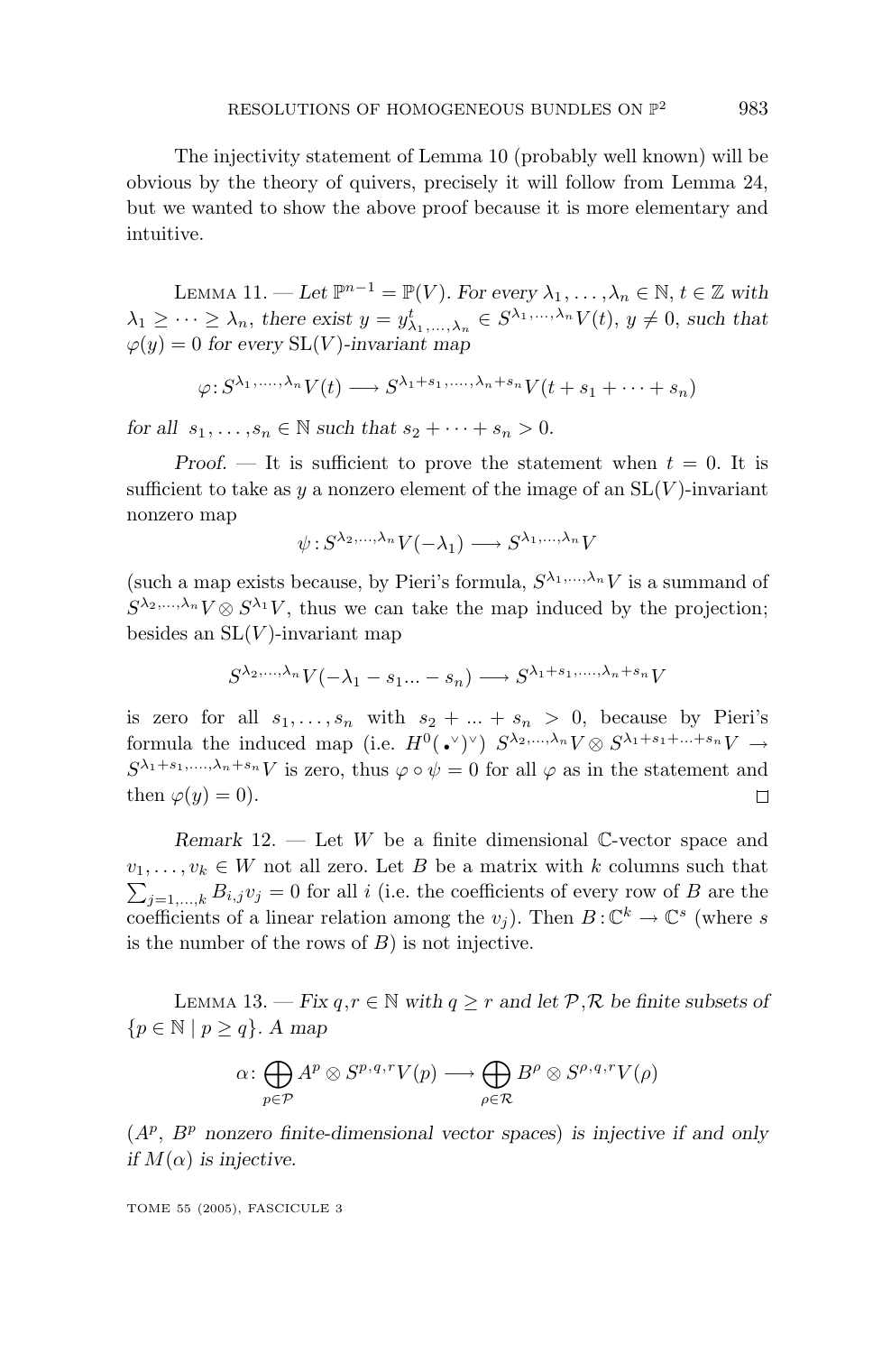The injectivity statement of Lemma 10 (probably well known) will be obvious by the theory of quivers, precisely it will follow from Lemma 24, but we wanted to show the above proof because it is more elementary and intuitive.

Lemma 11. — *Let $\mathbb{P}^{n-1} = \mathbb{P}(V)$. For every $\lambda_1, \ldots, \lambda_n \in \mathbb{N}$, $t \in \mathbb{Z}$ with $\lambda_1 \geq \cdots \geq \lambda_n$, there exist $y = y^t_{\lambda_1,\ldots,\lambda_n} \in S^{\lambda_1,\ldots,\lambda_n}V(t)$, $y \neq 0$, such that $\varphi(y) = 0$ for every $\mathrm{SL}(V)$-invariant map*

$$\varphi : S^{\lambda_1,\ldots,\lambda_n}V(t) \longrightarrow S^{\lambda_1+s_1,\ldots,\lambda_n+s_n}V(t + s_1 + \cdots + s_n)$$

*for all $s_1, \ldots, s_n \in \mathbb{N}$ such that $s_2 + \cdots + s_n > 0$.*

*Proof.* — It is sufficient to prove the statement when $t = 0$. It is sufficient to take as $y$ a nonzero element of the image of an $\mathrm{SL}(V)$-invariant nonzero map

$$\psi : S^{\lambda_2,\ldots,\lambda_n}V(-\lambda_1) \longrightarrow S^{\lambda_1,\ldots,\lambda_n}V$$

(such a map exists because, by Pieri's formula, $S^{\lambda_1,\ldots,\lambda_n}V$ is a summand of $S^{\lambda_2,\ldots,\lambda_n}V \otimes S^{\lambda_1}V$, thus we can take the map induced by the projection; besides an $\mathrm{SL}(V)$-invariant map

$$S^{\lambda_2,\ldots,\lambda_n}V(-\lambda_1 - s_1 ... - s_n) \longrightarrow S^{\lambda_1+s_1,\ldots,\lambda_n+s_n}V$$

is zero for all $s_1, \ldots, s_n$ with $s_2 + ... + s_n > 0$, because by Pieri's formula the induced map (i.e. $H^0(\bullet^\vee)^\vee$) $S^{\lambda_2,\ldots,\lambda_n}V \otimes S^{\lambda_1+s_1+\ldots+s_n}V \rightarrow S^{\lambda_1+s_1,\ldots,\lambda_n+s_n}V$ is zero, thus $\varphi \circ \psi = 0$ for all $\varphi$ as in the statement and then $\varphi(y) = 0$). $\square$

*Remark* 12. — Let $W$ be a finite dimensional $\mathbb{C}$-vector space and $v_1, \ldots, v_k \in W$ not all zero. Let $B$ be a matrix with $k$ columns such that $\sum_{j=1,\ldots,k} B_{i,j}v_j = 0$ for all $i$ (i.e. the coefficients of every row of $B$ are the coefficients of a linear relation among the $v_j$). Then $B : \mathbb{C}^k \rightarrow \mathbb{C}^s$ (where $s$ is the number of the rows of $B$) is not injective.

Lemma 13. — *Fix $q, r \in \mathbb{N}$ with $q \geq r$ and let $\mathcal{P}, \mathcal{R}$ be finite subsets of $\{p \in \mathbb{N} \mid p \geq q\}$. A map*

$$\alpha : \bigoplus_{p \in \mathcal{P}} A^p \otimes S^{p,q,r}V(p) \longrightarrow \bigoplus_{\rho \in \mathcal{R}} B^\rho \otimes S^{\rho,q,r}V(\rho)$$

*($A^p$, $B^p$ nonzero finite-dimensional vector spaces) is injective if and only if $M(\alpha)$ is injective.*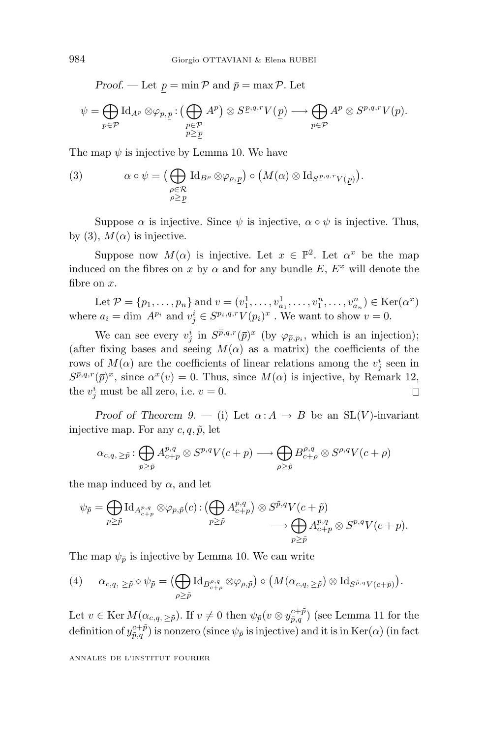*Proof.* — Let $\underline{p} = \min \mathcal{P}$ and $\bar{p} = \max \mathcal{P}$. Let

$$\psi = \bigoplus_{p\in\mathcal{P}} \mathrm{Id}_{A^p} \otimes \varphi_{p,\underline{p}} : \big(\bigoplus_{\substack{p\in\mathcal{P}\\ p\geq \underline{p}}} A^p\big) \otimes S^{\underline{p},q,r}V(\underline{p}) \longrightarrow \bigoplus_{p\in\mathcal{P}} A^p \otimes S^{p,q,r}V(p).$$

The map $\psi$ is injective by Lemma 10. We have

$$\alpha\circ\psi = \big(\bigoplus_{\substack{\rho\in\mathcal{R}\\ \rho\geq\underline{p}}} \mathrm{Id}_{B^\rho}\otimes\varphi_{\rho,\underline{p}}\big)\circ\big(M(\alpha)\otimes \mathrm{Id}_{S^{\underline{p},q,r}V(\underline{p})}\big). \tag{3}$$

Suppose $\alpha$ is injective. Since $\psi$ is injective, $\alpha\circ\psi$ is injective. Thus, by (3), $M(\alpha)$ is injective.

Suppose now $M(\alpha)$ is injective. Let $x\in\mathbb{P}^2$. Let $\alpha^x$ be the map induced on the fibres on $x$ by $\alpha$ and for any bundle $E$, $E^x$ will denote the fibre on $x$.

Let $\mathcal{P} = \{p_1,\ldots,p_n\}$ and $v = (v_1^1,\ldots,v_{a_1}^1,\ldots,v_1^n,\ldots,v_{a_n}^n)\in \mathrm{Ker}(\alpha^x)$ where $a_i = \dim\ A^{p_i}$ and $v_j^i\in S^{p_i,q,r}V(p_i)^x$ . We want to show $v=0$.

We can see every $v_j^i$ in $S^{\bar{p},q,r}(\bar{p})^x$ (by $\varphi_{\bar{p},p_i}$, which is an injection); (after fixing bases and seeing $M(\alpha)$ as a matrix) the coefficients of the rows of $M(\alpha)$ are the coefficients of linear relations among the $v_j^i$ seen in $S^{\bar{p},q,r}(\bar{p})^x$, since $\alpha^x(v)=0$. Thus, since $M(\alpha)$ is injective, by Remark 12, the $v_j^i$ must be all zero, i.e. $v=0$. □

*Proof of Theorem 9.* — (i) Let $\alpha : A\to B$ be an $\mathrm{SL}(V)$-invariant injective map. For any $c,q,\tilde{p}$, let

$$\alpha_{c,q,\,\geq\tilde{p}} : \bigoplus_{p\geq\tilde{p}} A^{p,q}_{c+p}\otimes S^{p,q}V(c+p)\longrightarrow \bigoplus_{\rho\geq\tilde{p}} B^{\rho,q}_{c+\rho}\otimes S^{\rho,q}V(c+\rho)$$

the map induced by $\alpha$, and let

$$\psi_{\tilde{p}} = \bigoplus_{p\geq\tilde{p}} \mathrm{Id}_{A^{p,q}_{c+p}}\otimes\varphi_{p,\tilde{p}}(c) : \big(\bigoplus_{p\geq\tilde{p}} A^{p,q}_{c+p}\big)\otimes S^{\tilde{p},q}V(c+\tilde{p}) \longrightarrow \bigoplus_{p\geq\tilde{p}} A^{p,q}_{c+p}\otimes S^{p,q}V(c+p).$$

The map $\psi_{\tilde{p}}$ is injective by Lemma 10. We can write

$$\alpha_{c,q,\,\geq\tilde{p}}\circ\psi_{\tilde{p}} = \big(\bigoplus_{\rho\geq\tilde{p}} \mathrm{Id}_{B^{\rho,q}_{c+\rho}}\otimes\varphi_{\rho,\tilde{p}}\big)\circ\big(M(\alpha_{c,q,\,\geq\tilde{p}})\otimes\mathrm{Id}_{S^{\tilde{p},q}V(c+\tilde{p})}\big). \tag{4}$$

Let $v\in\mathrm{Ker}\,M(\alpha_{c,q,\geq\tilde{p}})$. If $v\neq 0$ then $\psi_{\tilde{p}}(v\otimes y^{c+\tilde{p}}_{\tilde{p},q})$ (see Lemma 11 for the definition of $y^{c+\tilde{p}}_{\tilde{p},q}$) is nonzero (since $\psi_{\tilde{p}}$ is injective) and it is in $\mathrm{Ker}(\alpha)$ (in fact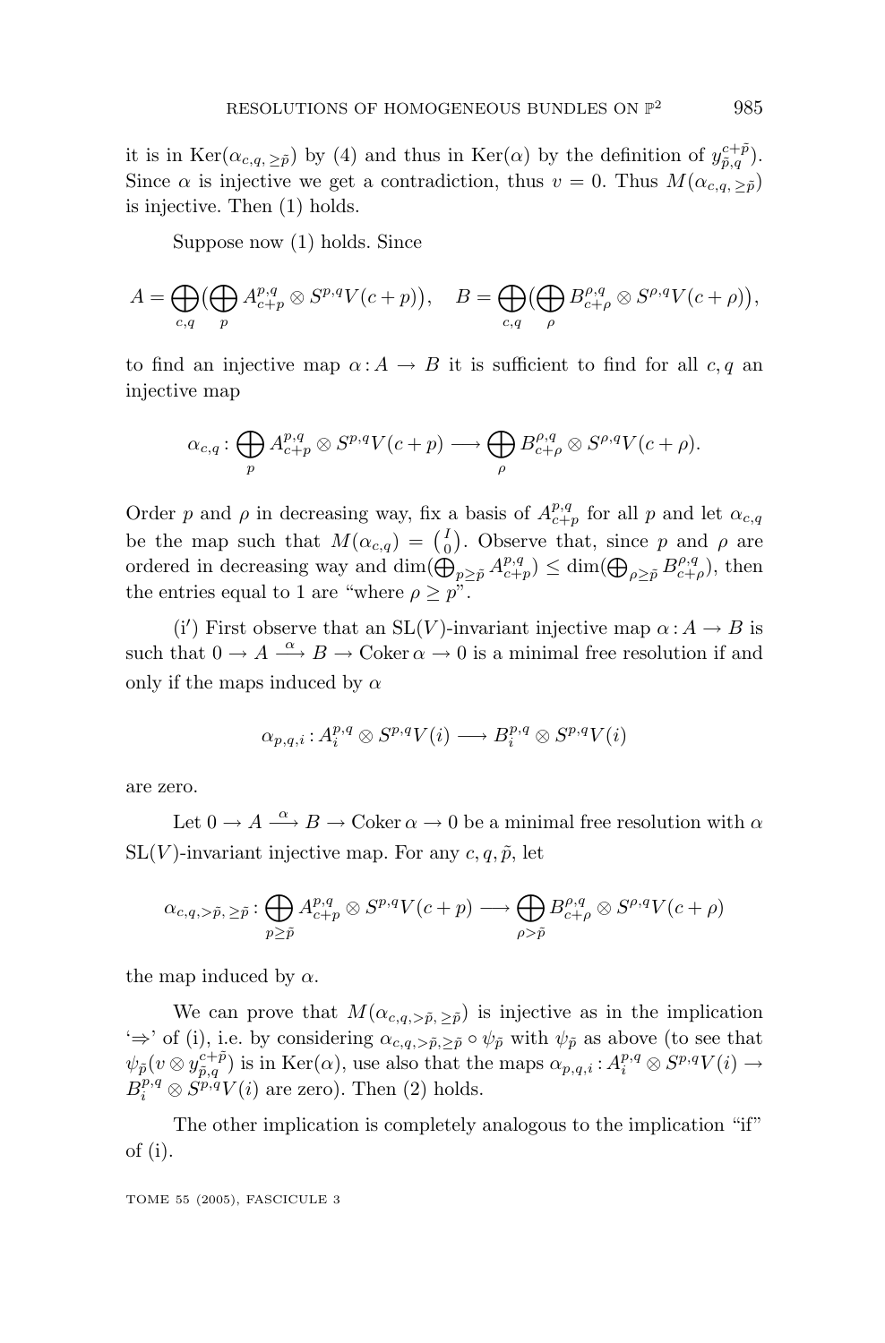it is in $\mathrm{Ker}(\alpha_{c,q,\geq\tilde{p}})$ by (4) and thus in $\mathrm{Ker}(\alpha)$ by the definition of $y^{c+\tilde{p}}_{\tilde{p},q}$. Since $\alpha$ is injective we get a contradiction, thus $v = 0$. Thus $M(\alpha_{c,q,\geq\tilde{p}})$ is injective. Then (1) holds.

Suppose now (1) holds. Since

$$A = \bigoplus_{c,q}\Big(\bigoplus_{p} A^{p,q}_{c+p} \otimes S^{p,q}V(c+p)\Big), \quad B = \bigoplus_{c,q}\Big(\bigoplus_{\rho} B^{\rho,q}_{c+\rho} \otimes S^{\rho,q}V(c+\rho)\Big),$$

to find an injective map $\alpha : A \to B$ it is sufficient to find for all $c, q$ an injective map

$$\alpha_{c,q} : \bigoplus_{p} A^{p,q}_{c+p} \otimes S^{p,q}V(c+p) \longrightarrow \bigoplus_{\rho} B^{\rho,q}_{c+\rho} \otimes S^{\rho,q}V(c+\rho).$$

Order $p$ and $\rho$ in decreasing way, fix a basis of $A^{p,q}_{c+p}$ for all $p$ and let $\alpha_{c,q}$ be the map such that $M(\alpha_{c,q}) = \binom{I}{0}$. Observe that, since $p$ and $\rho$ are ordered in decreasing way and $\dim(\bigoplus_{p\geq\tilde{p}} A^{p,q}_{c+p}) \leq \dim(\bigoplus_{\rho\geq\tilde{p}} B^{\rho,q}_{c+\rho})$, then the entries equal to 1 are "where $\rho \geq p$".

(i′) First observe that an $\mathrm{SL}(V)$-invariant injective map $\alpha : A \to B$ is such that $0 \to A \xrightarrow{\alpha} B \to \mathrm{Coker}\,\alpha \to 0$ is a minimal free resolution if and only if the maps induced by $\alpha$

$$\alpha_{p,q,i} : A^{p,q}_{i} \otimes S^{p,q}V(i) \longrightarrow B^{p,q}_{i} \otimes S^{p,q}V(i)$$

are zero.

Let $0 \to A \xrightarrow{\alpha} B \to \mathrm{Coker}\,\alpha \to 0$ be a minimal free resolution with $\alpha$ $\mathrm{SL}(V)$-invariant injective map. For any $c, q, \tilde{p}$, let

$$\alpha_{c,q,>\tilde{p},\geq\tilde{p}} : \bigoplus_{p\geq\tilde{p}} A^{p,q}_{c+p} \otimes S^{p,q}V(c+p) \longrightarrow \bigoplus_{\rho>\tilde{p}} B^{\rho,q}_{c+\rho} \otimes S^{\rho,q}V(c+\rho)$$

the map induced by $\alpha$.

We can prove that $M(\alpha_{c,q,>\tilde{p},\geq\tilde{p}})$ is injective as in the implication '⇒' of (i), i.e. by considering $\alpha_{c,q,>\tilde{p},\geq\tilde{p}} \circ \psi_{\tilde{p}}$ with $\psi_{\tilde{p}}$ as above (to see that $\psi_{\tilde{p}}(v \otimes y^{c+\tilde{p}}_{\tilde{p},q})$ is in $\mathrm{Ker}(\alpha)$, use also that the maps $\alpha_{p,q,i} : A^{p,q}_{i} \otimes S^{p,q}V(i) \to B^{p,q}_{i} \otimes S^{p,q}V(i)$ are zero). Then (2) holds.

The other implication is completely analogous to the implication "if" of (i).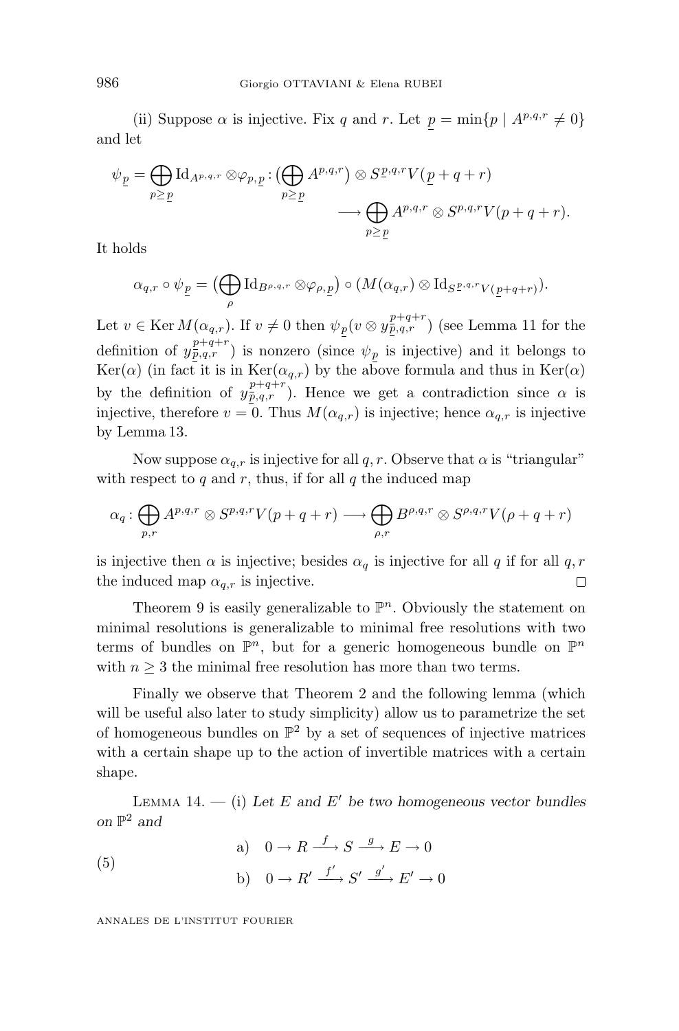(ii) Suppose $\alpha$ is injective. Fix $q$ and $r$. Let $\underline{p} = \min\{p \mid A^{p,q,r} \neq 0\}$ and let

$$\psi_{\underline{p}} = \bigoplus_{p \geq \underline{p}} \mathrm{Id}_{A^{p,q,r}} \otimes \varphi_{p,\underline{p}} : \big(\bigoplus_{p \geq \underline{p}} A^{p,q,r}\big) \otimes S^{\underline{p},q,r} V(\underline{p}+q+r) \longrightarrow \bigoplus_{p \geq \underline{p}} A^{p,q,r} \otimes S^{p,q,r} V(p+q+r).$$

It holds

$$\alpha_{q,r} \circ \psi_{\underline{p}} = \big(\bigoplus_{\rho} \mathrm{Id}_{B^{\rho,q,r}} \otimes \varphi_{\rho,\underline{p}}\big) \circ \big(M(\alpha_{q,r}) \otimes \mathrm{Id}_{S^{\underline{p},q,r}V(\underline{p}+q+r)}\big).$$

Let $v \in \operatorname{Ker} M(\alpha_{q,r})$. If $v \neq 0$ then $\psi_{\underline{p}}(v \otimes y^{\underline{p}+q+r}_{\underline{p},q,r})$ (see Lemma 11 for the definition of $y^{\underline{p}+q+r}_{\underline{p},q,r}$) is nonzero (since $\psi_{\underline{p}}$ is injective) and it belongs to $\operatorname{Ker}(\alpha)$ (in fact it is in $\operatorname{Ker}(\alpha_{q,r})$ by the above formula and thus in $\operatorname{Ker}(\alpha)$ by the definition of $y^{\underline{p}+q+r}_{\underline{p},q,r}$). Hence we get a contradiction since $\alpha$ is injective, therefore $v = 0$. Thus $M(\alpha_{q,r})$ is injective; hence $\alpha_{q,r}$ is injective by Lemma 13.

Now suppose $\alpha_{q,r}$ is injective for all $q, r$. Observe that $\alpha$ is "triangular" with respect to $q$ and $r$, thus, if for all $q$ the induced map

$$\alpha_q : \bigoplus_{p,r} A^{p,q,r} \otimes S^{p,q,r} V(p+q+r) \longrightarrow \bigoplus_{\rho,r} B^{\rho,q,r} \otimes S^{\rho,q,r} V(\rho+q+r)$$

is injective then $\alpha$ is injective; besides $\alpha_q$ is injective for all $q$ if for all $q, r$ the induced map $\alpha_{q,r}$ is injective. □

Theorem 9 is easily generalizable to $\mathbb{P}^n$. Obviously the statement on minimal resolutions is generalizable to minimal free resolutions with two terms of bundles on $\mathbb{P}^n$, but for a generic homogeneous bundle on $\mathbb{P}^n$ with $n \geq 3$ the minimal free resolution has more than two terms.

Finally we observe that Theorem 2 and the following lemma (which will be useful also later to study simplicity) allow us to parametrize the set of homogeneous bundles on $\mathbb{P}^2$ by a set of sequences of injective matrices with a certain shape up to the action of invertible matrices with a certain shape.

Lemma 14. — (i) *Let $E$ and $E'$ be two homogeneous vector bundles on $\mathbb{P}^2$ and*

$$(5) \qquad \begin{aligned} &\text{a)} \quad 0 \to R \xrightarrow{f} S \xrightarrow{g} E \to 0 \\ &\text{b)} \quad 0 \to R' \xrightarrow{f'} S' \xrightarrow{g'} E' \to 0 \end{aligned}$$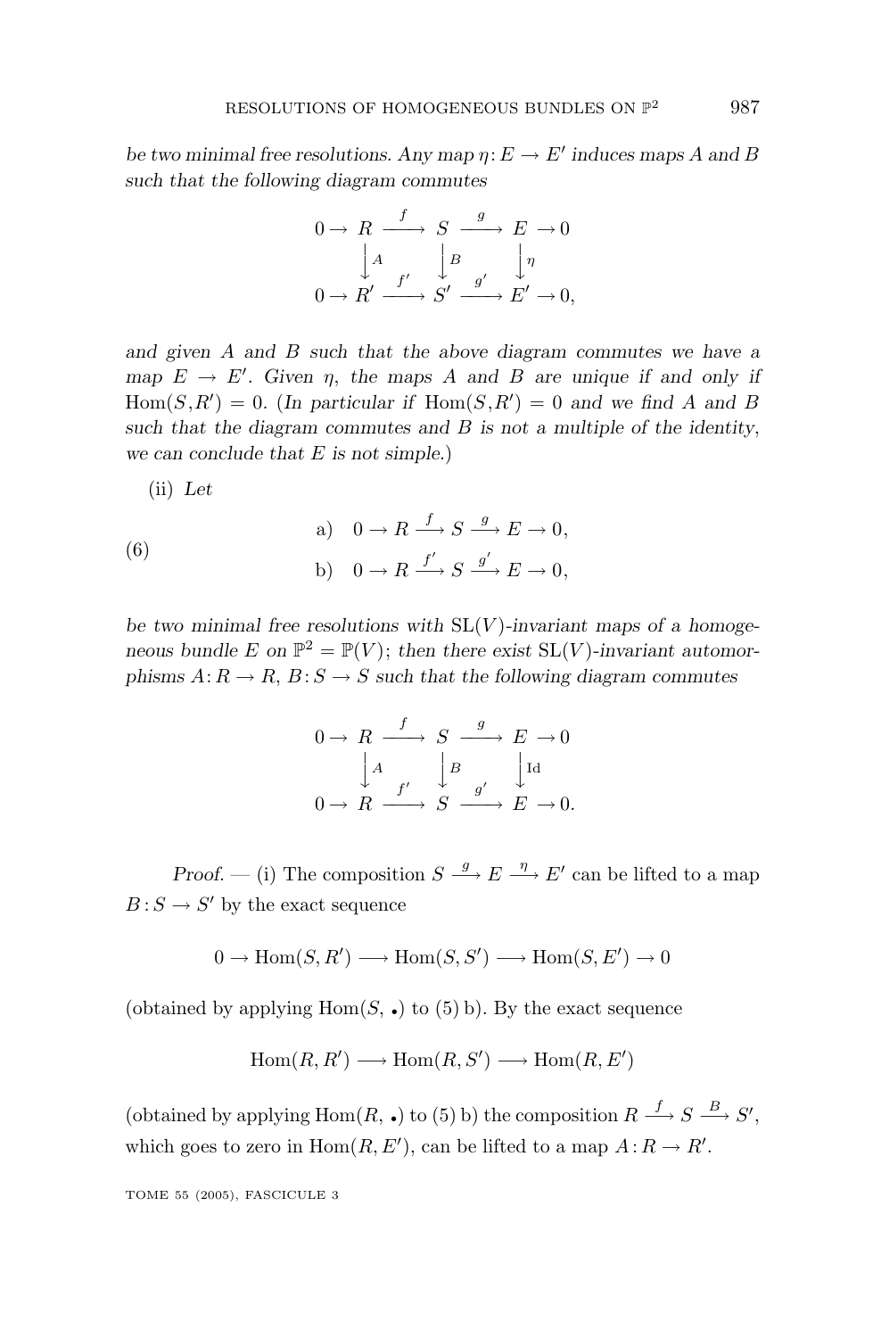*be two minimal free resolutions. Any map $\eta\colon E \to E'$ induces maps $A$ and $B$ such that the following diagram commutes*

$$\begin{array}{ccccccc}
0 \to & R & \xrightarrow{\ f\ } & S & \xrightarrow{\ g\ } & E & \to 0 \\
& \Big\downarrow{\scriptstyle A} & & \Big\downarrow{\scriptstyle B} & & \Big\downarrow{\scriptstyle \eta} & \\
0 \to & R' & \xrightarrow{\ f'\ } & S' & \xrightarrow{\ g'\ } & E' & \to 0,
\end{array}$$

*and given $A$ and $B$ such that the above diagram commutes we have a map $E \to E'$. Given $\eta$, the maps $A$ and $B$ are unique if and only if $\mathrm{Hom}(S,R') = 0$. (In particular if $\mathrm{Hom}(S,R') = 0$ and we find $A$ and $B$ such that the diagram commutes and $B$ is not a multiple of the identity, we can conclude that $E$ is not simple.)*

(ii) *Let*

$$\text{(6)} \qquad \begin{array}{ll} \text{a)} & 0 \to R \xrightarrow{f} S \xrightarrow{g} E \to 0, \\ \text{b)} & 0 \to R \xrightarrow{f'} S \xrightarrow{g'} E \to 0, \end{array}$$

*be two minimal free resolutions with $\mathrm{SL}(V)$-invariant maps of a homogeneous bundle $E$ on $\mathbb{P}^2 = \mathbb{P}(V)$; then there exist $\mathrm{SL}(V)$-invariant automorphisms $A\colon R \to R$, $B\colon S \to S$ such that the following diagram commutes*

$$\begin{array}{ccccccc}
0 \to & R & \xrightarrow{\ f\ } & S & \xrightarrow{\ g\ } & E & \to 0 \\
& \Big\downarrow{\scriptstyle A} & & \Big\downarrow{\scriptstyle B} & & \Big\downarrow{\scriptstyle \mathrm{Id}} & \\
0 \to & R & \xrightarrow{\ f'\ } & S & \xrightarrow{\ g'\ } & E & \to 0.
\end{array}$$

*Proof.* — (i) The composition $S \xrightarrow{g} E \xrightarrow{\eta} E'$ can be lifted to a map $B\colon S \to S'$ by the exact sequence

$$0 \to \mathrm{Hom}(S, R') \longrightarrow \mathrm{Hom}(S, S') \longrightarrow \mathrm{Hom}(S, E') \to 0$$

(obtained by applying $\mathrm{Hom}(S, \bullet)$ to (5) b). By the exact sequence

$$\mathrm{Hom}(R, R') \longrightarrow \mathrm{Hom}(R, S') \longrightarrow \mathrm{Hom}(R, E')$$

(obtained by applying $\mathrm{Hom}(R, \bullet)$ to (5) b) the composition $R \xrightarrow{f} S \xrightarrow{B} S'$, which goes to zero in $\mathrm{Hom}(R, E')$, can be lifted to a map $A\colon R \to R'$.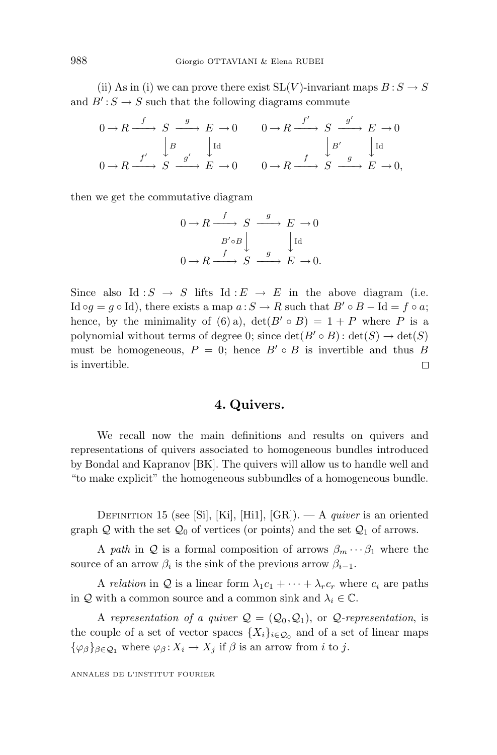(ii) As in (i) we can prove there exist $\mathrm{SL}(V)$-invariant maps $B : S \to S$ and $B' : S \to S$ such that the following diagrams commute

$$
\begin{array}{ccccccc}
0 \to R & \xrightarrow{f} & S & \xrightarrow{g} & E & \to 0 \\
 & & \Big\downarrow B & & \Big\downarrow \mathrm{Id} & \\
0 \to R & \xrightarrow{f'} & S & \xrightarrow{g'} & E & \to 0
\end{array}
\qquad
\begin{array}{ccccccc}
0 \to R & \xrightarrow{f'} & S & \xrightarrow{g'} & E & \to 0 \\
 & & \Big\downarrow B' & & \Big\downarrow \mathrm{Id} & \\
0 \to R & \xrightarrow{f} & S & \xrightarrow{g} & E & \to 0,
\end{array}
$$

then we get the commutative diagram

$$
\begin{array}{ccccccc}
0 \to R & \xrightarrow{f} & S & \xrightarrow{g} & E & \to 0 \\
 & & {\scriptstyle B' \circ B}\Big\downarrow & & \Big\downarrow \mathrm{Id} & \\
0 \to R & \xrightarrow{f} & S & \xrightarrow{g} & E & \to 0.
\end{array}
$$

Since also $\mathrm{Id} : S \to S$ lifts $\mathrm{Id} : E \to E$ in the above diagram (i.e. $\mathrm{Id} \circ g = g \circ \mathrm{Id}$), there exists a map $a : S \to R$ such that $B' \circ B - \mathrm{Id} = f \circ a$; hence, by the minimality of (6) a), $\det(B' \circ B) = 1 + P$ where $P$ is a polynomial without terms of degree 0; since $\det(B' \circ B) : \det(S) \to \det(S)$ must be homogeneous, $P = 0$; hence $B' \circ B$ is invertible and thus $B$ is invertible. □

## 4. Quivers.

We recall now the main definitions and results on quivers and representations of quivers associated to homogeneous bundles introduced by Bondal and Kapranov [BK]. The quivers will allow us to handle well and "to make explicit" the homogeneous subbundles of a homogeneous bundle.

Definition 15 (see [Si], [Ki], [Hi1], [GR]). — A *quiver* is an oriented graph $\mathcal{Q}$ with the set $\mathcal{Q}_0$ of vertices (or points) and the set $\mathcal{Q}_1$ of arrows.

A *path* in $\mathcal{Q}$ is a formal composition of arrows $\beta_m \cdots \beta_1$ where the source of an arrow $\beta_i$ is the sink of the previous arrow $\beta_{i-1}$.

A *relation* in $\mathcal{Q}$ is a linear form $\lambda_1 c_1 + \cdots + \lambda_r c_r$ where $c_i$ are paths in $\mathcal{Q}$ with a common source and a common sink and $\lambda_i \in \mathbb{C}$.

A *representation of a quiver* $\mathcal{Q} = (\mathcal{Q}_0, \mathcal{Q}_1)$, or $\mathcal{Q}$-*representation*, is the couple of a set of vector spaces $\{X_i\}_{i \in \mathcal{Q}_0}$ and of a set of linear maps $\{\varphi_\beta\}_{\beta \in \mathcal{Q}_1}$ where $\varphi_\beta : X_i \to X_j$ if $\beta$ is an arrow from $i$ to $j$.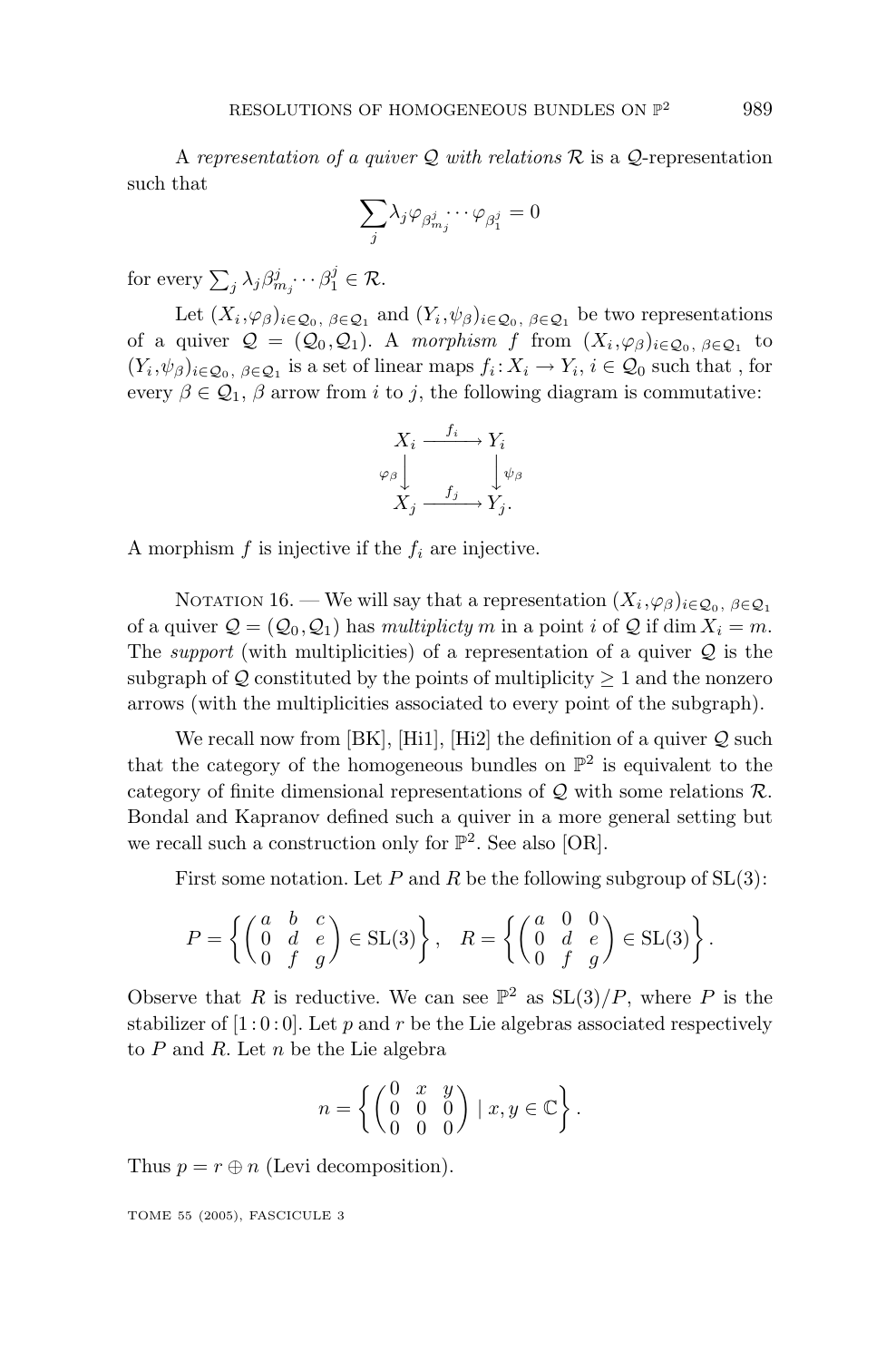A *representation of a quiver $\mathcal{Q}$ with relations $\mathcal{R}$* is a $\mathcal{Q}$-representation such that

$$\sum_j \lambda_j \varphi_{\beta^j_{m_j}} \cdots \varphi_{\beta^j_1} = 0$$

for every $\sum_j \lambda_j \beta^j_{m_j} \cdots \beta^j_1 \in \mathcal{R}$.

Let $(X_i, \varphi_\beta)_{i \in \mathcal{Q}_0,\, \beta \in \mathcal{Q}_1}$ and $(Y_i, \psi_\beta)_{i \in \mathcal{Q}_0,\, \beta \in \mathcal{Q}_1}$ be two representations of a quiver $\mathcal{Q} = (\mathcal{Q}_0, \mathcal{Q}_1)$. A *morphism* $f$ from $(X_i, \varphi_\beta)_{i \in \mathcal{Q}_0,\, \beta \in \mathcal{Q}_1}$ to $(Y_i, \psi_\beta)_{i \in \mathcal{Q}_0,\, \beta \in \mathcal{Q}_1}$ is a set of linear maps $f_i : X_i \to Y_i$, $i \in \mathcal{Q}_0$ such that , for every $\beta \in \mathcal{Q}_1$, $\beta$ arrow from $i$ to $j$, the following diagram is commutative:

$$\begin{array}{ccc} X_i & \xrightarrow{f_i} & Y_i \\ {\scriptstyle \varphi_\beta}\downarrow & & \downarrow{\scriptstyle \psi_\beta} \\ X_j & \xrightarrow{f_j} & Y_j. \end{array}$$

A morphism $f$ is injective if the $f_i$ are injective.

Notation 16. — We will say that a representation $(X_i, \varphi_\beta)_{i \in \mathcal{Q}_0,\, \beta \in \mathcal{Q}_1}$ of a quiver $\mathcal{Q} = (\mathcal{Q}_0, \mathcal{Q}_1)$ has *multiplicty* $m$ in a point $i$ of $\mathcal{Q}$ if $\dim X_i = m$. The *support* (with multiplicities) of a representation of a quiver $\mathcal{Q}$ is the subgraph of $\mathcal{Q}$ constituted by the points of multiplicity $\geq 1$ and the nonzero arrows (with the multiplicities associated to every point of the subgraph).

We recall now from [BK], [Hi1], [Hi2] the definition of a quiver $\mathcal{Q}$ such that the category of the homogeneous bundles on $\mathbb{P}^2$ is equivalent to the category of finite dimensional representations of $\mathcal{Q}$ with some relations $\mathcal{R}$. Bondal and Kapranov defined such a quiver in a more general setting but we recall such a construction only for $\mathbb{P}^2$. See also [OR].

First some notation. Let $P$ and $R$ be the following subgroup of $\mathrm{SL}(3)$:

$$P = \left\{ \begin{pmatrix} a & b & c \\ 0 & d & e \\ 0 & f & g \end{pmatrix} \in \mathrm{SL}(3) \right\}, \quad R = \left\{ \begin{pmatrix} a & 0 & 0 \\ 0 & d & e \\ 0 & f & g \end{pmatrix} \in \mathrm{SL}(3) \right\}.$$

Observe that $R$ is reductive. We can see $\mathbb{P}^2$ as $\mathrm{SL}(3)/P$, where $P$ is the stabilizer of $[1:0:0]$. Let $p$ and $r$ be the Lie algebras associated respectively to $P$ and $R$. Let $n$ be the Lie algebra

$$n = \left\{ \begin{pmatrix} 0 & x & y \\ 0 & 0 & 0 \\ 0 & 0 & 0 \end{pmatrix} \mid x, y \in \mathbb{C} \right\}.$$

Thus $p = r \oplus n$ (Levi decomposition).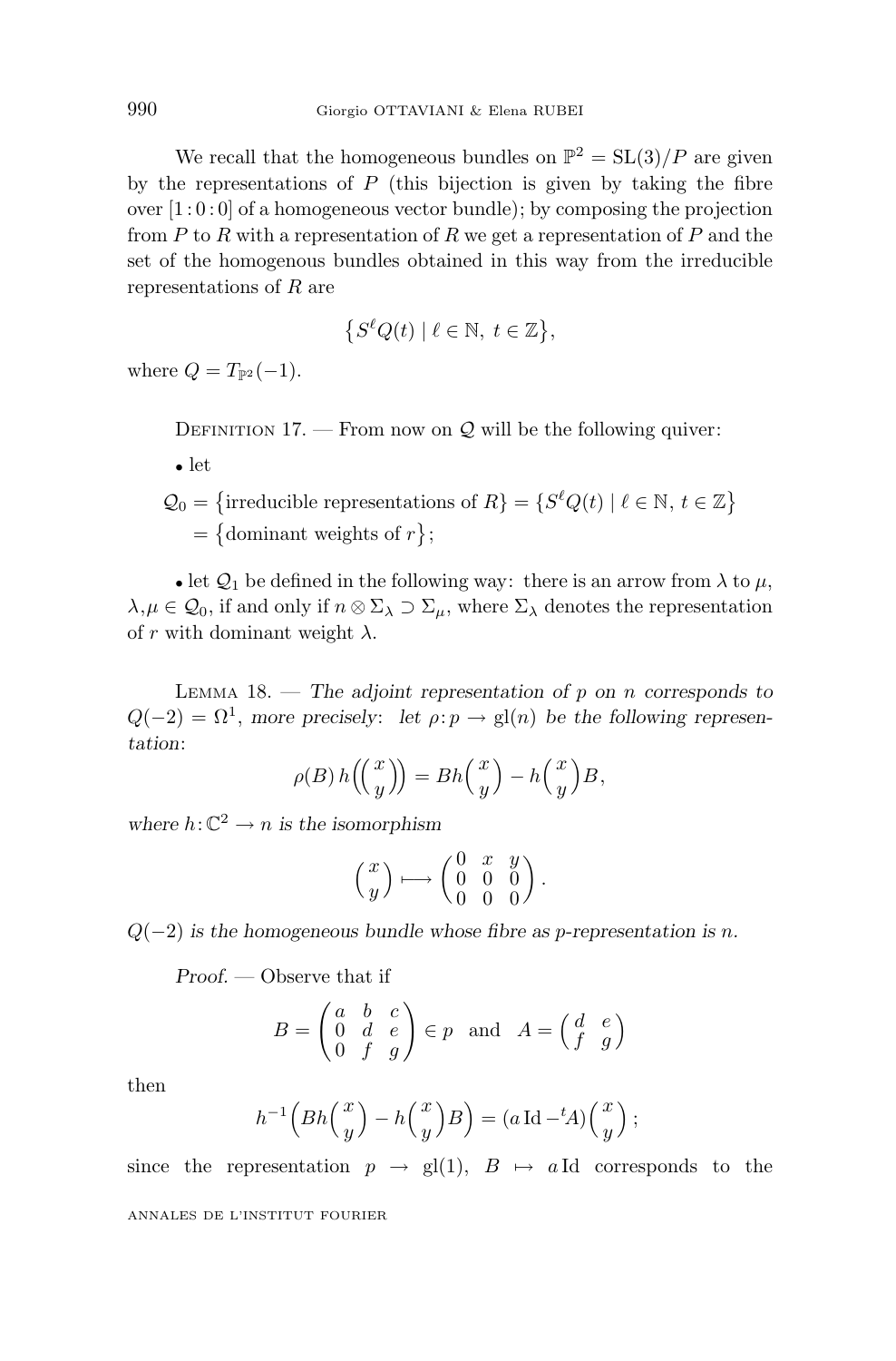We recall that the homogeneous bundles on $\mathbb{P}^2 = \mathrm{SL}(3)/P$ are given by the representations of $P$ (this bijection is given by taking the fibre over $[1:0:0]$ of a homogeneous vector bundle); by composing the projection from $P$ to $R$ with a representation of $R$ we get a representation of $P$ and the set of the homogenous bundles obtained in this way from the irreducible representations of $R$ are

$$\{S^{\ell}Q(t) \mid \ell \in \mathbb{N},\ t \in \mathbb{Z}\},$$

where $Q = T_{\mathbb{P}^2}(-1)$.

Definition 17. — From now on $\mathcal{Q}$ will be the following quiver:

- let

$$\mathcal{Q}_0 = \{\text{irreducible representations of } R\} = \{S^{\ell}Q(t) \mid \ell \in \mathbb{N},\ t \in \mathbb{Z}\}$$
$$= \{\text{dominant weights of } r\};$$

- let $\mathcal{Q}_1$ be defined in the following way: there is an arrow from $\lambda$ to $\mu$, $\lambda,\mu \in \mathcal{Q}_0$, if and only if $n \otimes \Sigma_\lambda \supset \Sigma_\mu$, where $\Sigma_\lambda$ denotes the representation of $r$ with dominant weight $\lambda$.

Lemma 18. — *The adjoint representation of $p$ on $n$ corresponds to $Q(-2) = \Omega^1$, more precisely: let $\rho : p \to \mathrm{gl}(n)$ be the following representation:*

$$\rho(B)\, h\Big(\begin{pmatrix} x \\ y \end{pmatrix}\Big) = Bh\begin{pmatrix} x \\ y \end{pmatrix} - h\begin{pmatrix} x \\ y \end{pmatrix}B,$$

*where $h : \mathbb{C}^2 \to n$ is the isomorphism*

$$\begin{pmatrix} x \\ y \end{pmatrix} \longmapsto \begin{pmatrix} 0 & x & y \\ 0 & 0 & 0 \\ 0 & 0 & 0 \end{pmatrix}.$$

*$Q(-2)$ is the homogeneous bundle whose fibre as $p$-representation is $n$.*

*Proof.* — Observe that if

$$B = \begin{pmatrix} a & b & c \\ 0 & d & e \\ 0 & f & g \end{pmatrix} \in p \quad \text{and} \quad A = \begin{pmatrix} d & e \\ f & g \end{pmatrix}$$

then

$$h^{-1}\Big(Bh\begin{pmatrix} x \\ y \end{pmatrix} - h\begin{pmatrix} x \\ y \end{pmatrix}B\Big) = (a\,\mathrm{Id} - {}^{t}A)\begin{pmatrix} x \\ y \end{pmatrix};$$

since the representation $p \to \mathrm{gl}(1)$, $B \mapsto a\,\mathrm{Id}$ corresponds to the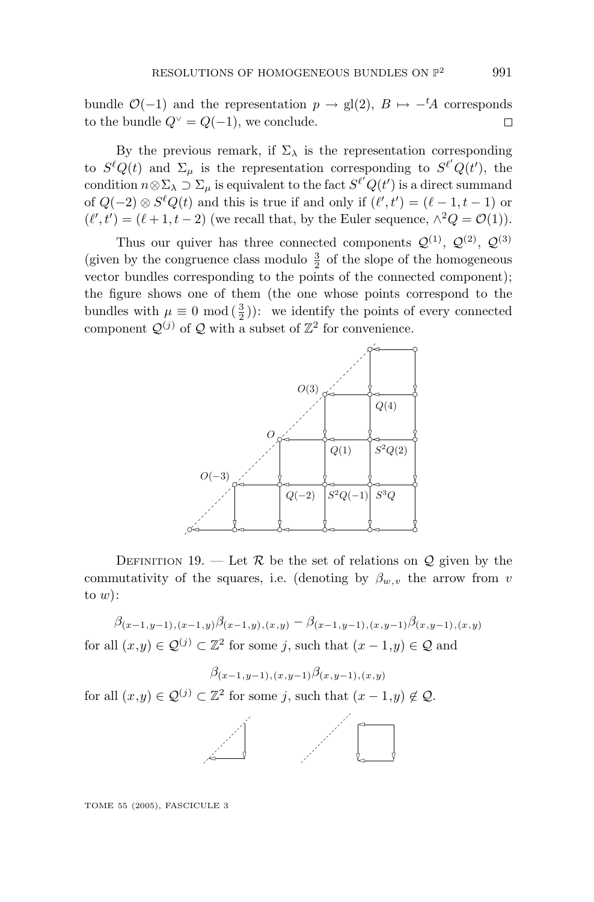bundle $\mathcal{O}(-1)$ and the representation $p \to \mathrm{gl}(2)$, $B \mapsto -{}^tA$ corresponds to the bundle $Q^\vee = Q(-1)$, we conclude. $\square$

By the previous remark, if $\Sigma_\lambda$ is the representation corresponding to $S^\ell Q(t)$ and $\Sigma_\mu$ is the representation corresponding to $S^{\ell'} Q(t')$, the condition $n \otimes \Sigma_\lambda \supset \Sigma_\mu$ is equivalent to the fact $S^{\ell'}Q(t')$ is a direct summand of $Q(-2) \otimes S^\ell Q(t)$ and this is true if and only if $(\ell', t') = (\ell - 1, t - 1)$ or $(\ell', t') = (\ell + 1, t - 2)$ (we recall that, by the Euler sequence, $\wedge^2 Q = \mathcal{O}(1)$).

Thus our quiver has three connected components $\mathcal{Q}^{(1)}$, $\mathcal{Q}^{(2)}$, $\mathcal{Q}^{(3)}$ (given by the congruence class modulo $\frac{3}{2}$ of the slope of the homogeneous vector bundles corresponding to the points of the connected component); the figure shows one of them (the one whose points correspond to the bundles with $\mu \equiv 0 \bmod (\frac{3}{2})$): we identify the points of every connected component $\mathcal{Q}^{(j)}$ of $\mathcal{Q}$ with a subset of $\mathbb{Z}^2$ for convenience.

DEFINITION 19. — Let $\mathcal{R}$ be the set of relations on $\mathcal{Q}$ given by the commutativity of the squares, i.e. (denoting by $\beta_{w,v}$ the arrow from $v$ to $w$):

$$\beta_{(x-1,y-1),(x-1,y)}\beta_{(x-1,y),(x,y)} - \beta_{(x-1,y-1),(x,y-1)}\beta_{(x,y-1),(x,y)}$$

for all $(x,y) \in \mathcal{Q}^{(j)} \subset \mathbb{Z}^2$ for some $j$, such that $(x-1,y) \in \mathcal{Q}$ and

$$\beta_{(x-1,y-1),(x,y-1)}\beta_{(x,y-1),(x,y)}$$

for all $(x,y) \in \mathcal{Q}^{(j)} \subset \mathbb{Z}^2$ for some $j$, such that $(x-1,y) \notin \mathcal{Q}$.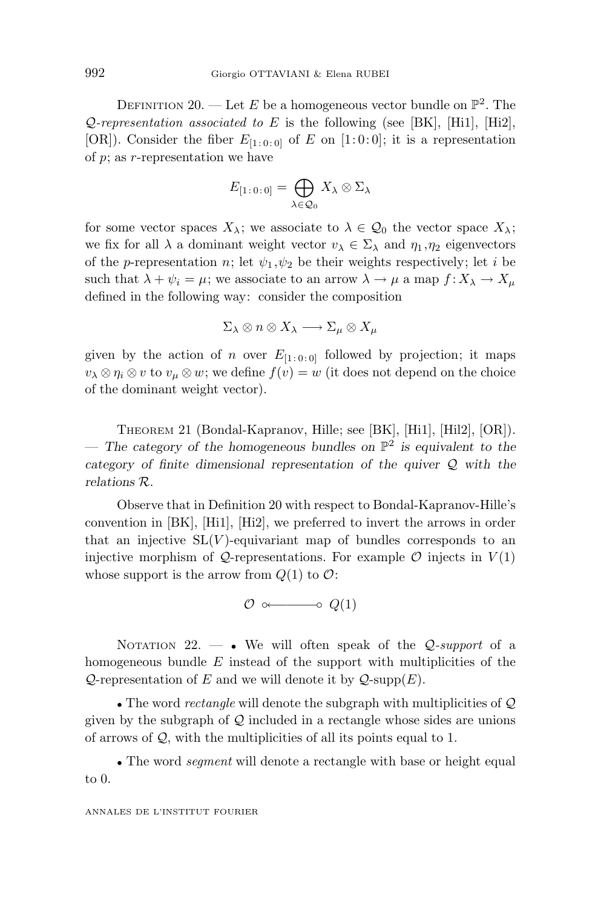Definition 20. — Let $E$ be a homogeneous vector bundle on $\mathbb{P}^2$. The *$\mathcal{Q}$-representation associated to $E$* is the following (see [BK], [Hi1], [Hi2], [OR]). Consider the fiber $E_{[1:0:0]}$ of $E$ on $[1:0:0]$; it is a representation of $p$; as $r$-representation we have

$$E_{[1:0:0]} = \bigoplus_{\lambda \in \mathcal{Q}_0} X_\lambda \otimes \Sigma_\lambda$$

for some vector spaces $X_\lambda$; we associate to $\lambda \in \mathcal{Q}_0$ the vector space $X_\lambda$; we fix for all $\lambda$ a dominant weight vector $v_\lambda \in \Sigma_\lambda$ and $\eta_1, \eta_2$ eigenvectors of the $p$-representation $n$; let $\psi_1, \psi_2$ be their weights respectively; let $i$ be such that $\lambda + \psi_i = \mu$; we associate to an arrow $\lambda \to \mu$ a map $f\colon X_\lambda \to X_\mu$ defined in the following way: consider the composition

$$\Sigma_\lambda \otimes n \otimes X_\lambda \longrightarrow \Sigma_\mu \otimes X_\mu$$

given by the action of $n$ over $E_{[1:0:0]}$ followed by projection; it maps $v_\lambda \otimes \eta_i \otimes v$ to $v_\mu \otimes w$; we define $f(v) = w$ (it does not depend on the choice of the dominant weight vector).

Theorem 21 (Bondal-Kapranov, Hille; see [BK], [Hi1], [Hil2], [OR]). — *The category of the homogeneous bundles on $\mathbb{P}^2$ is equivalent to the category of finite dimensional representation of the quiver $\mathcal{Q}$ with the relations $\mathcal{R}$.*

Observe that in Definition 20 with respect to Bondal-Kapranov-Hille's convention in [BK], [Hi1], [Hi2], we preferred to invert the arrows in order that an injective $\mathrm{SL}(V)$-equivariant map of bundles corresponds to an injective morphism of $\mathcal{Q}$-representations. For example $\mathcal{O}$ injects in $V(1)$ whose support is the arrow from $Q(1)$ to $\mathcal{O}$:

$$\mathcal{O} \ \circ\!\!\longleftarrow\!\!\circ \ Q(1)$$

Notation 22. — • We will often speak of the *$\mathcal{Q}$-support* of a homogeneous bundle $E$ instead of the support with multiplicities of the $\mathcal{Q}$-representation of $E$ and we will denote it by $\mathcal{Q}$-supp$(E)$.

• The word *rectangle* will denote the subgraph with multiplicities of $\mathcal{Q}$ given by the subgraph of $\mathcal{Q}$ included in a rectangle whose sides are unions of arrows of $\mathcal{Q}$, with the multiplicities of all its points equal to 1.

• The word *segment* will denote a rectangle with base or height equal to 0.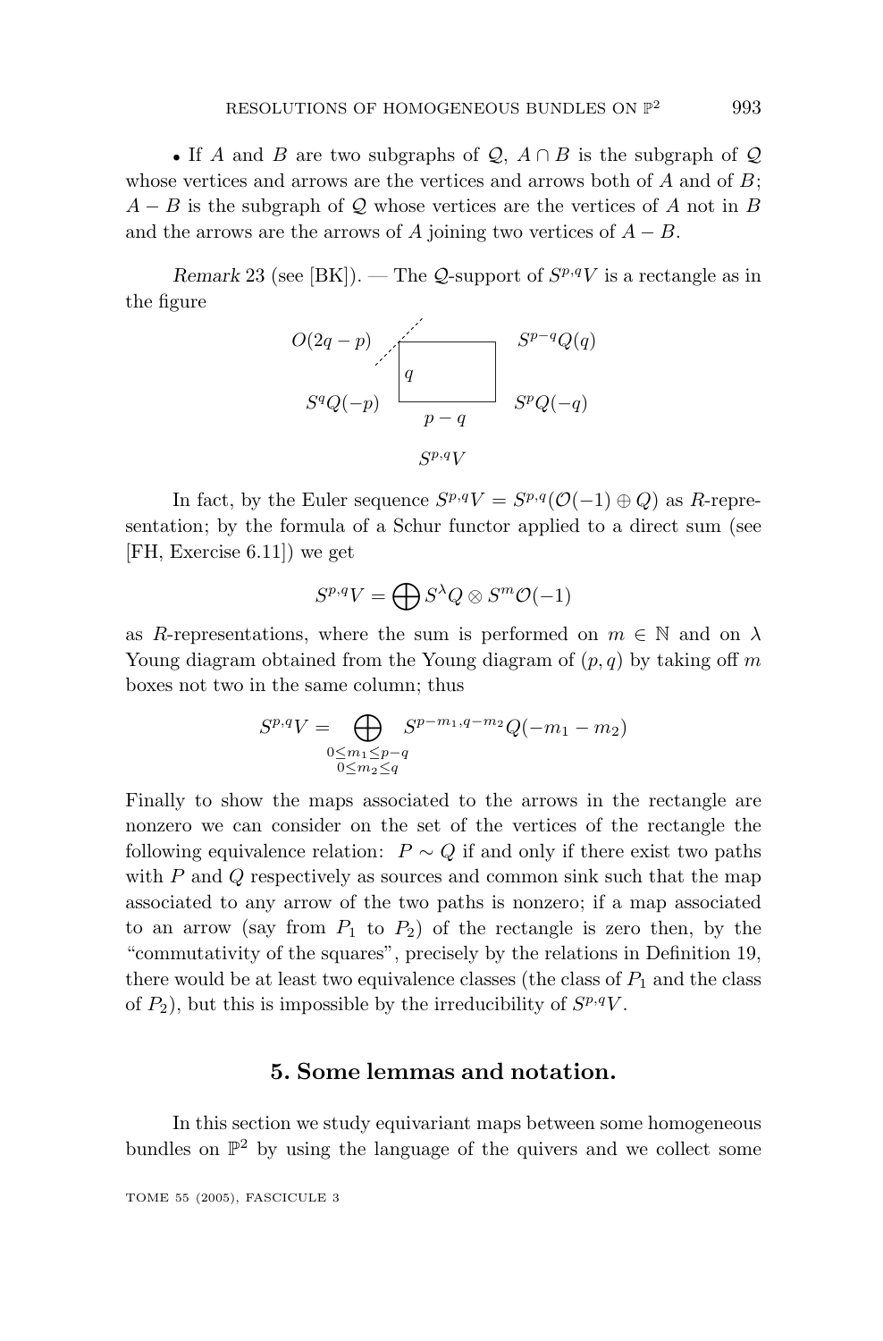• If $A$ and $B$ are two subgraphs of $\mathcal{Q}$, $A \cap B$ is the subgraph of $\mathcal{Q}$ whose vertices and arrows are the vertices and arrows both of $A$ and of $B$; $A - B$ is the subgraph of $\mathcal{Q}$ whose vertices are the vertices of $A$ not in $B$ and the arrows are the arrows of $A$ joining two vertices of $A - B$.

*Remark* 23 (see [BK]). — The $\mathcal{Q}$-support of $S^{p,q}V$ is a rectangle as in the figure

$O(2q-p)$ $\quad$ $S^{p-q}Q(q)$

$q$

$S^qQ(-p)$ $\quad$ $p-q$ $\quad$ $S^pQ(-q)$

$S^{p,q}V$

In fact, by the Euler sequence $S^{p,q}V = S^{p,q}(\mathcal{O}(-1) \oplus Q)$ as $R$-representation; by the formula of a Schur functor applied to a direct sum (see [FH, Exercise 6.11]) we get

$$S^{p,q}V = \bigoplus S^{\lambda}Q \otimes S^m\mathcal{O}(-1)$$

as $R$-representations, where the sum is performed on $m \in \mathbb{N}$ and on $\lambda$ Young diagram obtained from the Young diagram of $(p,q)$ by taking off $m$ boxes not two in the same column; thus

$$S^{p,q}V = \bigoplus_{\substack{0 \leq m_1 \leq p-q \\ 0 \leq m_2 \leq q}} S^{p-m_1, q-m_2}Q(-m_1 - m_2)$$

Finally to show the maps associated to the arrows in the rectangle are nonzero we can consider on the set of the vertices of the rectangle the following equivalence relation: $P \sim Q$ if and only if there exist two paths with $P$ and $Q$ respectively as sources and common sink such that the map associated to any arrow of the two paths is nonzero; if a map associated to an arrow (say from $P_1$ to $P_2$) of the rectangle is zero then, by the "commutativity of the squares", precisely by the relations in Definition 19, there would be at least two equivalence classes (the class of $P_1$ and the class of $P_2$), but this is impossible by the irreducibility of $S^{p,q}V$.

## 5. Some lemmas and notation.

In this section we study equivariant maps between some homogeneous bundles on $\mathbb{P}^2$ by using the language of the quivers and we collect some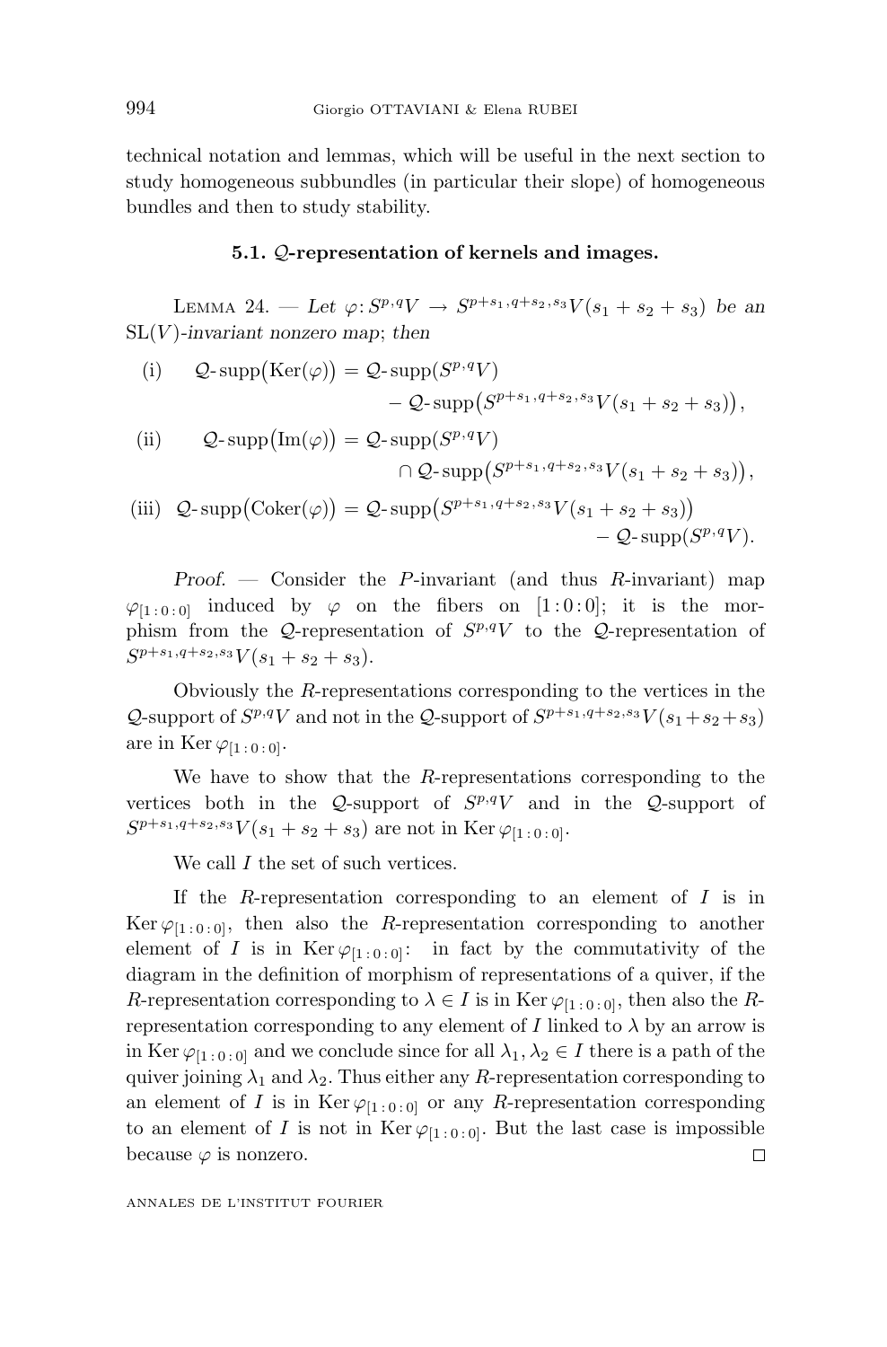technical notation and lemmas, which will be useful in the next section to study homogeneous subbundles (in particular their slope) of homogeneous bundles and then to study stability.

### 5.1. $\mathcal{Q}$-representation of kernels and images.

Lemma 24. — *Let* $\varphi\colon S^{p,q}V \to S^{p+s_1,q+s_2,s_3}V(s_1+s_2+s_3)$ *be an* $\mathrm{SL}(V)$*-invariant nonzero map; then*

$$\text{(i)}\quad \mathcal{Q}\text{-}\operatorname{supp}\big(\operatorname{Ker}(\varphi)\big) = \mathcal{Q}\text{-}\operatorname{supp}(S^{p,q}V) - \mathcal{Q}\text{-}\operatorname{supp}\big(S^{p+s_1,q+s_2,s_3}V(s_1+s_2+s_3)\big),$$

$$\text{(ii)}\quad \mathcal{Q}\text{-}\operatorname{supp}\big(\operatorname{Im}(\varphi)\big) = \mathcal{Q}\text{-}\operatorname{supp}(S^{p,q}V) \cap \mathcal{Q}\text{-}\operatorname{supp}\big(S^{p+s_1,q+s_2,s_3}V(s_1+s_2+s_3)\big),$$

$$\text{(iii)}\quad \mathcal{Q}\text{-}\operatorname{supp}\big(\operatorname{Coker}(\varphi)\big) = \mathcal{Q}\text{-}\operatorname{supp}\big(S^{p+s_1,q+s_2,s_3}V(s_1+s_2+s_3)\big) - \mathcal{Q}\text{-}\operatorname{supp}(S^{p,q}V).$$

*Proof*. — Consider the $P$-invariant (and thus $R$-invariant) map $\varphi_{[1:0:0]}$ induced by $\varphi$ on the fibers on $[1:0:0]$; it is the morphism from the $\mathcal{Q}$-representation of $S^{p,q}V$ to the $\mathcal{Q}$-representation of $S^{p+s_1,q+s_2,s_3}V(s_1+s_2+s_3)$.

Obviously the $R$-representations corresponding to the vertices in the $\mathcal{Q}$-support of $S^{p,q}V$ and not in the $\mathcal{Q}$-support of $S^{p+s_1,q+s_2,s_3}V(s_1+s_2+s_3)$ are in $\operatorname{Ker}\varphi_{[1:0:0]}$.

We have to show that the $R$-representations corresponding to the vertices both in the $\mathcal{Q}$-support of $S^{p,q}V$ and in the $\mathcal{Q}$-support of $S^{p+s_1,q+s_2,s_3}V(s_1+s_2+s_3)$ are not in $\operatorname{Ker}\varphi_{[1:0:0]}$.

We call $I$ the set of such vertices.

If the $R$-representation corresponding to an element of $I$ is in $\operatorname{Ker}\varphi_{[1:0:0]}$, then also the $R$-representation corresponding to another element of $I$ is in $\operatorname{Ker}\varphi_{[1:0:0]}$: in fact by the commutativity of the diagram in the definition of morphism of representations of a quiver, if the $R$-representation corresponding to $\lambda \in I$ is in $\operatorname{Ker}\varphi_{[1:0:0]}$, then also the $R$-representation corresponding to any element of $I$ linked to $\lambda$ by an arrow is in $\operatorname{Ker}\varphi_{[1:0:0]}$ and we conclude since for all $\lambda_1, \lambda_2 \in I$ there is a path of the quiver joining $\lambda_1$ and $\lambda_2$. Thus either any $R$-representation corresponding to an element of $I$ is in $\operatorname{Ker}\varphi_{[1:0:0]}$ or any $R$-representation corresponding to an element of $I$ is not in $\operatorname{Ker}\varphi_{[1:0:0]}$. But the last case is impossible because $\varphi$ is nonzero. □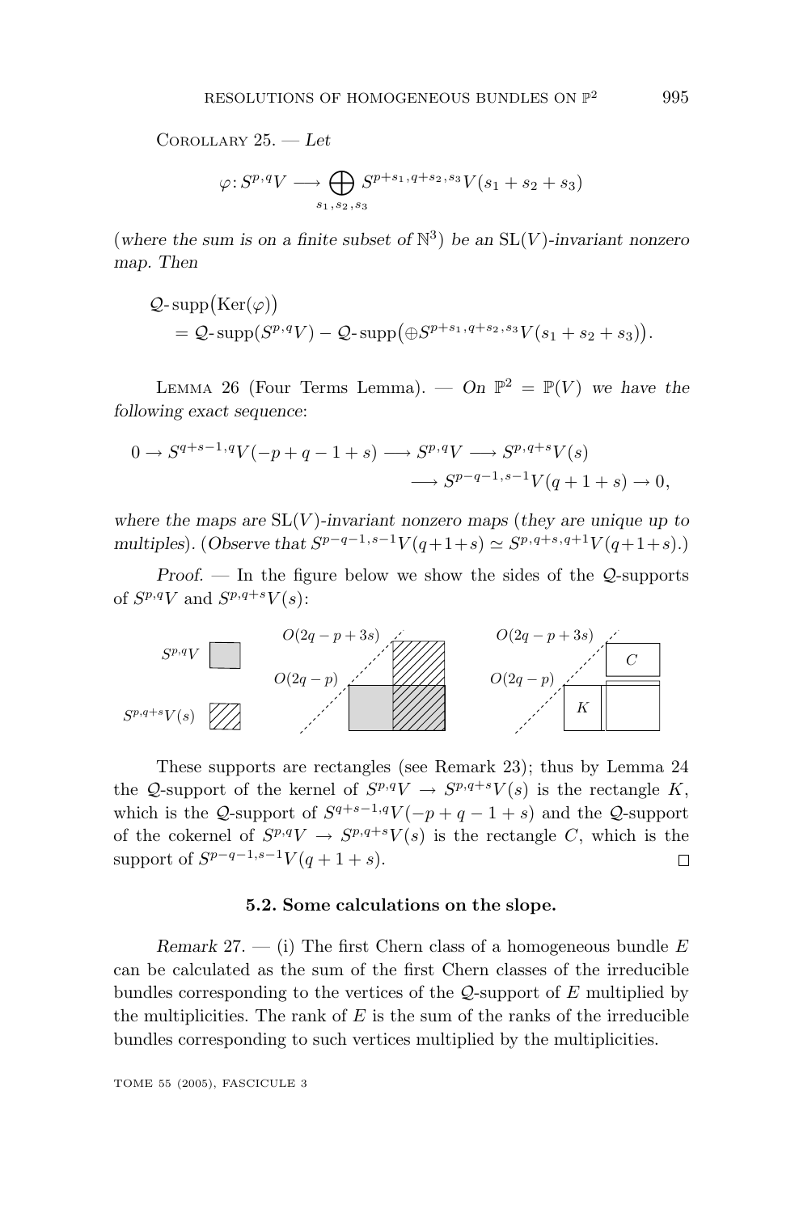Corollary 25. — *Let*

$$\varphi : S^{p,q}V \longrightarrow \bigoplus_{s_1,s_2,s_3} S^{p+s_1,q+s_2,s_3}V(s_1+s_2+s_3)$$

(*where the sum is on a finite subset of* $\mathbb{N}^3$) *be an* $\mathrm{SL}(V)$*-invariant nonzero map. Then*

$$\begin{aligned}&\mathcal{Q}\text{-}\operatorname{supp}\big(\operatorname{Ker}(\varphi)\big)\\ &\quad = \mathcal{Q}\text{-}\operatorname{supp}(S^{p,q}V) - \mathcal{Q}\text{-}\operatorname{supp}\big(\oplus S^{p+s_1,q+s_2,s_3}V(s_1+s_2+s_3)\big).\end{aligned}$$

Lemma 26 (Four Terms Lemma). — *On* $\mathbb{P}^2 = \mathbb{P}(V)$ *we have the following exact sequence*:

$$\begin{aligned}0 \to S^{q+s-1,q}V(-p+q-1+s) \longrightarrow S^{p,q}V \longrightarrow S^{p,q+s}V(s)\\ \longrightarrow S^{p-q-1,s-1}V(q+1+s) \to 0,\end{aligned}$$

*where the maps are* $\mathrm{SL}(V)$*-invariant nonzero maps* (*they are unique up to multiples*). (*Observe that* $S^{p-q-1,s-1}V(q+1+s) \simeq S^{p,q+s,q+1}V(q+1+s)$.)

*Proof*. — In the figure below we show the sides of the $\mathcal{Q}$-supports of $S^{p,q}V$ and $S^{p,q+s}V(s)$:

These supports are rectangles (see Remark 23); thus by Lemma 24 the $\mathcal{Q}$-support of the kernel of $S^{p,q}V \to S^{p,q+s}V(s)$ is the rectangle $K$, which is the $\mathcal{Q}$-support of $S^{q+s-1,q}V(-p+q-1+s)$ and the $\mathcal{Q}$-support of the cokernel of $S^{p,q}V \to S^{p,q+s}V(s)$ is the rectangle $C$, which is the support of $S^{p-q-1,s-1}V(q+1+s)$. $\square$

### 5.2. Some calculations on the slope.

*Remark* 27. — (i) The first Chern class of a homogeneous bundle $E$ can be calculated as the sum of the first Chern classes of the irreducible bundles corresponding to the vertices of the $\mathcal{Q}$-support of $E$ multiplied by the multiplicities. The rank of $E$ is the sum of the ranks of the irreducible bundles corresponding to such vertices multiplied by the multiplicities.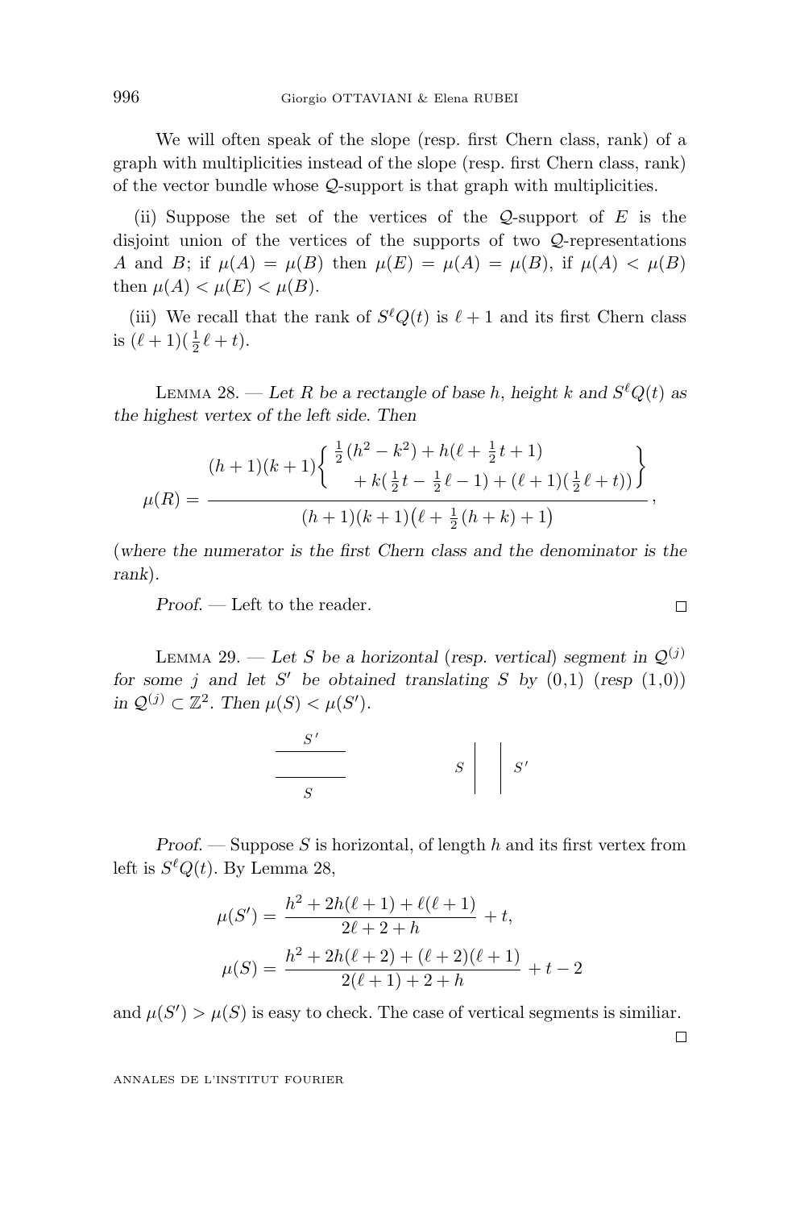We will often speak of the slope (resp. first Chern class, rank) of a graph with multiplicities instead of the slope (resp. first Chern class, rank) of the vector bundle whose $\mathcal{Q}$-support is that graph with multiplicities.

(ii) Suppose the set of the vertices of the $\mathcal{Q}$-support of $E$ is the disjoint union of the vertices of the supports of two $\mathcal{Q}$-representations $A$ and $B$; if $\mu(A) = \mu(B)$ then $\mu(E) = \mu(A) = \mu(B)$, if $\mu(A) < \mu(B)$ then $\mu(A) < \mu(E) < \mu(B)$.

(iii) We recall that the rank of $S^\ell Q(t)$ is $\ell + 1$ and its first Chern class is $(\ell+1)(\frac{1}{2}\ell + t)$.

Lemma 28. — *Let $R$ be a rectangle of base $h$, height $k$ and $S^\ell Q(t)$ as the highest vertex of the left side. Then*

$$\mu(R) = \frac{(h+1)(k+1)\left\{\begin{array}{l} \frac{1}{2}(h^2-k^2) + h(\ell + \frac{1}{2}t + 1) \\ \qquad + k(\frac{1}{2}t - \frac{1}{2}\ell - 1) + (\ell+1)(\frac{1}{2}\ell + t)) \end{array}\right\}}{(h+1)(k+1)\big(\ell + \frac{1}{2}(h+k) + 1\big)},$$

(*where the numerator is the first Chern class and the denominator is the rank*).

*Proof.* — Left to the reader. □

Lemma 29. — *Let $S$ be a horizontal (resp. vertical) segment in $\mathcal{Q}^{(j)}$ for some $j$ and let $S'$ be obtained translating $S$ by $(0,1)$ (resp $(1,0)$) in $\mathcal{Q}^{(j)} \subset \mathbb{Z}^2$. Then $\mu(S) < \mu(S')$.*

*Proof.* — Suppose $S$ is horizontal, of length $h$ and its first vertex from left is $S^\ell Q(t)$. By Lemma 28,

$$\mu(S') = \frac{h^2 + 2h(\ell+1) + \ell(\ell+1)}{2\ell + 2 + h} + t,$$

$$\mu(S) = \frac{h^2 + 2h(\ell+2) + (\ell+2)(\ell+1)}{2(\ell+1) + 2 + h} + t - 2$$

and $\mu(S') > \mu(S)$ is easy to check. The case of vertical segments is similiar. □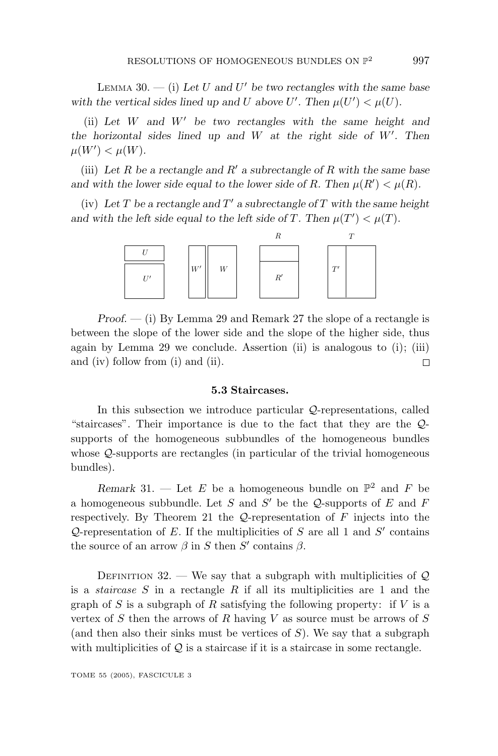Lemma 30. — (i) *Let $U$ and $U'$ be two rectangles with the same base with the vertical sides lined up and $U$ above $U'$. Then $\mu(U') < \mu(U)$.*

(ii) *Let $W$ and $W'$ be two rectangles with the same height and the horizontal sides lined up and $W$ at the right side of $W'$. Then $\mu(W') < \mu(W)$.*

(iii) *Let $R$ be a rectangle and $R'$ a subrectangle of $R$ with the same base and with the lower side equal to the lower side of $R$. Then $\mu(R') < \mu(R)$.*

(iv) *Let $T$ be a rectangle and $T'$ a subrectangle of $T$ with the same height and with the left side equal to the left side of $T$. Then $\mu(T') < \mu(T)$.*

*Proof.* — (i) By Lemma 29 and Remark 27 the slope of a rectangle is between the slope of the lower side and the slope of the higher side, thus again by Lemma 29 we conclude. Assertion (ii) is analogous to (i); (iii) and (iv) follow from (i) and (ii). □

### 5.3 Staircases.

In this subsection we introduce particular $\mathcal{Q}$-representations, called "staircases". Their importance is due to the fact that they are the $\mathcal{Q}$-supports of the homogeneous subbundles of the homogeneous bundles whose $\mathcal{Q}$-supports are rectangles (in particular of the trivial homogeneous bundles).

*Remark* 31. — Let $E$ be a homogeneous bundle on $\mathbb{P}^2$ and $F$ be a homogeneous subbundle. Let $S$ and $S'$ be the $\mathcal{Q}$-supports of $E$ and $F$ respectively. By Theorem 21 the $\mathcal{Q}$-representation of $F$ injects into the $\mathcal{Q}$-representation of $E$. If the multiplicities of $S$ are all 1 and $S'$ contains the source of an arrow $\beta$ in $S$ then $S'$ contains $\beta$.

Definition 32. — We say that a subgraph with multiplicities of $\mathcal{Q}$ is a *staircase* $S$ in a rectangle $R$ if all its multiplicities are 1 and the graph of $S$ is a subgraph of $R$ satisfying the following property: if $V$ is a vertex of $S$ then the arrows of $R$ having $V$ as source must be arrows of $S$ (and then also their sinks must be vertices of $S$). We say that a subgraph with multiplicities of $\mathcal{Q}$ is a staircase if it is a staircase in some rectangle.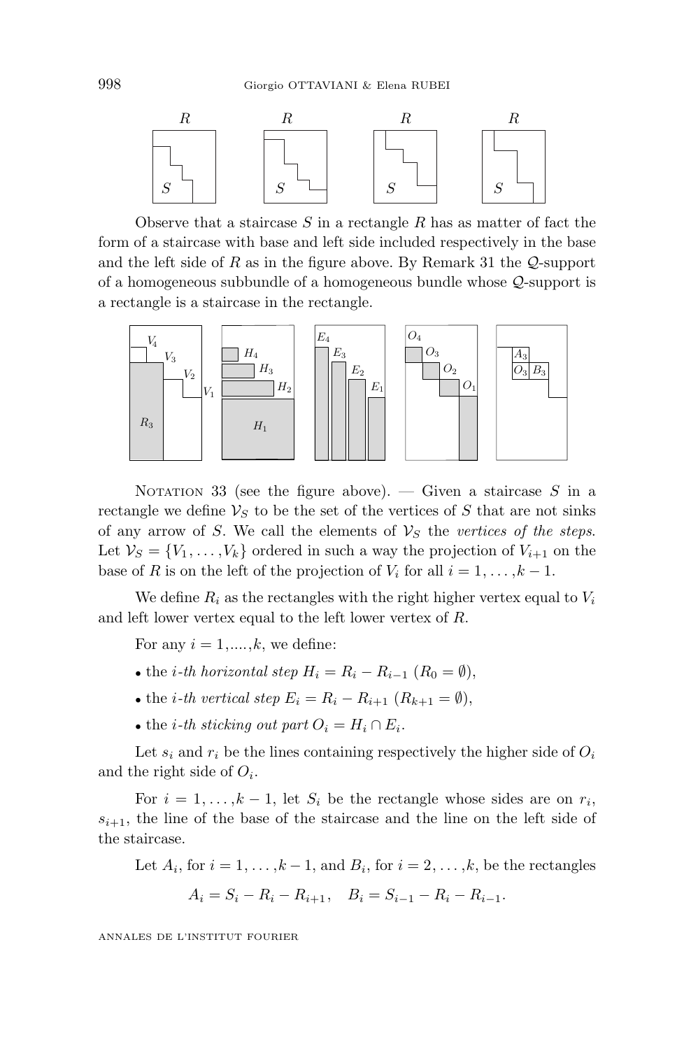Observe that a staircase $S$ in a rectangle $R$ has as matter of fact the form of a staircase with base and left side included respectively in the base and the left side of $R$ as in the figure above. By Remark 31 the $\mathcal{Q}$-support of a homogeneous subbundle of a homogeneous bundle whose $\mathcal{Q}$-support is a rectangle is a staircase in the rectangle.

Notation 33 (see the figure above). — Given a staircase $S$ in a rectangle we define $\mathcal{V}_S$ to be the set of the vertices of $S$ that are not sinks of any arrow of $S$. We call the elements of $\mathcal{V}_S$ the *vertices of the steps*. Let $\mathcal{V}_S = \{V_1, \dots, V_k\}$ ordered in such a way the projection of $V_{i+1}$ on the base of $R$ is on the left of the projection of $V_i$ for all $i = 1, \dots, k-1$.

We define $R_i$ as the rectangles with the right higher vertex equal to $V_i$ and left lower vertex equal to the left lower vertex of $R$.

For any $i = 1, \dots, k$, we define:

- the *i-th horizontal step* $H_i = R_i - R_{i-1}$ ($R_0 = \emptyset$),
- the *i-th vertical step* $E_i = R_i - R_{i+1}$ ($R_{k+1} = \emptyset$),
- the *i-th sticking out part* $O_i = H_i \cap E_i$.

Let $s_i$ and $r_i$ be the lines containing respectively the higher side of $O_i$ and the right side of $O_i$.

For $i = 1, \dots, k-1$, let $S_i$ be the rectangle whose sides are on $r_i$, $s_{i+1}$, the line of the base of the staircase and the line on the left side of the staircase.

Let $A_i$, for $i = 1, \dots, k-1$, and $B_i$, for $i = 2, \dots, k$, be the rectangles

$$A_i = S_i - R_i - R_{i+1}, \quad B_i = S_{i-1} - R_i - R_{i-1}.$$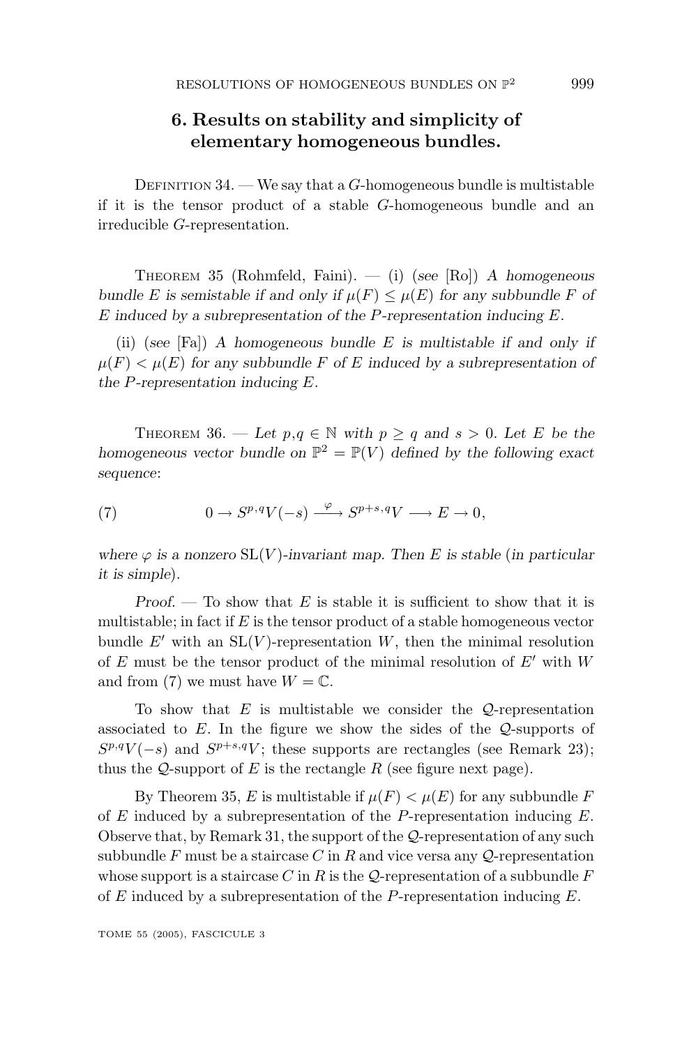## 6. Results on stability and simplicity of elementary homogeneous bundles.

Definition 34. — We say that a $G$-homogeneous bundle is multistable if it is the tensor product of a stable $G$-homogeneous bundle and an irreducible $G$-representation.

Theorem 35 (Rohmfeld, Faini). — (i) (*see* [Ro]) *A homogeneous bundle $E$ is semistable if and only if $\mu(F) \leq \mu(E)$ for any subbundle $F$ of $E$ induced by a subrepresentation of the $P$-representation inducing $E$.*

(ii) (*see* [Fa]) *A homogeneous bundle $E$ is multistable if and only if $\mu(F) < \mu(E)$ for any subbundle $F$ of $E$ induced by a subrepresentation of the $P$-representation inducing $E$.*

Theorem 36. — *Let $p, q \in \mathbb{N}$ with $p \geq q$ and $s > 0$. Let $E$ be the homogeneous vector bundle on $\mathbb{P}^2 = \mathbb{P}(V)$ defined by the following exact sequence:*

$$0 \to S^{p,q}V(-s) \xrightarrow{\varphi} S^{p+s,q}V \longrightarrow E \to 0, \tag{7}$$

*where $\varphi$ is a nonzero $\mathrm{SL}(V)$-invariant map. Then $E$ is stable (in particular it is simple).*

*Proof.* — To show that $E$ is stable it is sufficient to show that it is multistable; in fact if $E$ is the tensor product of a stable homogeneous vector bundle $E'$ with an $\mathrm{SL}(V)$-representation $W$, then the minimal resolution of $E$ must be the tensor product of the minimal resolution of $E'$ with $W$ and from (7) we must have $W = \mathbb{C}$.

To show that $E$ is multistable we consider the $\mathcal{Q}$-representation associated to $E$. In the figure we show the sides of the $\mathcal{Q}$-supports of $S^{p,q}V(-s)$ and $S^{p+s,q}V$; these supports are rectangles (see Remark 23); thus the $\mathcal{Q}$-support of $E$ is the rectangle $R$ (see figure next page).

By Theorem 35, $E$ is multistable if $\mu(F) < \mu(E)$ for any subbundle $F$ of $E$ induced by a subrepresentation of the $P$-representation inducing $E$. Observe that, by Remark 31, the support of the $\mathcal{Q}$-representation of any such subbundle $F$ must be a staircase $C$ in $R$ and vice versa any $\mathcal{Q}$-representation whose support is a staircase $C$ in $R$ is the $\mathcal{Q}$-representation of a subbundle $F$ of $E$ induced by a subrepresentation of the $P$-representation inducing $E$.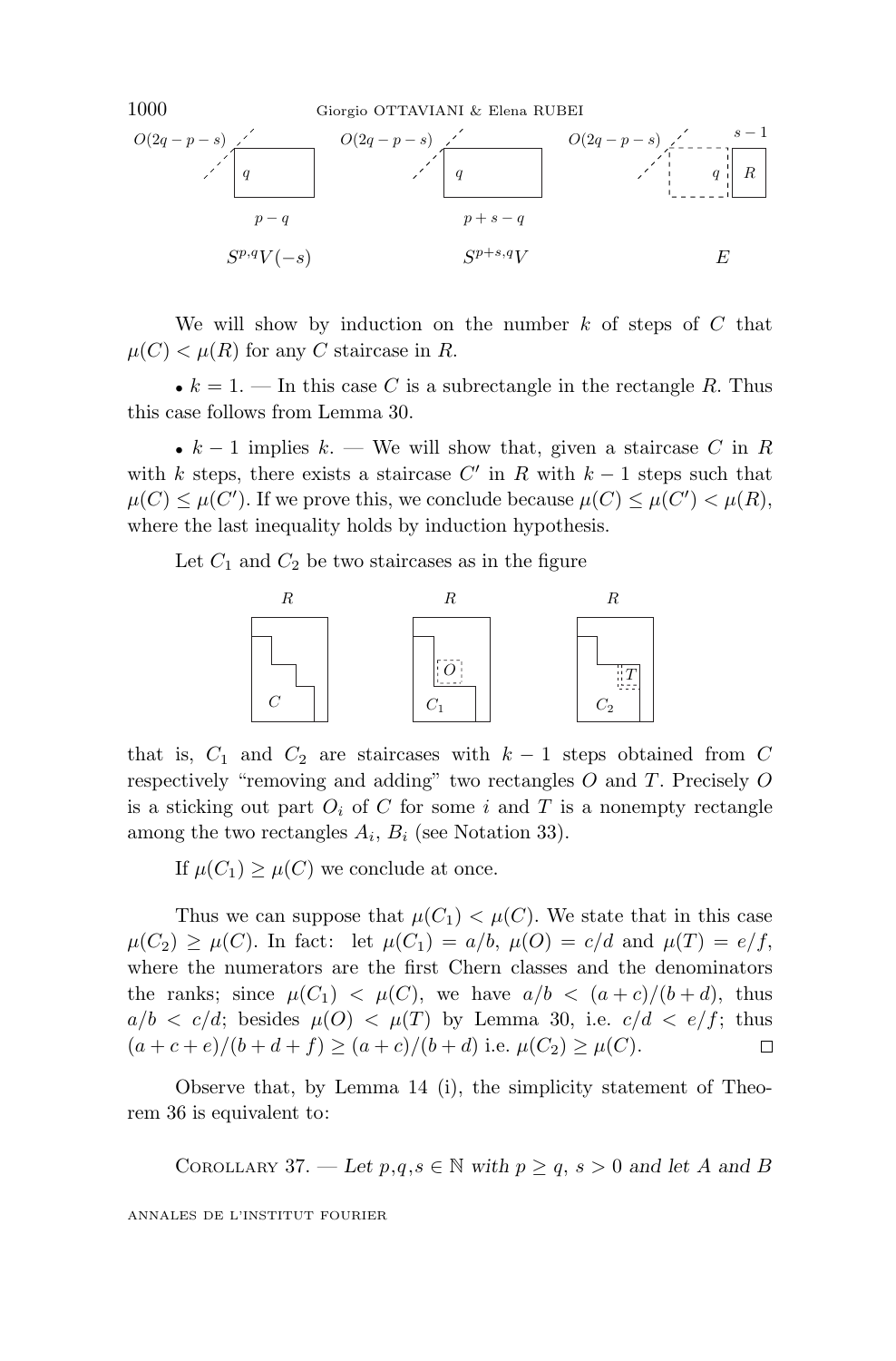$O(2q-p-s)$ $q$ $p-q$ $S^{p,q}V(-s)$ $O(2q-p-s)$ $q$ $p+s-q$ $S^{p+s,q}V$ $O(2q-p-s)$ $s-1$ $q$ $R$ $E$

We will show by induction on the number $k$ of steps of $C$ that $\mu(C) < \mu(R)$ for any $C$ staircase in $R$.

• $k = 1$. — In this case $C$ is a subrectangle in the rectangle $R$. Thus this case follows from Lemma 30.

• $k-1$ implies $k$. — We will show that, given a staircase $C$ in $R$ with $k$ steps, there exists a staircase $C'$ in $R$ with $k-1$ steps such that $\mu(C) \le \mu(C')$. If we prove this, we conclude because $\mu(C) \le \mu(C') < \mu(R)$, where the last inequality holds by induction hypothesis.

Let $C_1$ and $C_2$ be two staircases as in the figure

$R$ $R$ $R$ $C$ $O$ $C_1$ $T$ $C_2$

that is, $C_1$ and $C_2$ are staircases with $k-1$ steps obtained from $C$ respectively "removing and adding" two rectangles $O$ and $T$. Precisely $O$ is a sticking out part $O_i$ of $C$ for some $i$ and $T$ is a nonempty rectangle among the two rectangles $A_i$, $B_i$ (see Notation 33).

If $\mu(C_1) \ge \mu(C)$ we conclude at once.

Thus we can suppose that $\mu(C_1) < \mu(C)$. We state that in this case $\mu(C_2) \ge \mu(C)$. In fact: let $\mu(C_1) = a/b$, $\mu(O) = c/d$ and $\mu(T) = e/f$, where the numerators are the first Chern classes and the denominators the ranks; since $\mu(C_1) < \mu(C)$, we have $a/b < (a+c)/(b+d)$, thus $a/b < c/d$; besides $\mu(O) < \mu(T)$ by Lemma 30, i.e. $c/d < e/f$; thus $(a+c+e)/(b+d+f) \ge (a+c)/(b+d)$ i.e. $\mu(C_2) \ge \mu(C)$. $\square$

Observe that, by Lemma 14 (i), the simplicity statement of Theorem 36 is equivalent to:

Corollary 37. — *Let $p,q,s \in \mathbb{N}$ with $p \ge q$, $s > 0$ and let $A$ and $B$*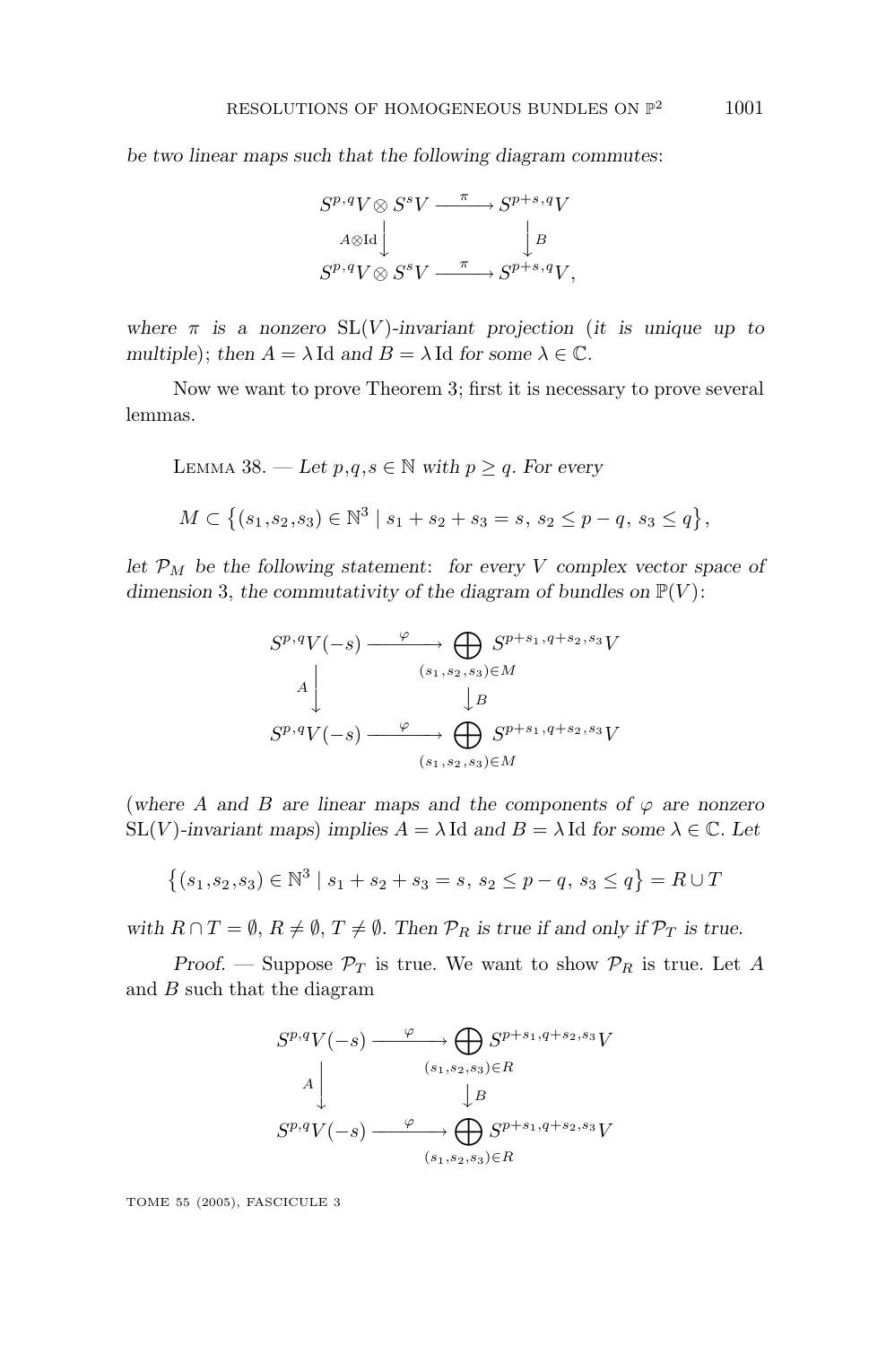*be two linear maps such that the following diagram commutes*:

$$\begin{array}{ccc} S^{p,q}V \otimes S^s V & \xrightarrow{\ \pi\ } & S^{p+s,q}V \\ {\scriptstyle A\otimes \mathrm{Id}}\downarrow & & \downarrow{\scriptstyle B} \\ S^{p,q}V \otimes S^s V & \xrightarrow{\ \pi\ } & S^{p+s,q}V, \end{array}$$

*where* $\pi$ *is a nonzero* $\mathrm{SL}(V)$*-invariant projection* (*it is unique up to multiple*); *then* $A = \lambda\,\mathrm{Id}$ *and* $B = \lambda\,\mathrm{Id}$ *for some* $\lambda \in \mathbb{C}$.

Now we want to prove Theorem 3; first it is necessary to prove several lemmas.

Lemma 38. — *Let* $p, q, s \in \mathbb{N}$ *with* $p \geq q$. *For every*

$$M \subset \left\{(s_1, s_2, s_3) \in \mathbb{N}^3 \mid s_1 + s_2 + s_3 = s,\ s_2 \leq p - q,\ s_3 \leq q\right\},$$

*let* $\mathcal{P}_M$ *be the following statement*: *for every* $V$ *complex vector space of dimension* 3, *the commutativity of the diagram of bundles on* $\mathbb{P}(V)$:

$$\begin{array}{ccc} S^{p,q}V(-s) & \xrightarrow{\ \varphi\ } & \displaystyle\bigoplus_{(s_1,s_2,s_3)\in M} S^{p+s_1,q+s_2,s_3}V \\ {\scriptstyle A}\downarrow & & \downarrow{\scriptstyle B} \\ S^{p,q}V(-s) & \xrightarrow{\ \varphi\ } & \displaystyle\bigoplus_{(s_1,s_2,s_3)\in M} S^{p+s_1,q+s_2,s_3}V \end{array}$$

(*where* $A$ *and* $B$ *are linear maps and the components of* $\varphi$ *are nonzero* $\mathrm{SL}(V)$*-invariant maps*) *implies* $A = \lambda\,\mathrm{Id}$ *and* $B = \lambda\,\mathrm{Id}$ *for some* $\lambda \in \mathbb{C}$. *Let*

$$\left\{(s_1, s_2, s_3) \in \mathbb{N}^3 \mid s_1 + s_2 + s_3 = s,\ s_2 \leq p - q,\ s_3 \leq q\right\} = R \cup T$$

*with* $R \cap T = \emptyset$, $R \neq \emptyset$, $T \neq \emptyset$. *Then* $\mathcal{P}_R$ *is true if and only if* $\mathcal{P}_T$ *is true.*

*Proof.* — Suppose $\mathcal{P}_T$ is true. We want to show $\mathcal{P}_R$ is true. Let $A$ and $B$ such that the diagram

$$\begin{array}{ccc} S^{p,q}V(-s) & \xrightarrow{\ \varphi\ } & \displaystyle\bigoplus_{(s_1,s_2,s_3)\in R} S^{p+s_1,q+s_2,s_3}V \\ {\scriptstyle A}\downarrow & & \downarrow{\scriptstyle B} \\ S^{p,q}V(-s) & \xrightarrow{\ \varphi\ } & \displaystyle\bigoplus_{(s_1,s_2,s_3)\in R} S^{p+s_1,q+s_2,s_3}V \end{array}$$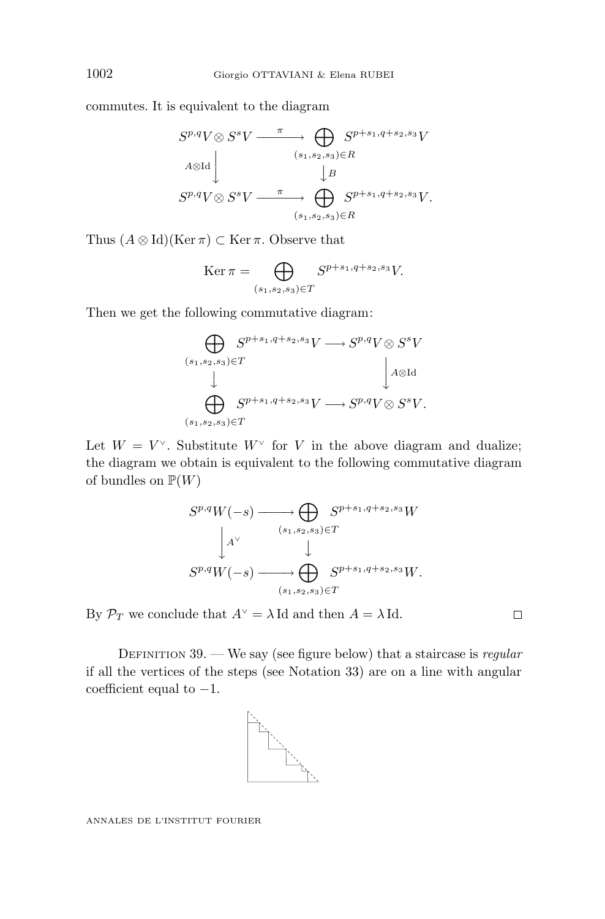commutes. It is equivalent to the diagram

$$\begin{array}{ccc} S^{p,q}V \otimes S^s V & \xrightarrow{\pi} & \bigoplus_{(s_1,s_2,s_3)\in R} S^{p+s_1,q+s_2,s_3}V \\ \Big\downarrow {\scriptstyle A\otimes \mathrm{Id}} & & \Big\downarrow {\scriptstyle B} \\ S^{p,q}V \otimes S^s V & \xrightarrow{\pi} & \bigoplus_{(s_1,s_2,s_3)\in R} S^{p+s_1,q+s_2,s_3}V. \end{array}$$

Thus $(A\otimes \mathrm{Id})(\operatorname{Ker}\pi) \subset \operatorname{Ker}\pi$. Observe that

$$\operatorname{Ker}\pi = \bigoplus_{(s_1,s_2,s_3)\in T} S^{p+s_1,q+s_2,s_3}V.$$

Then we get the following commutative diagram:

$$\begin{array}{ccc} \bigoplus_{(s_1,s_2,s_3)\in T} S^{p+s_1,q+s_2,s_3}V & \longrightarrow & S^{p,q}V \otimes S^s V \\ \Big\downarrow & & \Big\downarrow {\scriptstyle A\otimes \mathrm{Id}} \\ \bigoplus_{(s_1,s_2,s_3)\in T} S^{p+s_1,q+s_2,s_3}V & \longrightarrow & S^{p,q}V \otimes S^s V. \end{array}$$

Let $W = V^\vee$. Substitute $W^\vee$ for $V$ in the above diagram and dualize; the diagram we obtain is equivalent to the following commutative diagram of bundles on $\mathbb{P}(W)$

$$\begin{array}{ccc} S^{p,q}W(-s) & \longrightarrow & \bigoplus_{(s_1,s_2,s_3)\in T} S^{p+s_1,q+s_2,s_3}W \\ \Big\downarrow {\scriptstyle A^\vee} & & \Big\downarrow \\ S^{p,q}W(-s) & \longrightarrow & \bigoplus_{(s_1,s_2,s_3)\in T} S^{p+s_1,q+s_2,s_3}W. \end{array}$$

By $\mathcal{P}_T$ we conclude that $A^\vee = \lambda\,\mathrm{Id}$ and then $A = \lambda\,\mathrm{Id}$. □

Definition 39. — We say (see figure below) that a staircase is *regular* if all the vertices of the steps (see Notation 33) are on a line with angular coefficient equal to $-1$.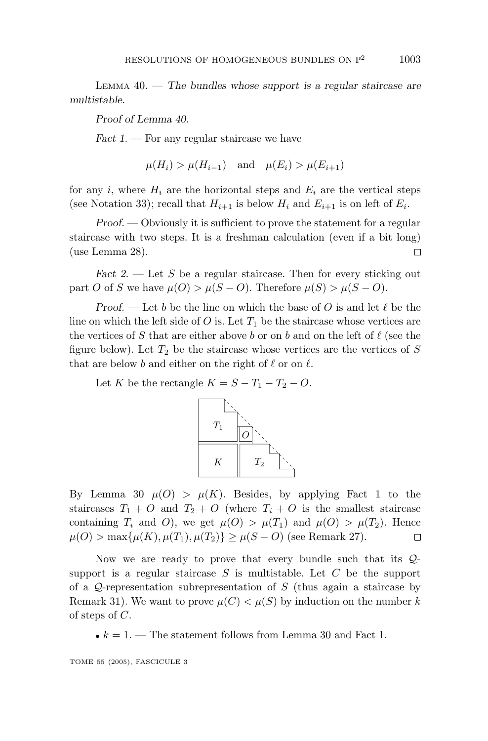**Lemma 40.** — *The bundles whose support is a regular staircase are multistable.*

*Proof of Lemma 40.*

*Fact 1.* — For any regular staircase we have

$$\mu(H_i) > \mu(H_{i-1}) \quad \text{and} \quad \mu(E_i) > \mu(E_{i+1})$$

for any $i$, where $H_i$ are the horizontal steps and $E_i$ are the vertical steps (see Notation 33); recall that $H_{i+1}$ is below $H_i$ and $E_{i+1}$ is on left of $E_i$.

*Proof.* — Obviously it is sufficient to prove the statement for a regular staircase with two steps. It is a freshman calculation (even if a bit long) (use Lemma 28). □

*Fact 2.* — Let $S$ be a regular staircase. Then for every sticking out part $O$ of $S$ we have $\mu(O) > \mu(S - O)$. Therefore $\mu(S) > \mu(S - O)$.

*Proof.* — Let $b$ be the line on which the base of $O$ is and let $\ell$ be the line on which the left side of $O$ is. Let $T_1$ be the staircase whose vertices are the vertices of $S$ that are either above $b$ or on $b$ and on the left of $\ell$ (see the figure below). Let $T_2$ be the staircase whose vertices are the vertices of $S$ that are below $b$ and either on the right of $\ell$ or on $\ell$.

Let $K$ be the rectangle $K = S - T_1 - T_2 - O$.

By Lemma 30 $\mu(O) > \mu(K)$. Besides, by applying Fact 1 to the staircases $T_1 + O$ and $T_2 + O$ (where $T_i + O$ is the smallest staircase containing $T_i$ and $O$), we get $\mu(O) > \mu(T_1)$ and $\mu(O) > \mu(T_2)$. Hence $\mu(O) > \max\{\mu(K), \mu(T_1), \mu(T_2)\} \geq \mu(S - O)$ (see Remark 27). □

Now we are ready to prove that every bundle such that its $\mathcal{Q}$-support is a regular staircase $S$ is multistable. Let $C$ be the support of a $\mathcal{Q}$-representation subrepresentation of $S$ (thus again a staircase by Remark 31). We want to prove $\mu(C) < \mu(S)$ by induction on the number $k$ of steps of $C$.

- $k = 1$. — The statement follows from Lemma 30 and Fact 1.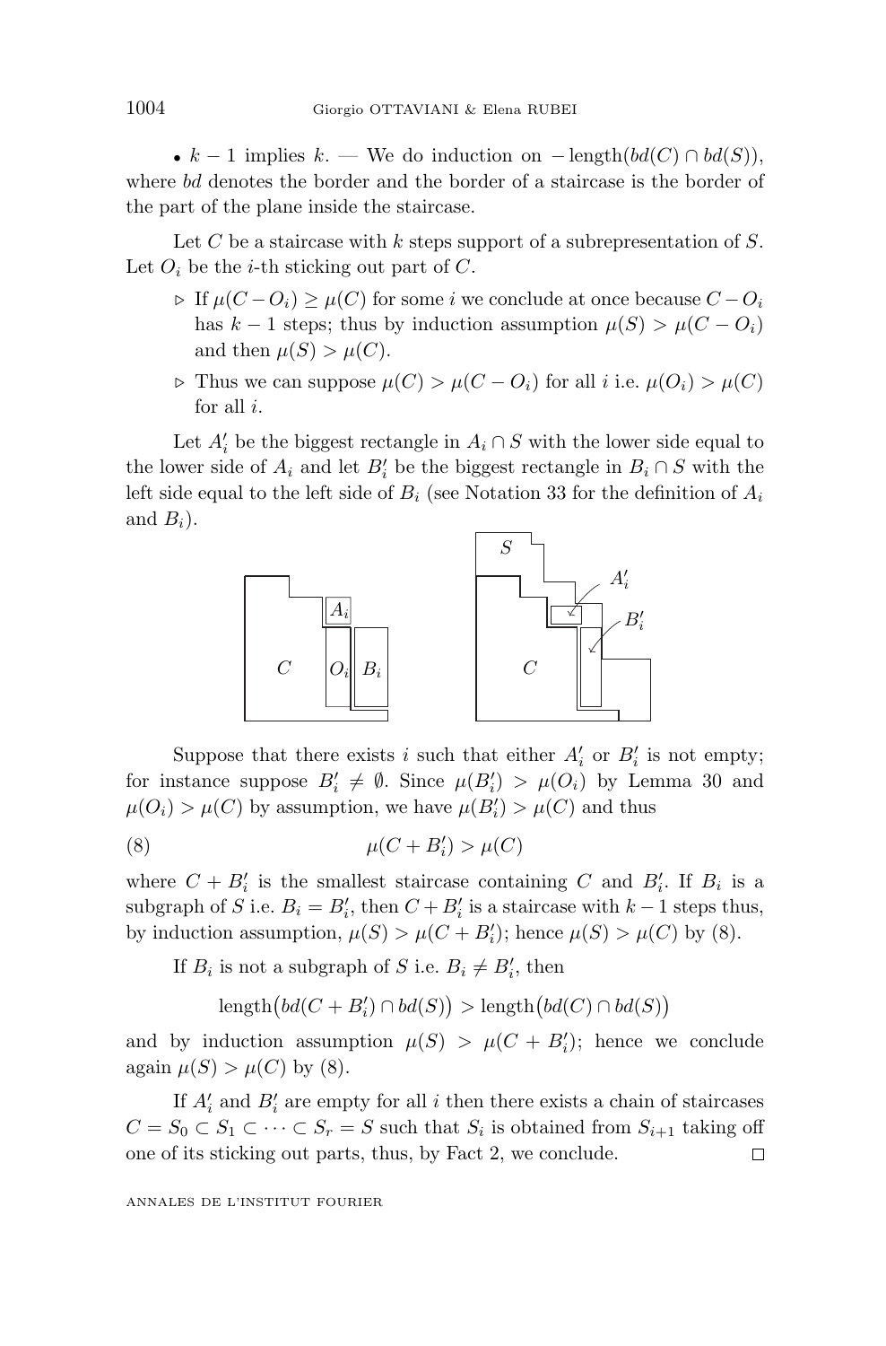• $k-1$ implies $k$. — We do induction on $-\text{length}(bd(C) \cap bd(S))$, where $bd$ denotes the border and the border of a staircase is the border of the part of the plane inside the staircase.

Let $C$ be a staircase with $k$ steps support of a subrepresentation of $S$. Let $O_i$ be the $i$-th sticking out part of $C$.

- ▷ If $\mu(C - O_i) \geq \mu(C)$ for some $i$ we conclude at once because $C - O_i$ has $k-1$ steps; thus by induction assumption $\mu(S) > \mu(C - O_i)$ and then $\mu(S) > \mu(C)$.
- ▷ Thus we can suppose $\mu(C) > \mu(C - O_i)$ for all $i$ i.e. $\mu(O_i) > \mu(C)$ for all $i$.

Let $A'_i$ be the biggest rectangle in $A_i \cap S$ with the lower side equal to the lower side of $A_i$ and let $B'_i$ be the biggest rectangle in $B_i \cap S$ with the left side equal to the left side of $B_i$ (see Notation 33 for the definition of $A_i$ and $B_i$).

Suppose that there exists $i$ such that either $A'_i$ or $B'_i$ is not empty; for instance suppose $B'_i \neq \emptyset$. Since $\mu(B'_i) > \mu(O_i)$ by Lemma 30 and $\mu(O_i) > \mu(C)$ by assumption, we have $\mu(B'_i) > \mu(C)$ and thus

$$\mu(C + B'_i) > \mu(C) \tag{8}$$

where $C + B'_i$ is the smallest staircase containing $C$ and $B'_i$. If $B_i$ is a subgraph of $S$ i.e. $B_i = B'_i$, then $C + B'_i$ is a staircase with $k-1$ steps thus, by induction assumption, $\mu(S) > \mu(C + B'_i)$; hence $\mu(S) > \mu(C)$ by (8).

If $B_i$ is not a subgraph of $S$ i.e. $B_i \neq B'_i$, then

$$\text{length}\big(bd(C + B'_i) \cap bd(S)\big) > \text{length}\big(bd(C) \cap bd(S)\big)$$

and by induction assumption $\mu(S) > \mu(C + B'_i)$; hence we conclude again $\mu(S) > \mu(C)$ by (8).

If $A'_i$ and $B'_i$ are empty for all $i$ then there exists a chain of staircases $C = S_0 \subset S_1 \subset \cdots \subset S_r = S$ such that $S_i$ is obtained from $S_{i+1}$ taking off one of its sticking out parts, thus, by Fact 2, we conclude. □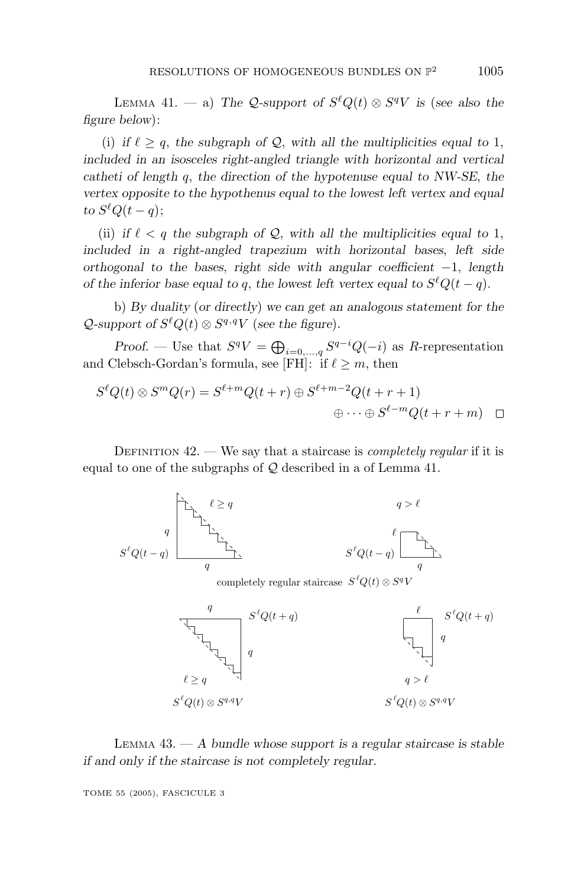Lemma 41. — a) *The $\mathcal{Q}$-support of $S^\ell Q(t) \otimes S^q V$ is (see also the figure below):*

(i) *if $\ell \geq q$, the subgraph of $\mathcal{Q}$, with all the multiplicities equal to 1, included in an isosceles right-angled triangle with horizontal and vertical catheti of length $q$, the direction of the hypotenuse equal to NW-SE, the vertex opposite to the hypothenus equal to the lowest left vertex and equal to $S^\ell Q(t-q)$;*

(ii) *if $\ell < q$ the subgraph of $\mathcal{Q}$, with all the multiplicities equal to 1, included in a right-angled trapezium with horizontal bases, left side orthogonal to the bases, right side with angular coefficient $-1$, length of the inferior base equal to $q$, the lowest left vertex equal to $S^\ell Q(t-q)$.*

b) *By duality (or directly) we can get an analogous statement for the $\mathcal{Q}$-support of $S^\ell Q(t) \otimes S^{q,q} V$ (see the figure).*

*Proof.* — Use that $S^q V = \bigoplus_{i=0,\dots,q} S^{q-i} Q(-i)$ as $R$-representation and Clebsch-Gordan's formula, see [FH]: if $\ell \geq m$, then

$$S^\ell Q(t) \otimes S^m Q(r) = S^{\ell+m} Q(t+r) \oplus S^{\ell+m-2} Q(t+r+1) \oplus \cdots \oplus S^{\ell-m} Q(t+r+m) \quad \square$$

Definition 42. — We say that a staircase is *completely regular* if it is equal to one of the subgraphs of $\mathcal{Q}$ described in a of Lemma 41.

completely regular staircase $S^\ell Q(t) \otimes S^q V$

$S^\ell Q(t) \otimes S^{q,q} V$ $\qquad$ $S^\ell Q(t) \otimes S^{q,q} V$

Lemma 43. — *A bundle whose support is a regular staircase is stable if and only if the staircase is not completely regular.*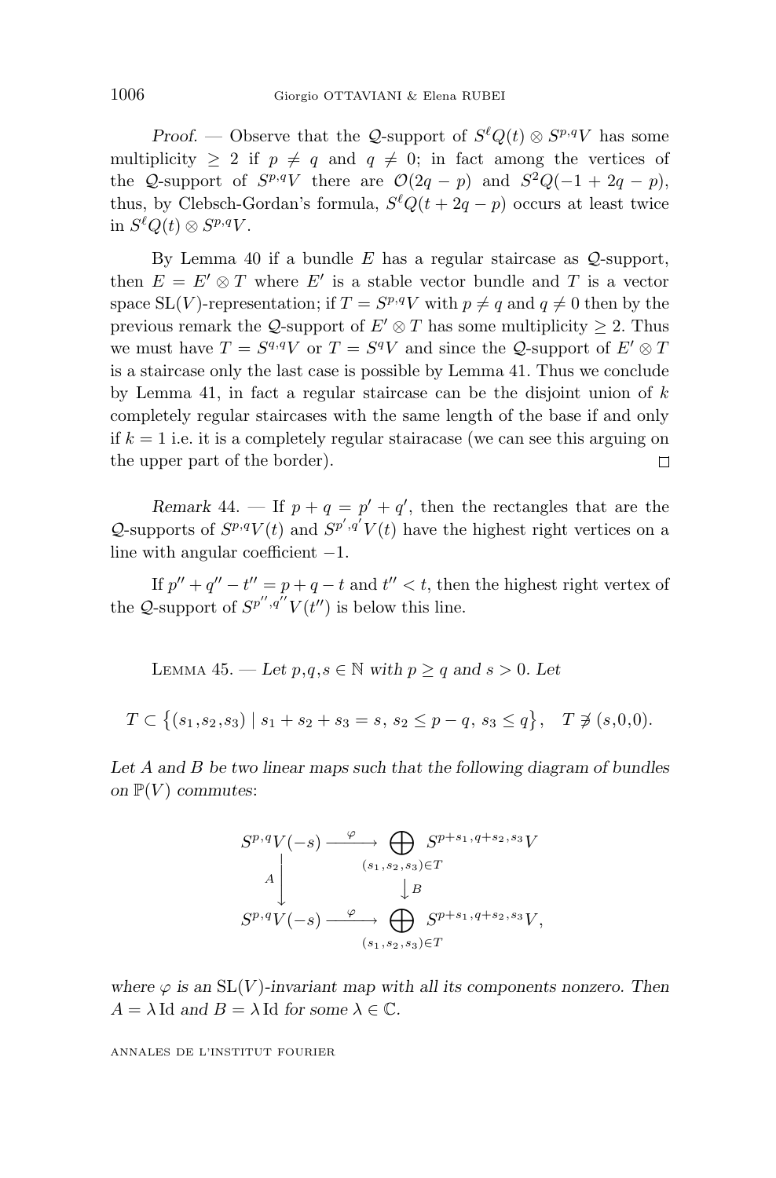*Proof.* — Observe that the $\mathcal{Q}$-support of $S^\ell Q(t) \otimes S^{p,q}V$ has some multiplicity $\geq 2$ if $p \neq q$ and $q \neq 0$; in fact among the vertices of the $\mathcal{Q}$-support of $S^{p,q}V$ there are $\mathcal{O}(2q-p)$ and $S^2Q(-1+2q-p)$, thus, by Clebsch-Gordan's formula, $S^\ell Q(t+2q-p)$ occurs at least twice in $S^\ell Q(t) \otimes S^{p,q}V$.

By Lemma 40 if a bundle $E$ has a regular staircase as $\mathcal{Q}$-support, then $E = E' \otimes T$ where $E'$ is a stable vector bundle and $T$ is a vector space $\mathrm{SL}(V)$-representation; if $T = S^{p,q}V$ with $p \neq q$ and $q \neq 0$ then by the previous remark the $\mathcal{Q}$-support of $E' \otimes T$ has some multiplicity $\geq 2$. Thus we must have $T = S^{q,q}V$ or $T = S^qV$ and since the $\mathcal{Q}$-support of $E' \otimes T$ is a staircase only the last case is possible by Lemma 41. Thus we conclude by Lemma 41, in fact a regular staircase can be the disjoint union of $k$ completely regular staircases with the same length of the base if and only if $k = 1$ i.e. it is a completely regular stairacase (we can see this arguing on the upper part of the border). □

*Remark* 44. — If $p + q = p' + q'$, then the rectangles that are the $\mathcal{Q}$-supports of $S^{p,q}V(t)$ and $S^{p',q'}V(t)$ have the highest right vertices on a line with angular coefficient $-1$.

If $p'' + q'' - t'' = p + q - t$ and $t'' < t$, then the highest right vertex of the $\mathcal{Q}$-support of $S^{p'',q''}V(t'')$ is below this line.

LEMMA 45. — *Let $p,q,s \in \mathbb{N}$ with $p \geq q$ and $s > 0$. Let*

$$T \subset \left\{(s_1,s_2,s_3) \mid s_1 + s_2 + s_3 = s,\ s_2 \leq p - q,\ s_3 \leq q\right\}, \quad T \not\ni (s,0,0).$$

*Let $A$ and $B$ be two linear maps such that the following diagram of bundles on $\mathbb{P}(V)$ commutes*:

$$\begin{array}{ccc}
S^{p,q}V(-s) & \xrightarrow{\ \varphi\ } & \bigoplus_{(s_1,s_2,s_3)\in T} S^{p+s_1,q+s_2,s_3}V \\
{\scriptstyle A}\downarrow & & \downarrow{\scriptstyle B} \\
S^{p,q}V(-s) & \xrightarrow{\ \varphi\ } & \bigoplus_{(s_1,s_2,s_3)\in T} S^{p+s_1,q+s_2,s_3}V,
\end{array}$$

*where $\varphi$ is an $\mathrm{SL}(V)$-invariant map with all its components nonzero. Then $A = \lambda\,\mathrm{Id}$ and $B = \lambda\,\mathrm{Id}$ for some $\lambda \in \mathbb{C}$.*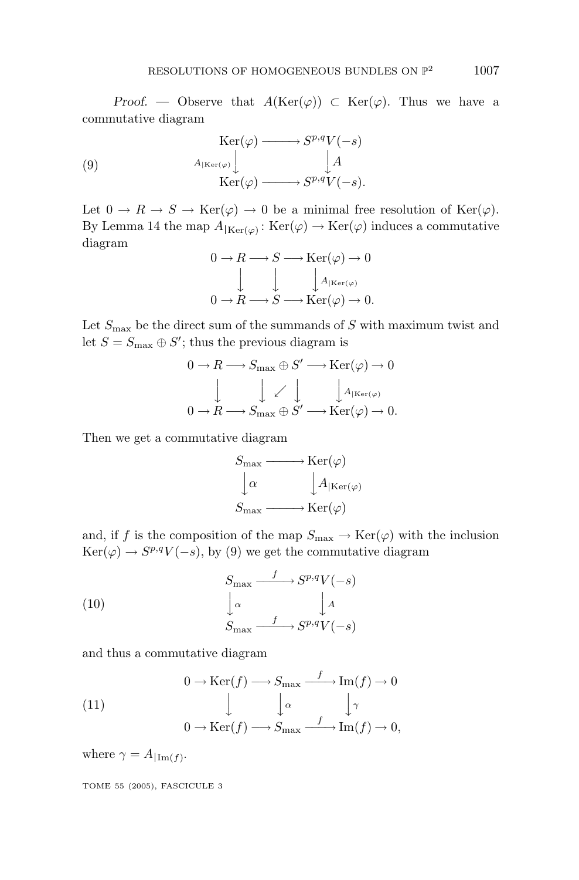*Proof.* — Observe that $A(\mathrm{Ker}(\varphi)) \subset \mathrm{Ker}(\varphi)$. Thus we have a commutative diagram

$$
\begin{array}{ccc}
\mathrm{Ker}(\varphi) & \longrightarrow & S^{p,q}V(-s) \\
{\scriptstyle A_{|\mathrm{Ker}(\varphi)}}\downarrow & & \downarrow {\scriptstyle A} \\
\mathrm{Ker}(\varphi) & \longrightarrow & S^{p,q}V(-s).
\end{array}
\tag{9}
$$

Let $0 \to R \to S \to \mathrm{Ker}(\varphi) \to 0$ be a minimal free resolution of $\mathrm{Ker}(\varphi)$. By Lemma 14 the map $A_{|\mathrm{Ker}(\varphi)} \colon \mathrm{Ker}(\varphi) \to \mathrm{Ker}(\varphi)$ induces a commutative diagram

$$
\begin{array}{ccccccc}
0 \to R & \longrightarrow & S & \longrightarrow & \mathrm{Ker}(\varphi) & \to 0 \\
\downarrow & & \downarrow & & \downarrow {\scriptstyle A_{|\mathrm{Ker}(\varphi)}} & \\
0 \to R & \longrightarrow & S & \longrightarrow & \mathrm{Ker}(\varphi) & \to 0.
\end{array}
$$

Let $S_{\max}$ be the direct sum of the summands of $S$ with maximum twist and let $S = S_{\max} \oplus S'$; thus the previous diagram is

$$
\begin{array}{ccccccc}
0 \to R & \longrightarrow & S_{\max} \oplus S' & \longrightarrow & \mathrm{Ker}(\varphi) & \to 0 \\
\downarrow & & \downarrow \;\swarrow\; \downarrow & & \downarrow {\scriptstyle A_{|\mathrm{Ker}(\varphi)}} & \\
0 \to R & \longrightarrow & S_{\max} \oplus S' & \longrightarrow & \mathrm{Ker}(\varphi) & \to 0.
\end{array}
$$

Then we get a commutative diagram

$$
\begin{array}{ccc}
S_{\max} & \longrightarrow & \mathrm{Ker}(\varphi) \\
\downarrow {\scriptstyle \alpha} & & \downarrow {\scriptstyle A_{|\mathrm{Ker}(\varphi)}} \\
S_{\max} & \longrightarrow & \mathrm{Ker}(\varphi)
\end{array}
$$

and, if $f$ is the composition of the map $S_{\max} \to \mathrm{Ker}(\varphi)$ with the inclusion $\mathrm{Ker}(\varphi) \to S^{p,q}V(-s)$, by (9) we get the commutative diagram

$$
\begin{array}{ccc}
S_{\max} & \xrightarrow{\;f\;} & S^{p,q}V(-s) \\
\downarrow {\scriptstyle \alpha} & & \downarrow {\scriptstyle A} \\
S_{\max} & \xrightarrow{\;f\;} & S^{p,q}V(-s)
\end{array}
\tag{10}
$$

and thus a commutative diagram

$$
\begin{array}{ccccccc}
0 \to \mathrm{Ker}(f) & \longrightarrow & S_{\max} & \xrightarrow{\;f\;} & \mathrm{Im}(f) & \to 0 \\
\downarrow & & \downarrow {\scriptstyle \alpha} & & \downarrow {\scriptstyle \gamma} & \\
0 \to \mathrm{Ker}(f) & \longrightarrow & S_{\max} & \xrightarrow{\;f\;} & \mathrm{Im}(f) & \to 0,
\end{array}
\tag{11}
$$

where $\gamma = A_{|\mathrm{Im}(f)}$.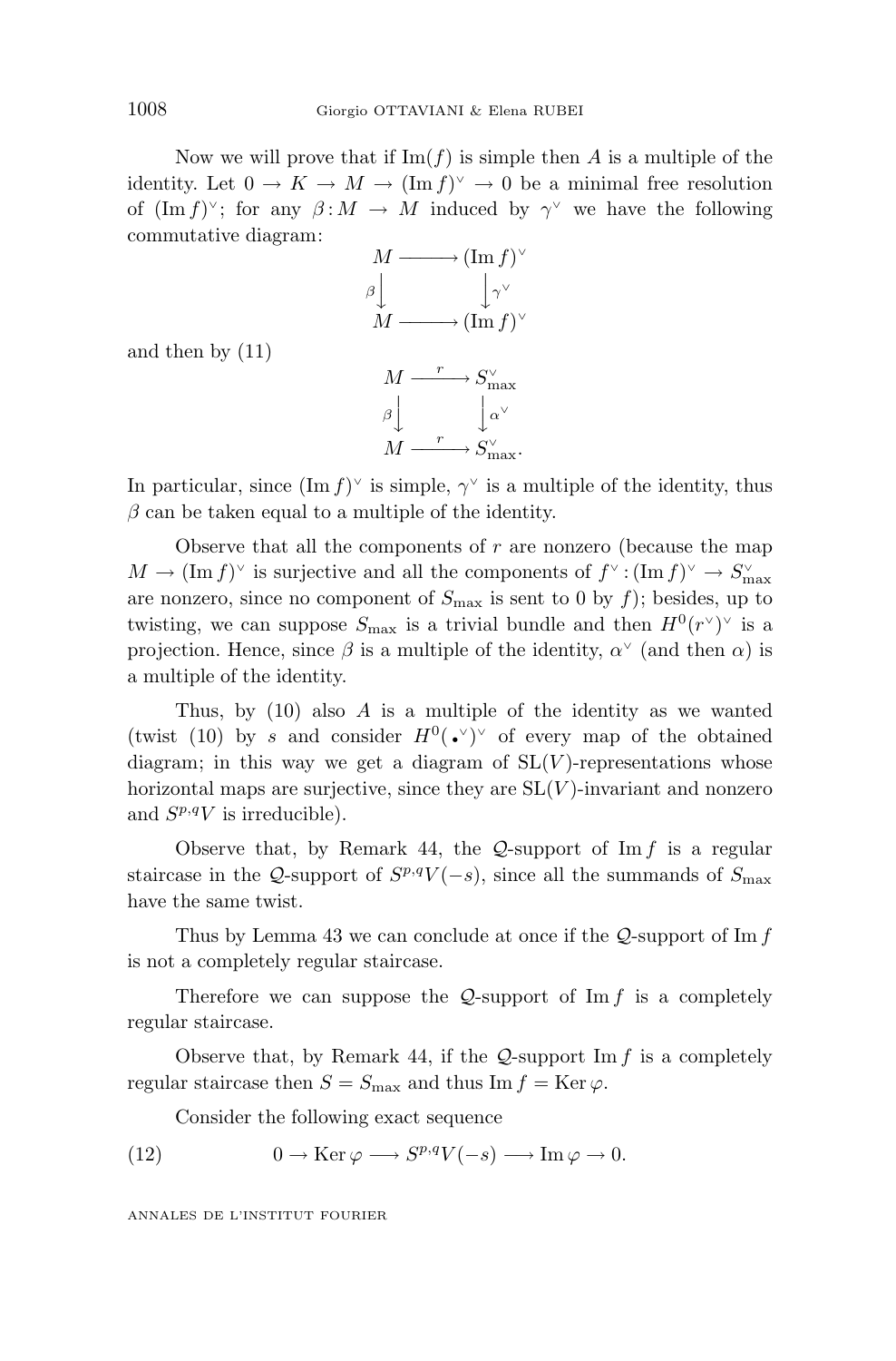Now we will prove that if $\mathrm{Im}(f)$ is simple then $A$ is a multiple of the identity. Let $0 \to K \to M \to (\mathrm{Im}\, f)^\vee \to 0$ be a minimal free resolution of $(\mathrm{Im}\, f)^\vee$; for any $\beta : M \to M$ induced by $\gamma^\vee$ we have the following commutative diagram:

$$\begin{array}{ccc} M & \longrightarrow & (\mathrm{Im}\, f)^\vee \\ \beta \big\downarrow & & \big\downarrow \gamma^\vee \\ M & \longrightarrow & (\mathrm{Im}\, f)^\vee \end{array}$$

and then by (11)

$$\begin{array}{ccc} M & \xrightarrow{\ r\ } & S_{\max}^\vee \\ \beta \big\downarrow & & \big\downarrow \alpha^\vee \\ M & \xrightarrow{\ r\ } & S_{\max}^\vee. \end{array}$$

In particular, since $(\mathrm{Im}\, f)^\vee$ is simple, $\gamma^\vee$ is a multiple of the identity, thus $\beta$ can be taken equal to a multiple of the identity.

Observe that all the components of $r$ are nonzero (because the map $M \to (\mathrm{Im}\, f)^\vee$ is surjective and all the components of $f^\vee : (\mathrm{Im}\, f)^\vee \to S_{\max}^\vee$ are nonzero, since no component of $S_{\max}$ is sent to 0 by $f$); besides, up to twisting, we can suppose $S_{\max}$ is a trivial bundle and then $H^0(r^\vee)^\vee$ is a projection. Hence, since $\beta$ is a multiple of the identity, $\alpha^\vee$ (and then $\alpha$) is a multiple of the identity.

Thus, by (10) also $A$ is a multiple of the identity as we wanted (twist (10) by $s$ and consider $H^0(\bullet^\vee)^\vee$ of every map of the obtained diagram; in this way we get a diagram of $\mathrm{SL}(V)$-representations whose horizontal maps are surjective, since they are $\mathrm{SL}(V)$-invariant and nonzero and $S^{p,q}V$ is irreducible).

Observe that, by Remark 44, the $\mathcal{Q}$-support of $\mathrm{Im}\, f$ is a regular staircase in the $\mathcal{Q}$-support of $S^{p,q}V(-s)$, since all the summands of $S_{\max}$ have the same twist.

Thus by Lemma 43 we can conclude at once if the $\mathcal{Q}$-support of $\mathrm{Im}\, f$ is not a completely regular staircase.

Therefore we can suppose the $\mathcal{Q}$-support of $\mathrm{Im}\, f$ is a completely regular staircase.

Observe that, by Remark 44, if the $\mathcal{Q}$-support $\mathrm{Im}\, f$ is a completely regular staircase then $S = S_{\max}$ and thus $\mathrm{Im}\, f = \mathrm{Ker}\, \varphi$.

Consider the following exact sequence

$$0 \to \mathrm{Ker}\, \varphi \longrightarrow S^{p,q}V(-s) \longrightarrow \mathrm{Im}\, \varphi \to 0. \tag{12}$$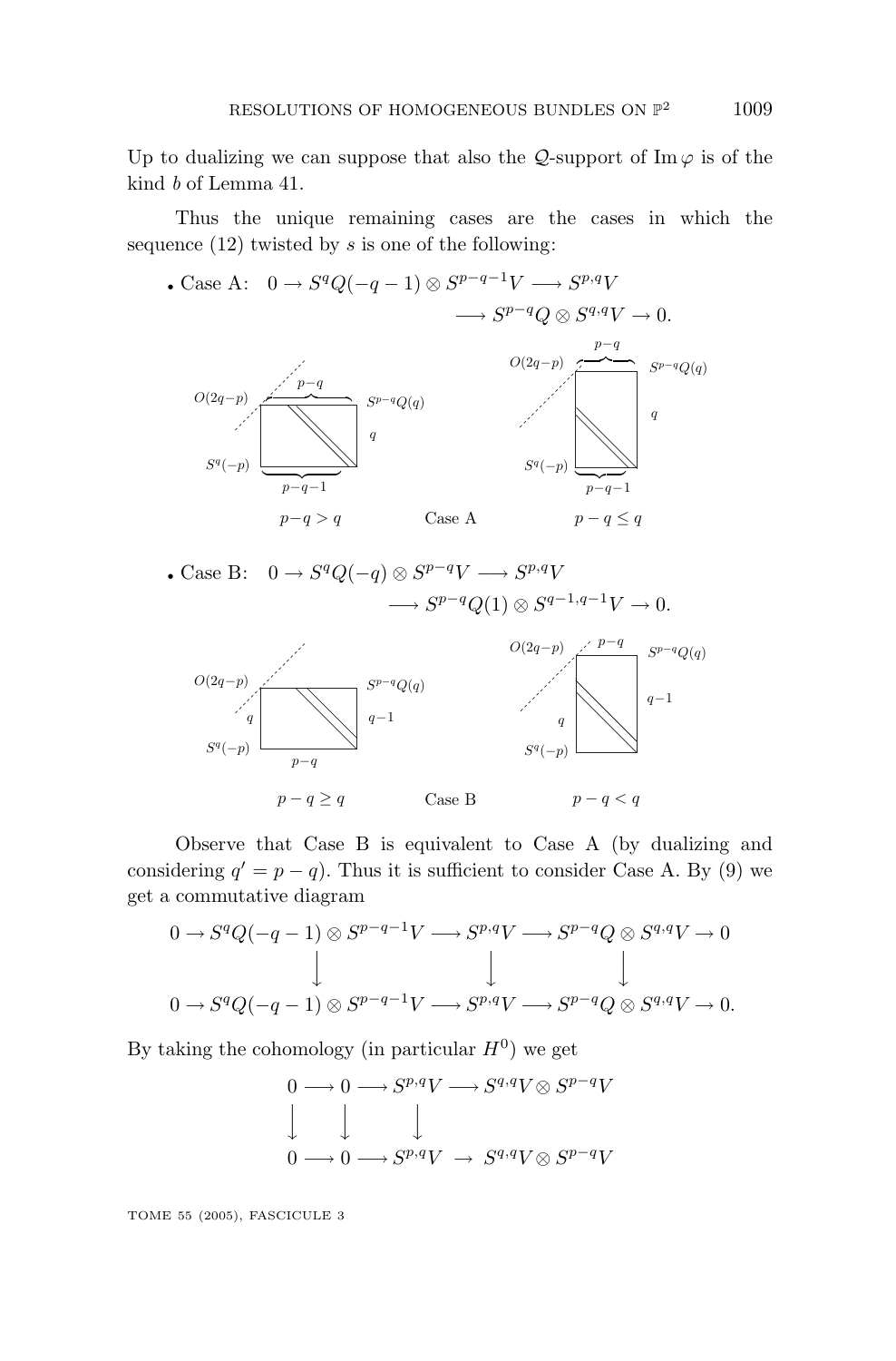Up to dualizing we can suppose that also the $\mathcal{Q}$-support of $\operatorname{Im}\varphi$ is of the kind $b$ of Lemma 41.

Thus the unique remaining cases are the cases in which the sequence (12) twisted by $s$ is one of the following:

- Case A: $0 \to S^qQ(-q-1)\otimes S^{p-q-1}V \longrightarrow S^{p,q}V \longrightarrow S^{p-q}Q\otimes S^{q,q}V \to 0.$

$O(2q-p)$ $p-q$ $S^{p-q}Q(q)$ $q$ $S^q(-p)$ $p-q-1$ $p-q>q$ Case A $O(2q-p)$ $p-q$ $S^{p-q}Q(q)$ $q$ $S^q(-p)$ $p-q-1$ $p-q\le q$

- Case B: $0 \to S^qQ(-q)\otimes S^{p-q}V \longrightarrow S^{p,q}V \longrightarrow S^{p-q}Q(1)\otimes S^{q-1,q-1}V \to 0.$

$O(2q-p)$ $S^{p-q}Q(q)$ $q$ $q-1$ $S^q(-p)$ $p-q$ $p-q\ge q$ Case B $O(2q-p)$ $p-q$ $S^{p-q}Q(q)$ $q-1$ $q$ $S^q(-p)$ $p-q<q$

Observe that Case B is equivalent to Case A (by dualizing and considering $q' = p-q$). Thus it is sufficient to consider Case A. By (9) we get a commutative diagram

$$\begin{array}{ccccccccc}
0 \to & S^qQ(-q-1)\otimes S^{p-q-1}V & \longrightarrow & S^{p,q}V & \longrightarrow & S^{p-q}Q\otimes S^{q,q}V & \to 0 \\
& \downarrow & & \downarrow & & \downarrow & \\
0 \to & S^qQ(-q-1)\otimes S^{p-q-1}V & \longrightarrow & S^{p,q}V & \longrightarrow & S^{p-q}Q\otimes S^{q,q}V & \to 0.
\end{array}$$

By taking the cohomology (in particular $H^0$) we get

$$\begin{array}{ccccccc}
0 & \longrightarrow & 0 & \longrightarrow & S^{p,q}V & \longrightarrow & S^{q,q}V\otimes S^{p-q}V \\
\downarrow & & \downarrow & & \downarrow & & \\
0 & \longrightarrow & 0 & \longrightarrow & S^{p,q}V & \to & S^{q,q}V\otimes S^{p-q}V
\end{array}$$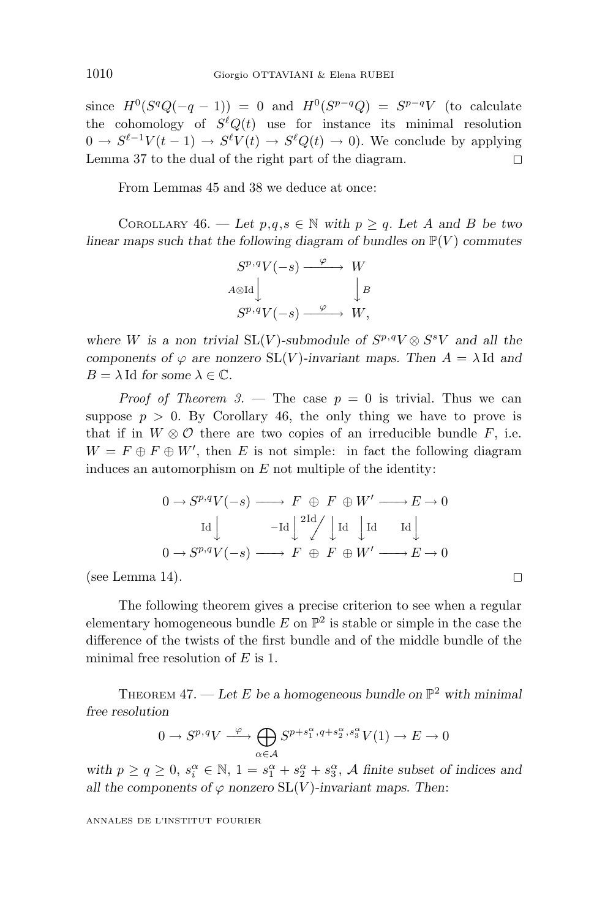since $H^0(S^qQ(-q-1)) = 0$ and $H^0(S^{p-q}Q) = S^{p-q}V$ (to calculate the cohomology of $S^\ell Q(t)$ use for instance its minimal resolution $0 \to S^{\ell-1}V(t-1) \to S^\ell V(t) \to S^\ell Q(t) \to 0$). We conclude by applying Lemma 37 to the dual of the right part of the diagram. $\square$

From Lemmas 45 and 38 we deduce at once:

Corollary 46. — *Let $p, q, s \in \mathbb{N}$ with $p \geq q$. Let $A$ and $B$ be two linear maps such that the following diagram of bundles on $\mathbb{P}(V)$ commutes*

$$\begin{array}{ccc} S^{p,q}V(-s) & \xrightarrow{\varphi} & W \\ {\scriptstyle A\otimes \mathrm{Id}}\downarrow & & \downarrow{\scriptstyle B} \\ S^{p,q}V(-s) & \xrightarrow{\varphi} & W, \end{array}$$

*where $W$ is a non trivial $\mathrm{SL}(V)$-submodule of $S^{p,q}V \otimes S^sV$ and all the components of $\varphi$ are nonzero $\mathrm{SL}(V)$-invariant maps. Then $A = \lambda\,\mathrm{Id}$ and $B = \lambda\,\mathrm{Id}$ for some $\lambda \in \mathbb{C}$.*

*Proof of Theorem 3.* — The case $p = 0$ is trivial. Thus we can suppose $p > 0$. By Corollary 46, the only thing we have to prove is that if in $W \otimes \mathcal{O}$ there are two copies of an irreducible bundle $F$, i.e. $W = F \oplus F \oplus W'$, then $E$ is not simple: in fact the following diagram induces an automorphism on $E$ not multiple of the identity:

$$\begin{array}{ccccccc} 0 \to S^{p,q}V(-s) & \longrightarrow & F \;\oplus\; F \;\oplus W' & \longrightarrow & E \to 0 \\ {\scriptstyle \mathrm{Id}}\downarrow & & {\scriptstyle -\mathrm{Id}}\downarrow \;{\scriptstyle 2\mathrm{Id}}\swarrow\; \downarrow{\scriptstyle \mathrm{Id}} \;\; \downarrow{\scriptstyle \mathrm{Id}} & & {\scriptstyle \mathrm{Id}}\downarrow \\ 0 \to S^{p,q}V(-s) & \longrightarrow & F \;\oplus\; F \;\oplus W' & \longrightarrow & E \to 0 \end{array}$$

(see Lemma 14). $\square$

The following theorem gives a precise criterion to see when a regular elementary homogeneous bundle $E$ on $\mathbb{P}^2$ is stable or simple in the case the difference of the twists of the first bundle and of the middle bundle of the minimal free resolution of $E$ is 1.

Theorem 47. — *Let $E$ be a homogeneous bundle on $\mathbb{P}^2$ with minimal free resolution*

$$0 \to S^{p,q}V \xrightarrow{\varphi} \bigoplus_{\alpha \in \mathcal{A}} S^{p+s_1^\alpha,\, q+s_2^\alpha,\, s_3^\alpha}V(1) \to E \to 0$$

*with $p \geq q \geq 0$, $s_i^\alpha \in \mathbb{N}$, $1 = s_1^\alpha + s_2^\alpha + s_3^\alpha$, $\mathcal{A}$ finite subset of indices and all the components of $\varphi$ nonzero $\mathrm{SL}(V)$-invariant maps. Then:*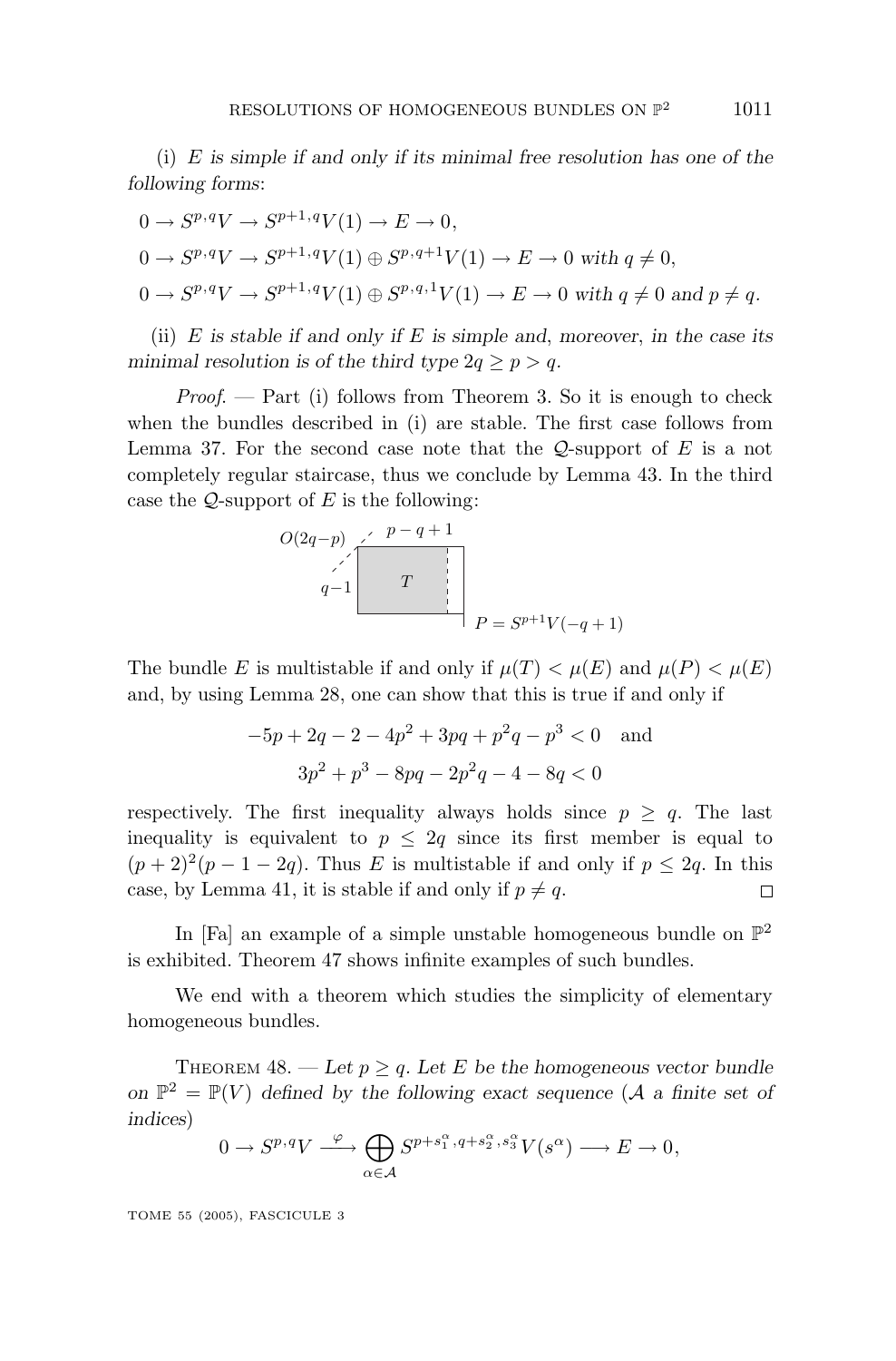(i) *$E$ is simple if and only if its minimal free resolution has one of the following forms*:

$0 \to S^{p,q}V \to S^{p+1,q}V(1) \to E \to 0,$

$0 \to S^{p,q}V \to S^{p+1,q}V(1) \oplus S^{p,q+1}V(1) \to E \to 0$ *with* $q \neq 0$,

$0 \to S^{p,q}V \to S^{p+1,q}V(1) \oplus S^{p,q,1}V(1) \to E \to 0$ *with* $q \neq 0$ *and* $p \neq q$.

(ii) *$E$ is stable if and only if $E$ is simple and, moreover, in the case its minimal resolution is of the third type $2q \geq p > q$.*

*Proof.* — Part (i) follows from Theorem 3. So it is enough to check when the bundles described in (i) are stable. The first case follows from Lemma 37. For the second case note that the $\mathcal{Q}$-support of $E$ is a not completely regular staircase, thus we conclude by Lemma 43. In the third case the $\mathcal{Q}$-support of $E$ is the following:

$O(2q-p)$ $\quad p-q+1$

$q-1$ $\quad T$

$P = S^{p+1}V(-q+1)$

The bundle $E$ is multistable if and only if $\mu(T) < \mu(E)$ and $\mu(P) < \mu(E)$ and, by using Lemma 28, one can show that this is true if and only if

$$-5p + 2q - 2 - 4p^2 + 3pq + p^2q - p^3 < 0 \quad \text{and}$$
$$3p^2 + p^3 - 8pq - 2p^2q - 4 - 8q < 0$$

respectively. The first inequality always holds since $p \geq q$. The last inequality is equivalent to $p \leq 2q$ since its first member is equal to $(p+2)^2(p-1-2q)$. Thus $E$ is multistable if and only if $p \leq 2q$. In this case, by Lemma 41, it is stable if and only if $p \neq q$. $\square$

In [Fa] an example of a simple unstable homogeneous bundle on $\mathbb{P}^2$ is exhibited. Theorem 47 shows infinite examples of such bundles.

We end with a theorem which studies the simplicity of elementary homogeneous bundles.

Theorem 48. — *Let $p \geq q$. Let $E$ be the homogeneous vector bundle on $\mathbb{P}^2 = \mathbb{P}(V)$ defined by the following exact sequence ($\mathcal{A}$ a finite set of indices)*

$$0 \to S^{p,q}V \xrightarrow{\ \varphi\ } \bigoplus_{\alpha \in \mathcal{A}} S^{p+s_1^\alpha, q+s_2^\alpha, s_3^\alpha}V(s^\alpha) \longrightarrow E \to 0,$$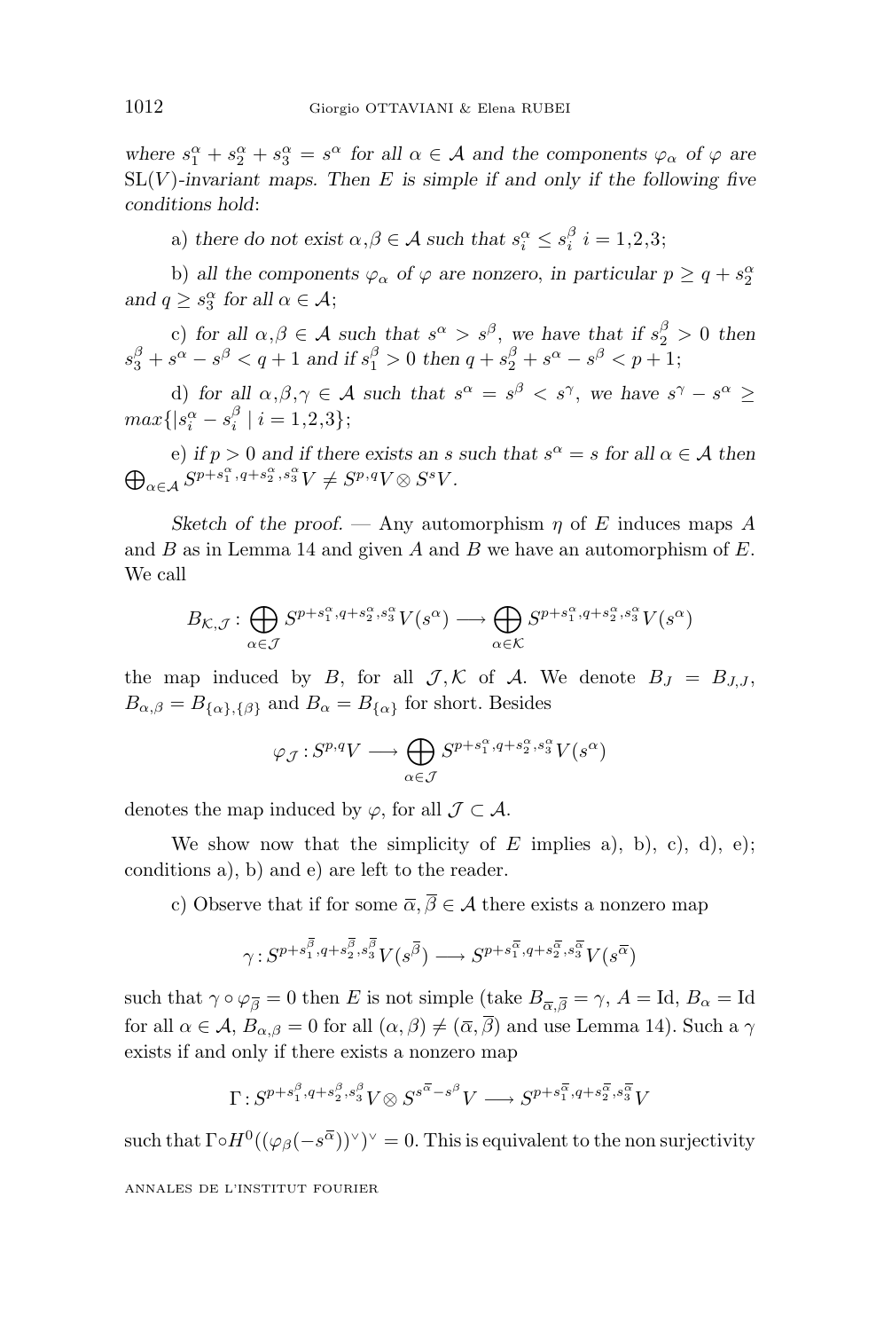*where $s_1^\alpha + s_2^\alpha + s_3^\alpha = s^\alpha$ for all $\alpha \in \mathcal{A}$ and the components $\varphi_\alpha$ of $\varphi$ are $\mathrm{SL}(V)$-invariant maps. Then $E$ is simple if and only if the following five conditions hold*:

a) *there do not exist $\alpha, \beta \in \mathcal{A}$ such that $s_i^\alpha \le s_i^\beta$ $i = 1,2,3$;*

b) *all the components $\varphi_\alpha$ of $\varphi$ are nonzero, in particular $p \ge q + s_2^\alpha$ and $q \ge s_3^\alpha$ for all $\alpha \in \mathcal{A}$;*

c) *for all $\alpha, \beta \in \mathcal{A}$ such that $s^\alpha > s^\beta$, we have that if $s_2^\beta > 0$ then $s_3^\beta + s^\alpha - s^\beta < q + 1$ and if $s_1^\beta > 0$ then $q + s_2^\beta + s^\alpha - s^\beta < p + 1$;*

d) *for all $\alpha, \beta, \gamma \in \mathcal{A}$ such that $s^\alpha = s^\beta < s^\gamma$, we have $s^\gamma - s^\alpha \ge max\{|s_i^\alpha - s_i^\beta| \mid i = 1,2,3\}$;*

e) *if $p > 0$ and if there exists an $s$ such that $s^\alpha = s$ for all $\alpha \in \mathcal{A}$ then $\bigoplus_{\alpha \in \mathcal{A}} S^{p+s_1^\alpha, q+s_2^\alpha, s_3^\alpha} V \ne S^{p,q} V \otimes S^s V$.*

*Sketch of the proof.* — Any automorphism $\eta$ of $E$ induces maps $A$ and $B$ as in Lemma 14 and given $A$ and $B$ we have an automorphism of $E$. We call

$$B_{\mathcal{K},\mathcal{J}} : \bigoplus_{\alpha \in \mathcal{J}} S^{p+s_1^\alpha, q+s_2^\alpha, s_3^\alpha} V(s^\alpha) \longrightarrow \bigoplus_{\alpha \in \mathcal{K}} S^{p+s_1^\alpha, q+s_2^\alpha, s_3^\alpha} V(s^\alpha)$$

the map induced by $B$, for all $\mathcal{J}, \mathcal{K}$ of $\mathcal{A}$. We denote $B_J = B_{J,J}$, $B_{\alpha,\beta} = B_{\{\alpha\},\{\beta\}}$ and $B_\alpha = B_{\{\alpha\}}$ for short. Besides

$$\varphi_{\mathcal{J}} : S^{p,q} V \longrightarrow \bigoplus_{\alpha \in \mathcal{J}} S^{p+s_1^\alpha, q+s_2^\alpha, s_3^\alpha} V(s^\alpha)$$

denotes the map induced by $\varphi$, for all $\mathcal{J} \subset \mathcal{A}$.

We show now that the simplicity of $E$ implies a), b), c), d), e); conditions a), b) and e) are left to the reader.

c) Observe that if for some $\overline{\alpha}, \overline{\beta} \in \mathcal{A}$ there exists a nonzero map

$$\gamma : S^{p+s_1^{\overline{\beta}}, q+s_2^{\overline{\beta}}, s_3^{\overline{\beta}}} V(s^{\overline{\beta}}) \longrightarrow S^{p+s_1^{\overline{\alpha}}, q+s_2^{\overline{\alpha}}, s_3^{\overline{\alpha}}} V(s^{\overline{\alpha}})$$

such that $\gamma \circ \varphi_{\overline{\beta}} = 0$ then $E$ is not simple (take $B_{\overline{\alpha},\overline{\beta}} = \gamma$, $A = \mathrm{Id}$, $B_\alpha = \mathrm{Id}$ for all $\alpha \in \mathcal{A}$, $B_{\alpha,\beta} = 0$ for all $(\alpha, \beta) \ne (\overline{\alpha}, \overline{\beta})$ and use Lemma 14). Such a $\gamma$ exists if and only if there exists a nonzero map

$$\Gamma : S^{p+s_1^\beta, q+s_2^\beta, s_3^\beta} V \otimes S^{s^{\overline{\alpha}} - s^\beta} V \longrightarrow S^{p+s_1^{\overline{\alpha}}, q+s_2^{\overline{\alpha}}, s_3^{\overline{\alpha}}} V$$

such that $\Gamma \circ H^0((\varphi_\beta(-s^{\overline{\alpha}}))^\vee)^\vee = 0$. This is equivalent to the non surjectivity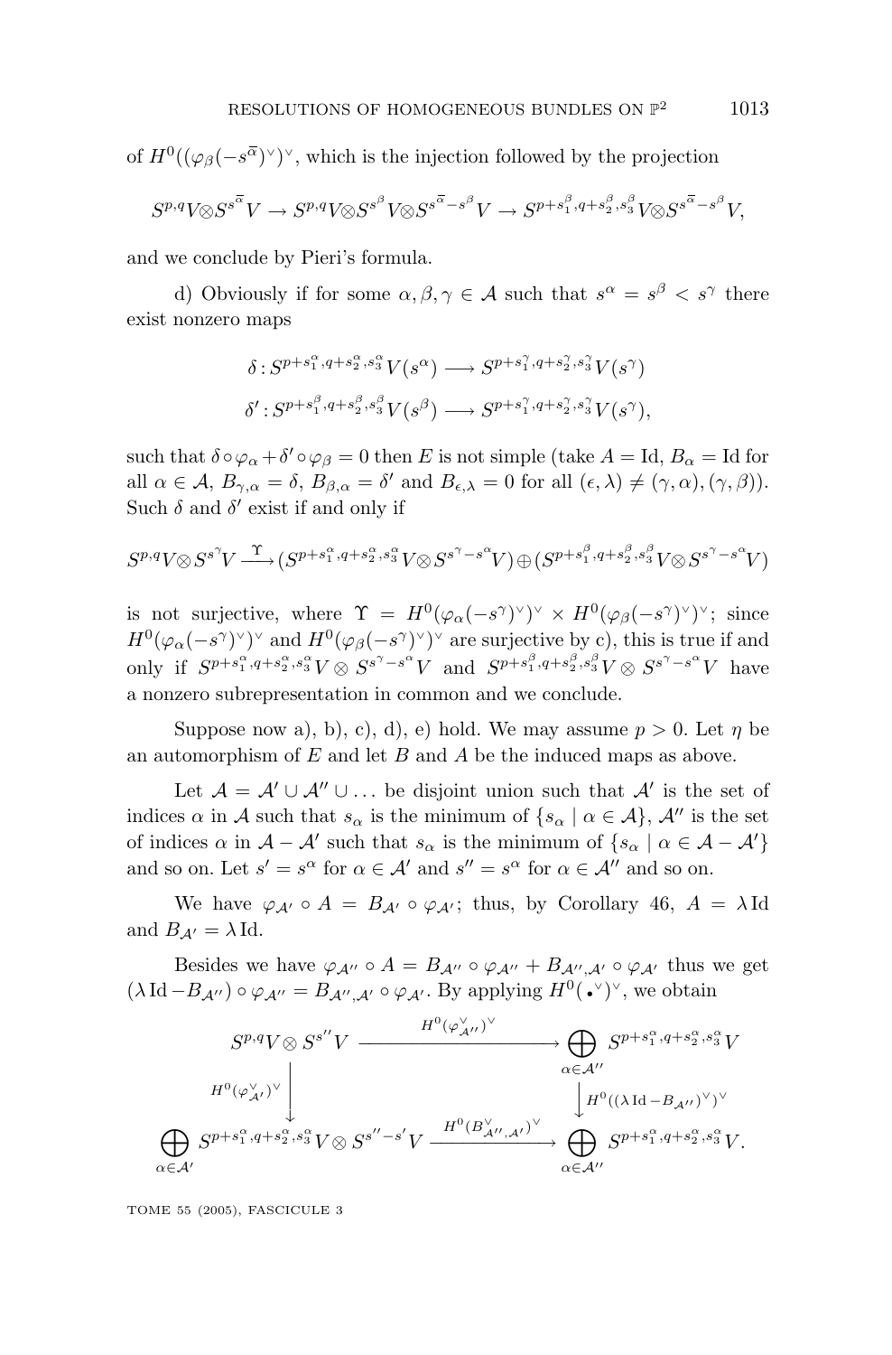of $H^0((\varphi_\beta(-s^{\overline{\alpha}})^\vee)^\vee$, which is the injection followed by the projection

$$S^{p,q}V \otimes S^{s^{\overline{\alpha}}}V \to S^{p,q}V \otimes S^{s^\beta}V \otimes S^{s^{\overline{\alpha}}-s^\beta}V \to S^{p+s_1^\beta, q+s_2^\beta, s_3^\beta}V \otimes S^{s^{\overline{\alpha}}-s^\beta}V,$$

and we conclude by Pieri's formula.

d) Obviously if for some $\alpha, \beta, \gamma \in \mathcal{A}$ such that $s^\alpha = s^\beta < s^\gamma$ there exist nonzero maps

$$\delta : S^{p+s_1^\alpha, q+s_2^\alpha, s_3^\alpha}V(s^\alpha) \longrightarrow S^{p+s_1^\gamma, q+s_2^\gamma, s_3^\gamma}V(s^\gamma)$$
$$\delta' : S^{p+s_1^\beta, q+s_2^\beta, s_3^\beta}V(s^\beta) \longrightarrow S^{p+s_1^\gamma, q+s_2^\gamma, s_3^\gamma}V(s^\gamma),$$

such that $\delta \circ \varphi_\alpha + \delta' \circ \varphi_\beta = 0$ then $E$ is not simple (take $A = \mathrm{Id}$, $B_\alpha = \mathrm{Id}$ for all $\alpha \in \mathcal{A}$, $B_{\gamma,\alpha} = \delta$, $B_{\beta,\alpha} = \delta'$ and $B_{\epsilon,\lambda} = 0$ for all $(\epsilon, \lambda) \neq (\gamma, \alpha), (\gamma, \beta)$). Such $\delta$ and $\delta'$ exist if and only if

$$S^{p,q}V \otimes S^{s^\gamma}V \xrightarrow{\ \Upsilon\ } (S^{p+s_1^\alpha, q+s_2^\alpha, s_3^\alpha}V \otimes S^{s^\gamma - s^\alpha}V) \oplus (S^{p+s_1^\beta, q+s_2^\beta, s_3^\beta}V \otimes S^{s^\gamma - s^\alpha}V)$$

is not surjective, where $\Upsilon = H^0(\varphi_\alpha(-s^\gamma)^\vee)^\vee \times H^0(\varphi_\beta(-s^\gamma)^\vee)^\vee$; since $H^0(\varphi_\alpha(-s^\gamma)^\vee)^\vee$ and $H^0(\varphi_\beta(-s^\gamma)^\vee)^\vee$ are surjective by c), this is true if and only if $S^{p+s_1^\alpha, q+s_2^\alpha, s_3^\alpha}V \otimes S^{s^\gamma - s^\alpha}V$ and $S^{p+s_1^\beta, q+s_2^\beta, s_3^\beta}V \otimes S^{s^\gamma - s^\alpha}V$ have a nonzero subrepresentation in common and we conclude.

Suppose now a), b), c), d), e) hold. We may assume $p > 0$. Let $\eta$ be an automorphism of $E$ and let $B$ and $A$ be the induced maps as above.

Let $\mathcal{A} = \mathcal{A}' \cup \mathcal{A}'' \cup \ldots$ be disjoint union such that $\mathcal{A}'$ is the set of indices $\alpha$ in $\mathcal{A}$ such that $s_\alpha$ is the minimum of $\{s_\alpha \mid \alpha \in \mathcal{A}\}$, $\mathcal{A}''$ is the set of indices $\alpha$ in $\mathcal{A} - \mathcal{A}'$ such that $s_\alpha$ is the minimum of $\{s_\alpha \mid \alpha \in \mathcal{A} - \mathcal{A}'\}$ and so on. Let $s' = s^\alpha$ for $\alpha \in \mathcal{A}'$ and $s'' = s^\alpha$ for $\alpha \in \mathcal{A}''$ and so on.

We have $\varphi_{\mathcal{A}'} \circ A = B_{\mathcal{A}'} \circ \varphi_{\mathcal{A}'}$; thus, by Corollary 46, $A = \lambda\,\mathrm{Id}$ and $B_{\mathcal{A}'} = \lambda\,\mathrm{Id}$.

Besides we have $\varphi_{\mathcal{A}''} \circ A = B_{\mathcal{A}''} \circ \varphi_{\mathcal{A}''} + B_{\mathcal{A}'',\mathcal{A}'} \circ \varphi_{\mathcal{A}'}$ thus we get $(\lambda\,\mathrm{Id} - B_{\mathcal{A}''}) \circ \varphi_{\mathcal{A}''} = B_{\mathcal{A}'',\mathcal{A}'} \circ \varphi_{\mathcal{A}'}$. By applying $H^0(\,\bullet^\vee)^\vee$, we obtain

$$\begin{array}{ccc}
S^{p,q}V \otimes S^{s''}V & \xrightarrow{\quad H^0(\varphi_{\mathcal{A}''}^\vee)^\vee \quad} & \bigoplus_{\alpha \in \mathcal{A}''} S^{p+s_1^\alpha, q+s_2^\alpha, s_3^\alpha}V \\
\Big\downarrow {\scriptstyle H^0(\varphi_{\mathcal{A}'}^\vee)^\vee} & & \Big\downarrow {\scriptstyle H^0((\lambda\,\mathrm{Id} - B_{\mathcal{A}''})^\vee)^\vee} \\
\bigoplus_{\alpha \in \mathcal{A}'} S^{p+s_1^\alpha, q+s_2^\alpha, s_3^\alpha}V \otimes S^{s''-s'}V & \xrightarrow{\quad H^0(B_{\mathcal{A}'',\mathcal{A}'}^\vee)^\vee \quad} & \bigoplus_{\alpha \in \mathcal{A}''} S^{p+s_1^\alpha, q+s_2^\alpha, s_3^\alpha}V.
\end{array}$$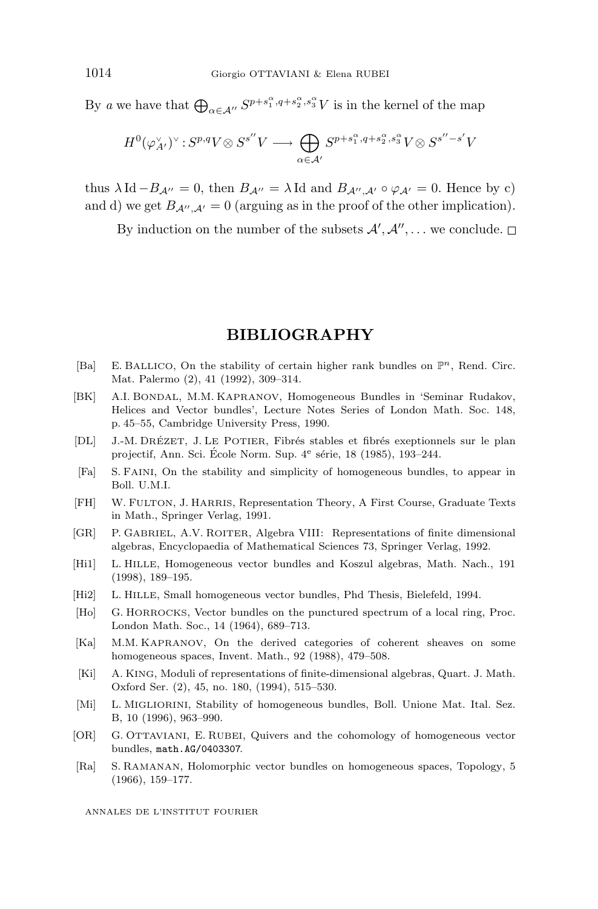By $a$ we have that $\bigoplus_{\alpha\in\mathcal{A}''} S^{p+s_1^\alpha, q+s_2^\alpha, s_3^\alpha} V$ is in the kernel of the map

$$H^0(\varphi_{\mathcal{A}'}^\vee)^\vee : S^{p,q}V \otimes S^{s''}V \longrightarrow \bigoplus_{\alpha\in\mathcal{A}'} S^{p+s_1^\alpha, q+s_2^\alpha, s_3^\alpha} V \otimes S^{s''-s'}V$$

thus $\lambda \operatorname{Id} - B_{\mathcal{A}''} = 0$, then $B_{\mathcal{A}''} = \lambda \operatorname{Id}$ and $B_{\mathcal{A}'',\mathcal{A}'} \circ \varphi_{\mathcal{A}'} = 0$. Hence by c) and d) we get $B_{\mathcal{A}'',\mathcal{A}'} = 0$ (arguing as in the proof of the other implication).

By induction on the number of the subsets $\mathcal{A}', \mathcal{A}'', \ldots$ we conclude. □

## BIBLIOGRAPHY

- [Ba] E. Ballico, On the stability of certain higher rank bundles on $\mathbb{P}^n$, Rend. Circ. Mat. Palermo (2), 41 (1992), 309–314.
- [BK] A.I. Bondal, M.M. Kapranov, Homogeneous Bundles in 'Seminar Rudakov, Helices and Vector bundles', Lecture Notes Series of London Math. Soc. 148, p. 45–55, Cambridge University Press, 1990.
- [DL] J.-M. Drézet, J. Le Potier, Fibrés stables et fibrés exeptionnels sur le plan projectif, Ann. Sci. École Norm. Sup. 4e série, 18 (1985), 193–244.
- [Fa] S. Faini, On the stability and simplicity of homogeneous bundles, to appear in Boll. U.M.I.
- [FH] W. Fulton, J. Harris, Representation Theory, A First Course, Graduate Texts in Math., Springer Verlag, 1991.
- [GR] P. Gabriel, A.V. Roiter, Algebra VIII: Representations of finite dimensional algebras, Encyclopaedia of Mathematical Sciences 73, Springer Verlag, 1992.
- [Hi1] L. Hille, Homogeneous vector bundles and Koszul algebras, Math. Nach., 191 (1998), 189–195.
- [Hi2] L. Hille, Small homogeneous vector bundles, Phd Thesis, Bielefeld, 1994.
- [Ho] G. Horrocks, Vector bundles on the punctured spectrum of a local ring, Proc. London Math. Soc., 14 (1964), 689–713.
- [Ka] M.M. Kapranov, On the derived categories of coherent sheaves on some homogeneous spaces, Invent. Math., 92 (1988), 479–508.
- [Ki] A. King, Moduli of representations of finite-dimensional algebras, Quart. J. Math. Oxford Ser. (2), 45, no. 180, (1994), 515–530.
- [Mi] L. Migliorini, Stability of homogeneous bundles, Boll. Unione Mat. Ital. Sez. B, 10 (1996), 963–990.
- [OR] G. Ottaviani, E. Rubei, Quivers and the cohomology of homogeneous vector bundles, `math.AG/0403307`.
- [Ra] S. Ramanan, Holomorphic vector bundles on homogeneous spaces, Topology, 5 (1966), 159–177.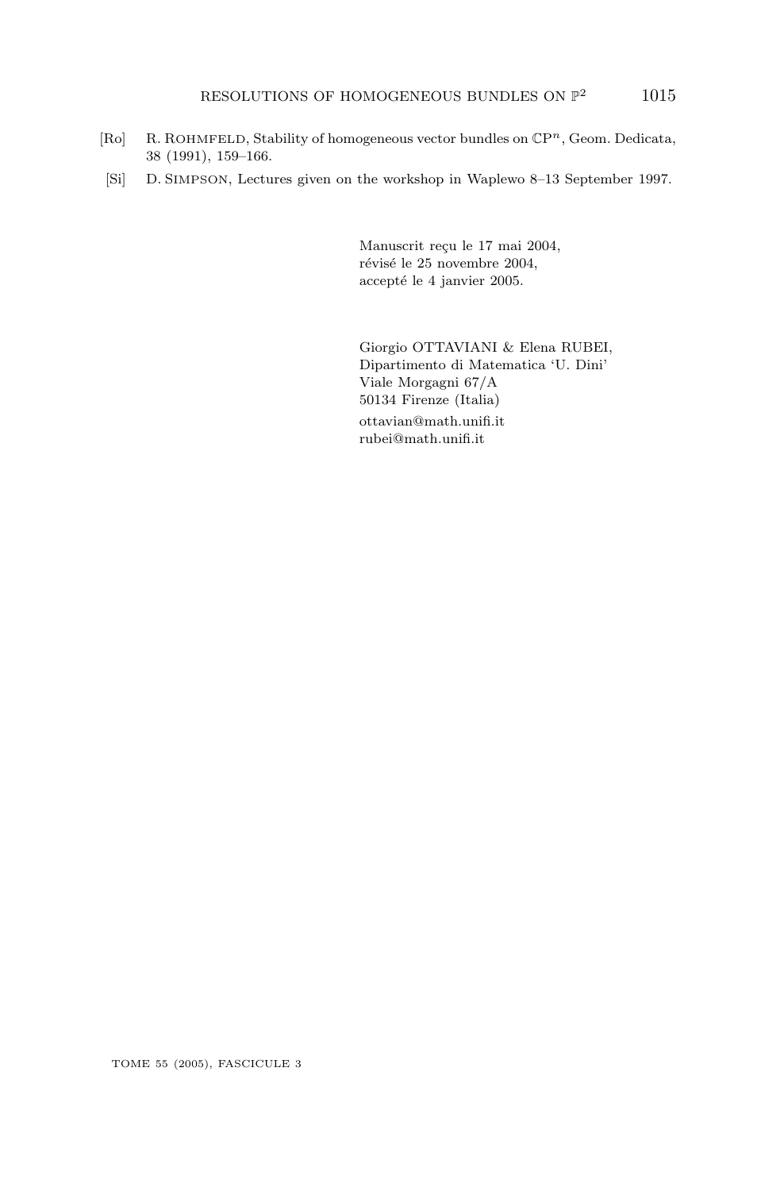[Ro] R. Rohmfeld, Stability of homogeneous vector bundles on $\mathbb{C}\mathrm{P}^n$, Geom. Dedicata, 38 (1991), 159–166.

[Si] D. Simpson, Lectures given on the workshop in Waplewo 8–13 September 1997.

Manuscrit reçu le 17 mai 2004,
révisé le 25 novembre 2004,
accepté le 4 janvier 2005.

Giorgio OTTAVIANI & Elena RUBEI,
Dipartimento di Matematica 'U. Dini'
Viale Morgagni 67/A
50134 Firenze (Italia)
ottavian@math.unifi.it
rubei@math.unifi.it